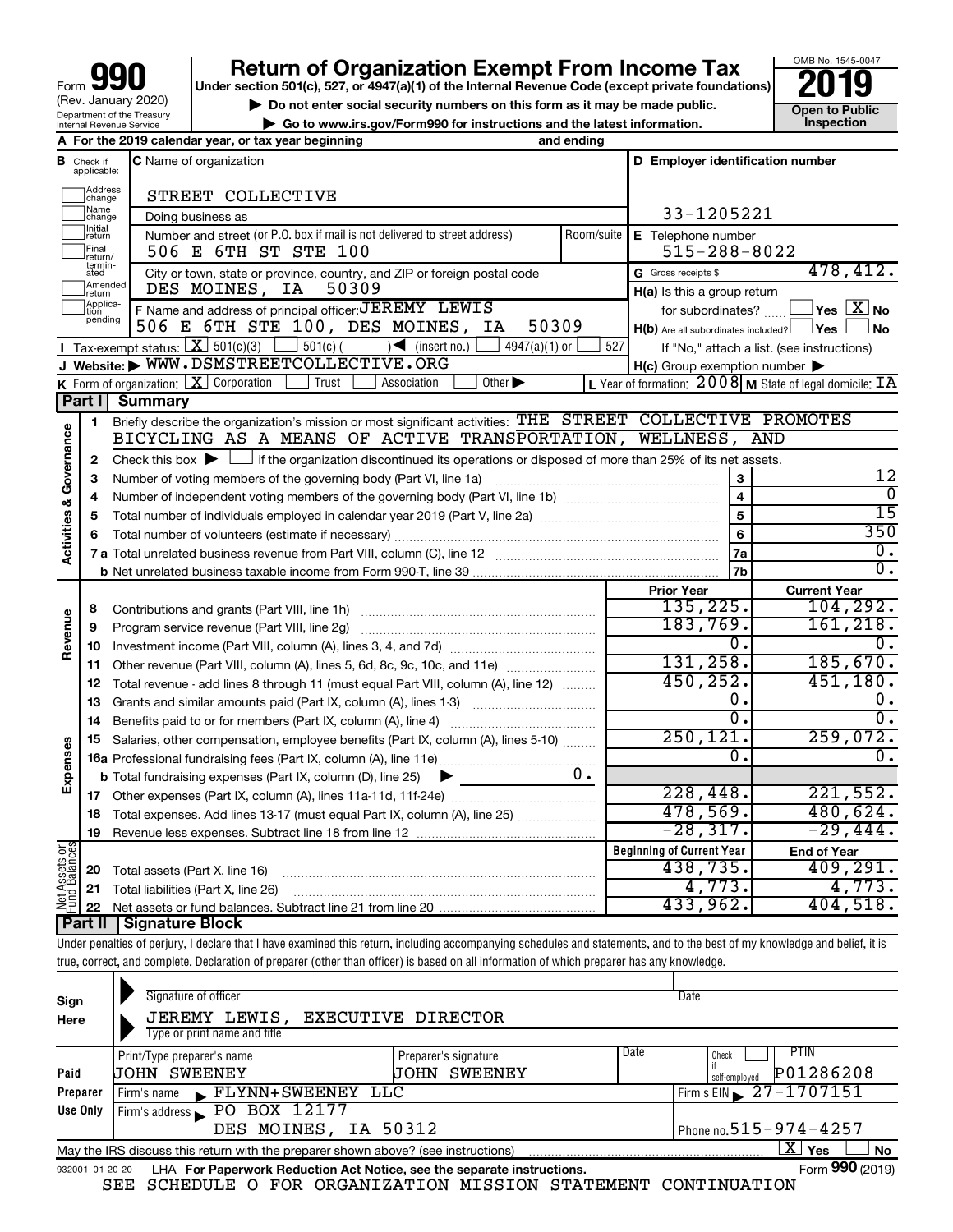# Form 990 Return of Organization Exempt From Income Tax 2019

Form **990** (Rev. January 2020)
Department of the Treasury
Internal Revenue Service

Under section 501(c), 527, or 4947(a)(1) of the Internal Revenue Code (except private foundations)

▶ Do not enter social security numbers on this form as it may be made public.

▶ Go to www.irs.gov/Form990 for instructions and the latest information.

OMB No. 1545-0047

**2019**

**Open to Public Inspection**

**A** For the 2019 calendar year, or tax year beginning and ending

**B** Check if applicable: Address change, Name change, Initial return, Final return/terminated, Amended return, Application pending

**C** Name of organization: STREET COLLECTIVE

Doing business as

Number and street (or P.O. box if mail is not delivered to street address): 506 E 6TH ST STE 100 | Room/suite

City or town, state or province, country, and ZIP or foreign postal code: DES MOINES, IA 50309

**D** Employer identification number: 33-1205221

**E** Telephone number: 515-288-8022

**G** Gross receipts $ 478,412.

**F** Name and address of principal officer: JEREMY LEWIS, 506 E 6TH STE 100, DES MOINES, IA 50309

**H(a)** Is this a group return for subordinates? Yes [ ] No [X]

**H(b)** Are all subordinates included? Yes [ ] No [ ]
If "No," attach a list. (see instructions)

**H(c)** Group exemption number ▶

**I** Tax-exempt status: [X] 501(c)(3) [ ] 501(c) ( ) ◀ (insert no.) [ ] 4947(a)(1) or [ ] 527

**J** Website: ▶ WWW.DSMSTREETCOLLECTIVE.ORG

**K** Form of organization: [X] Corporation [ ] Trust [ ] Association [ ] Other ▶

**L** Year of formation: 2008 **M** State of legal domicile: IA

## Part I Summary

**Activities & Governance**

1. Briefly describe the organization's mission or most significant activities: THE STREET COLLECTIVE PROMOTES BICYCLING AS A MEANS OF ACTIVE TRANSPORTATION, WELLNESS, AND
2. Check this box ▶ [ ] if the organization discontinued its operations or disposed of more than 25% of its net assets.

| | | | |
|---|---|---|---|
| 3 | Number of voting members of the governing body (Part VI, line 1a) | 3 | 12 |
| 4 | Number of independent voting members of the governing body (Part VI, line 1b) | 4 | 0 |
| 5 | Total number of individuals employed in calendar year 2019 (Part V, line 2a) | 5 | 15 |
| 6 | Total number of volunteers (estimate if necessary) | 6 | 350 |
| 7a | Total unrelated business revenue from Part VIII, column (C), line 12 | 7a | 0. |
| b | Net unrelated business taxable income from Form 990-T, line 39 | 7b | 0. |

| | | Prior Year | Current Year |
|---|---|---|---|
| **Revenue** | | | |
| 8 | Contributions and grants (Part VIII, line 1h) | 135,225. | 104,292. |
| 9 | Program service revenue (Part VIII, line 2g) | 183,769. | 161,218. |
| 10 | Investment income (Part VIII, column (A), lines 3, 4, and 7d) | 0. | 0. |
| 11 | Other revenue (Part VIII, column (A), lines 5, 6d, 8c, 9c, 10c, and 11e) | 131,258. | 185,670. |
| 12 | Total revenue - add lines 8 through 11 (must equal Part VIII, column (A), line 12) | 450,252. | 451,180. |
| **Expenses** | | | |
| 13 | Grants and similar amounts paid (Part IX, column (A), lines 1-3) | 0. | 0. |
| 14 | Benefits paid to or for members (Part IX, column (A), line 4) | 0. | 0. |
| 15 | Salaries, other compensation, employee benefits (Part IX, column (A), lines 5-10) | 250,121. | 259,072. |
| 16a | Professional fundraising fees (Part IX, column (A), line 11e) | 0. | 0. |
| b | Total fundraising expenses (Part IX, column (D), line 25) ▶ 0. | | |
| 17 | Other expenses (Part IX, column (A), lines 11a-11d, 11f-24e) | 228,448. | 221,552. |
| 18 | Total expenses. Add lines 13-17 (must equal Part IX, column (A), line 25) | 478,569. | 480,624. |
| 19 | Revenue less expenses. Subtract line 18 from line 12 | -28,317. | -29,444. |

| **Net Assets or Fund Balances** | | Beginning of Current Year | End of Year |
|---|---|---|---|
| 20 | Total assets (Part X, line 16) | 438,735. | 409,291. |
| 21 | Total liabilities (Part X, line 26) | 4,773. | 4,773. |
| 22 | Net assets or fund balances. Subtract line 21 from line 20 | 433,962. | 404,518. |

## Part II Signature Block

Under penalties of perjury, I declare that I have examined this return, including accompanying schedules and statements, and to the best of my knowledge and belief, it is true, correct, and complete. Declaration of preparer (other than officer) is based on all information of which preparer has any knowledge.

**Sign Here**

Signature of officer | Date

JEREMY LEWIS, EXECUTIVE DIRECTOR
Type or print name and title

**Paid Preparer Use Only**

| Print/Type preparer's name | Preparer's signature | Date | Check [ ] if self-employed | PTIN |
|---|---|---|---|---|
| JOHN SWEENEY | JOHN SWEENEY | | | P01286208 |

Firm's name ▶ FLYNN+SWEENEY LLC | Firm's EIN ▶ 27-1707151

Firm's address ▶ PO BOX 12177, DES MOINES, IA 50312 | Phone no. 515-974-4257

May the IRS discuss this return with the preparer shown above? (see instructions) [X] Yes [ ] No

932001 01-20-20 LHA For Paperwork Reduction Act Notice, see the separate instructions. Form **990** (2019)

SEE SCHEDULE O FOR ORGANIZATION MISSION STATEMENT CONTINUATION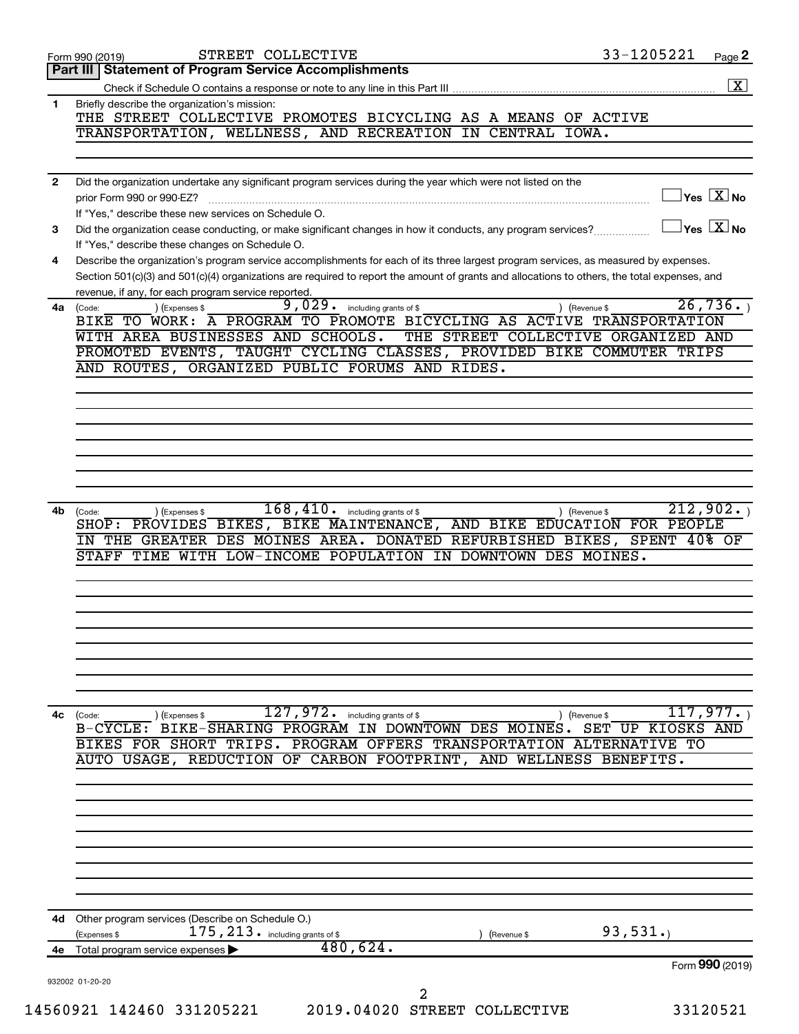Form 990 (2019) STREET COLLECTIVE 33-1205221

## Part III Statement of Program Service Accomplishments

Check if Schedule O contains a response or note to any line in this Part III .......... [X]

**1** Briefly describe the organization's mission:

THE STREET COLLECTIVE PROMOTES BICYCLING AS A MEANS OF ACTIVE TRANSPORTATION, WELLNESS, AND RECREATION IN CENTRAL IOWA.

**2** Did the organization undertake any significant program services during the year which were not listed on the prior Form 990 or 990-EZ? .......... [ ] Yes [X] No

If "Yes," describe these new services on Schedule O.

**3** Did the organization cease conducting, or make significant changes in how it conducts, any program services? .......... [ ] Yes [X] No

If "Yes," describe these changes on Schedule O.

**4** Describe the organization's program service accomplishments for each of its three largest program services, as measured by expenses. Section 501(c)(3) and 501(c)(4) organizations are required to report the amount of grants and allocations to others, the total expenses, and revenue, if any, for each program service reported.

**4a** (Code: ) (Expenses $ 9,029. including grants of $ ) (Revenue $ 26,736.)

BIKE TO WORK: A PROGRAM TO PROMOTE BICYCLING AS ACTIVE TRANSPORTATION WITH AREA BUSINESSES AND SCHOOLS. THE STREET COLLECTIVE ORGANIZED AND PROMOTED EVENTS, TAUGHT CYCLING CLASSES, PROVIDED BIKE COMMUTER TRIPS AND ROUTES, ORGANIZED PUBLIC FORUMS AND RIDES.

**4b** (Code: ) (Expenses $ 168,410. including grants of $ ) (Revenue $ 212,902.)

SHOP: PROVIDES BIKES, BIKE MAINTENANCE, AND BIKE EDUCATION FOR PEOPLE IN THE GREATER DES MOINES AREA. DONATED REFURBISHED BIKES, SPENT 40% OF STAFF TIME WITH LOW-INCOME POPULATION IN DOWNTOWN DES MOINES.

**4c** (Code: ) (Expenses $ 127,972. including grants of $ ) (Revenue $ 117,977.)

B-CYCLE: BIKE-SHARING PROGRAM IN DOWNTOWN DES MOINES. SET UP KIOSKS AND BIKES FOR SHORT TRIPS. PROGRAM OFFERS TRANSPORTATION ALTERNATIVE TO AUTO USAGE, REDUCTION OF CARBON FOOTPRINT, AND WELLNESS BENEFITS.

**4d** Other program services (Describe on Schedule O.)

(Expenses $ 175,213. including grants of $ ) (Revenue $ 93,531.)

**4e** Total program service expenses ▶ 480,624.

Form **990** (2019)

932002 01-20-20

14560921 142460 331205221 2019.04020 STREET COLLECTIVE 33120521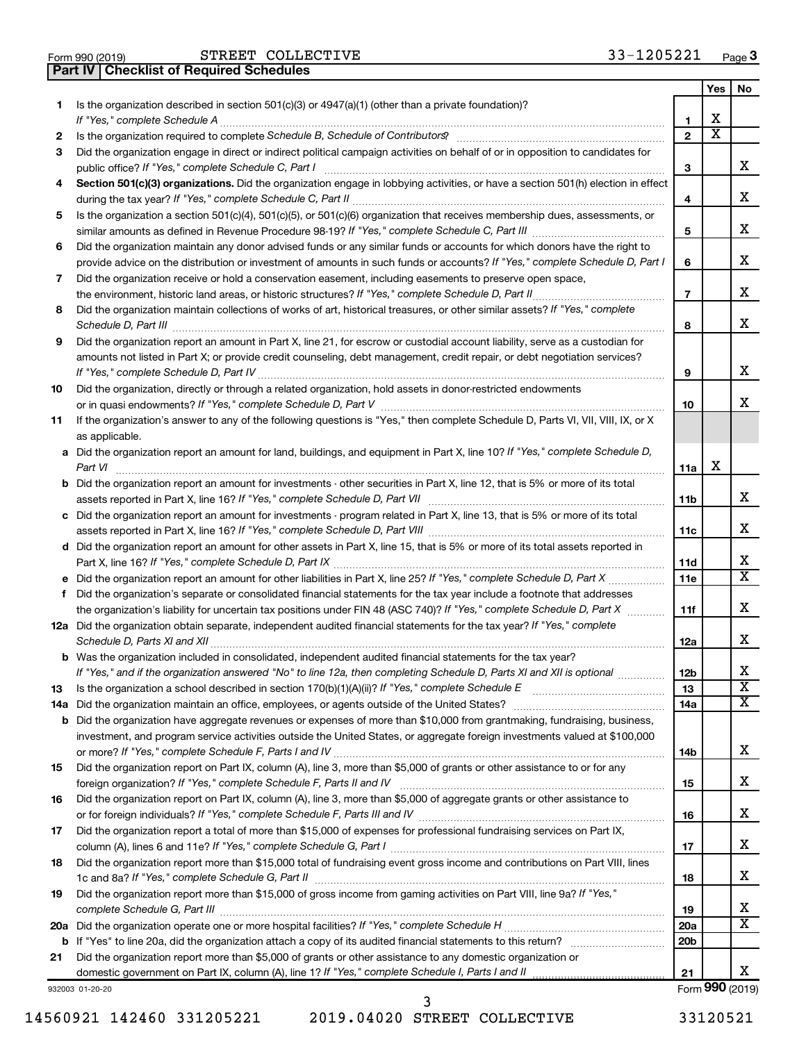Form 990 (2019) STREET COLLECTIVE 33-1205221

## Part IV | Checklist of Required Schedules

| | | | Yes | No |
|---|---|---|---|---|
| **1** | Is the organization described in section 501(c)(3) or 4947(a)(1) (other than a private foundation)? *If "Yes," complete Schedule A* | 1 | X | |
| **2** | Is the organization required to complete *Schedule B, Schedule of Contributors*? | 2 | X | |
| **3** | Did the organization engage in direct or indirect political campaign activities on behalf of or in opposition to candidates for public office? *If "Yes," complete Schedule C, Part I* | 3 | | X |
| **4** | **Section 501(c)(3) organizations.** Did the organization engage in lobbying activities, or have a section 501(h) election in effect during the tax year? *If "Yes," complete Schedule C, Part II* | 4 | | X |
| **5** | Is the organization a section 501(c)(4), 501(c)(5), or 501(c)(6) organization that receives membership dues, assessments, or similar amounts as defined in Revenue Procedure 98-19? *If "Yes," complete Schedule C, Part III* | 5 | | X |
| **6** | Did the organization maintain any donor advised funds or any similar funds or accounts for which donors have the right to provide advice on the distribution or investment of amounts in such funds or accounts? *If "Yes," complete Schedule D, Part I* | 6 | | X |
| **7** | Did the organization receive or hold a conservation easement, including easements to preserve open space, the environment, historic land areas, or historic structures? *If "Yes," complete Schedule D, Part II* | 7 | | X |
| **8** | Did the organization maintain collections of works of art, historical treasures, or other similar assets? *If "Yes," complete Schedule D, Part III* | 8 | | X |
| **9** | Did the organization report an amount in Part X, line 21, for escrow or custodial account liability, serve as a custodian for amounts not listed in Part X; or provide credit counseling, debt management, credit repair, or debt negotiation services? *If "Yes," complete Schedule D, Part IV* | 9 | | X |
| **10** | Did the organization, directly or through a related organization, hold assets in donor-restricted endowments or in quasi endowments? *If "Yes," complete Schedule D, Part V* | 10 | | X |
| **11** | If the organization's answer to any of the following questions is "Yes," then complete Schedule D, Parts VI, VII, VIII, IX, or X as applicable. | | | |
| **a** | Did the organization report an amount for land, buildings, and equipment in Part X, line 10? *If "Yes," complete Schedule D, Part VI* | 11a | X | |
| **b** | Did the organization report an amount for investments - other securities in Part X, line 12, that is 5% or more of its total assets reported in Part X, line 16? *If "Yes," complete Schedule D, Part VII* | 11b | | X |
| **c** | Did the organization report an amount for investments - program related in Part X, line 13, that is 5% or more of its total assets reported in Part X, line 16? *If "Yes," complete Schedule D, Part VIII* | 11c | | X |
| **d** | Did the organization report an amount for other assets in Part X, line 15, that is 5% or more of its total assets reported in Part X, line 16? *If "Yes," complete Schedule D, Part IX* | 11d | | X |
| **e** | Did the organization report an amount for other liabilities in Part X, line 25? *If "Yes," complete Schedule D, Part X* | 11e | | X |
| **f** | Did the organization's separate or consolidated financial statements for the tax year include a footnote that addresses the organization's liability for uncertain tax positions under FIN 48 (ASC 740)? *If "Yes," complete Schedule D, Part X* | 11f | | X |
| **12a** | Did the organization obtain separate, independent audited financial statements for the tax year? *If "Yes," complete Schedule D, Parts XI and XII* | 12a | | X |
| **b** | Was the organization included in consolidated, independent audited financial statements for the tax year? *If "Yes," and if the organization answered "No" to line 12a, then completing Schedule D, Parts XI and XII is optional* | 12b | | X |
| **13** | Is the organization a school described in section 170(b)(1)(A)(ii)? *If "Yes," complete Schedule E* | 13 | | X |
| **14a** | Did the organization maintain an office, employees, or agents outside of the United States? | 14a | | X |
| **b** | Did the organization have aggregate revenues or expenses of more than $10,000 from grantmaking, fundraising, business, investment, and program service activities outside the United States, or aggregate foreign investments valued at $100,000 or more? *If "Yes," complete Schedule F, Parts I and IV* | 14b | | X |
| **15** | Did the organization report on Part IX, column (A), line 3, more than $5,000 of grants or other assistance to or for any foreign organization? *If "Yes," complete Schedule F, Parts II and IV* | 15 | | X |
| **16** | Did the organization report on Part IX, column (A), line 3, more than $5,000 of aggregate grants or other assistance to or for foreign individuals? *If "Yes," complete Schedule F, Parts III and IV* | 16 | | X |
| **17** | Did the organization report a total of more than $15,000 of expenses for professional fundraising services on Part IX, column (A), lines 6 and 11e? *If "Yes," complete Schedule G, Part I* | 17 | | X |
| **18** | Did the organization report more than $15,000 total of fundraising event gross income and contributions on Part VIII, lines 1c and 8a? *If "Yes," complete Schedule G, Part II* | 18 | | X |
| **19** | Did the organization report more than $15,000 of gross income from gaming activities on Part VIII, line 9a? *If "Yes," complete Schedule G, Part III* | 19 | | X |
| **20a** | Did the organization operate one or more hospital facilities? *If "Yes," complete Schedule H* | 20a | | X |
| **b** | If "Yes" to line 20a, did the organization attach a copy of its audited financial statements to this return? | 20b | | |
| **21** | Did the organization report more than $5,000 of grants or other assistance to any domestic organization or domestic government on Part IX, column (A), line 1? *If "Yes," complete Schedule I, Parts I and II* | 21 | | X |

932003 01-20-20 Form **990** (2019)

14560921 142460 331205221 2019.04020 STREET COLLECTIVE 33120521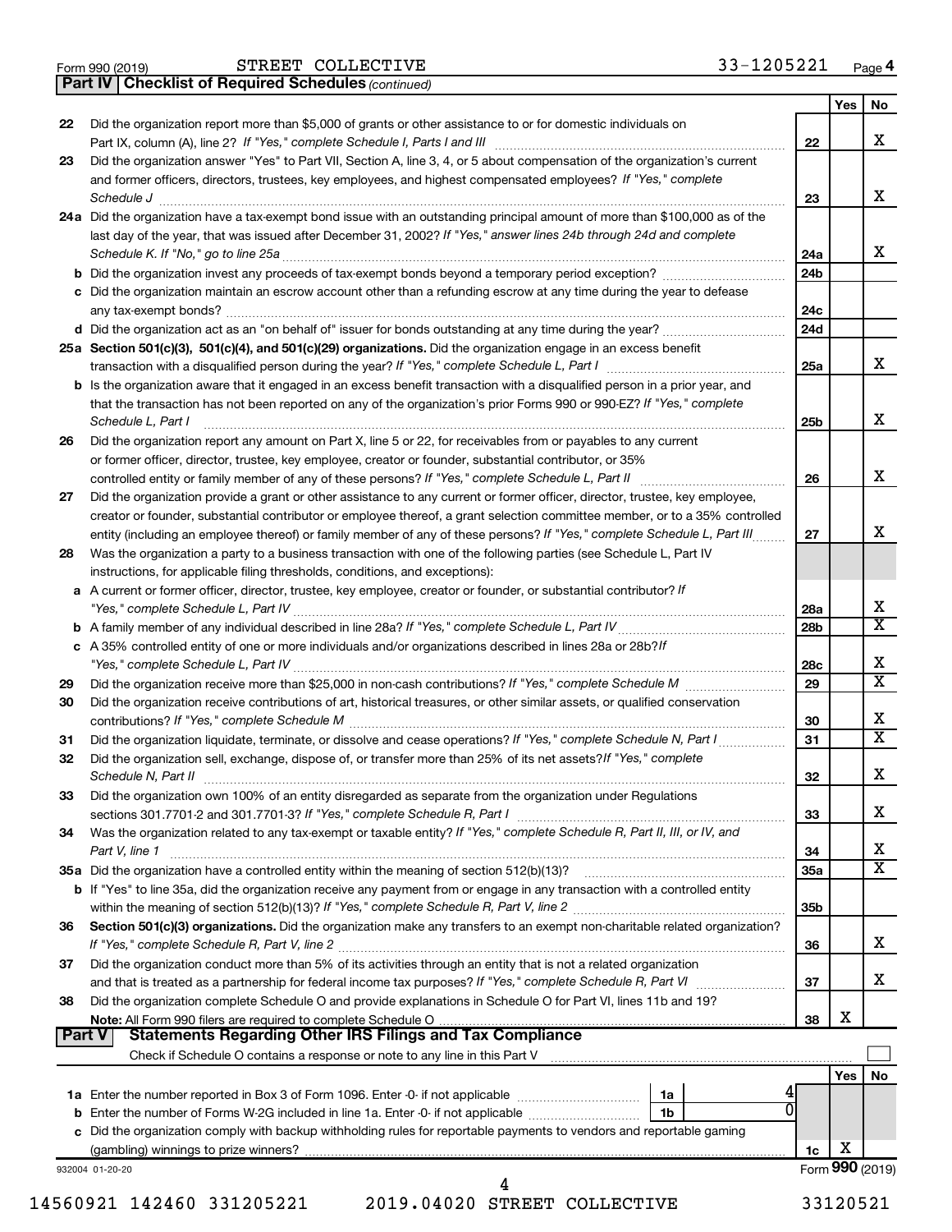Form 990 (2019) STREET COLLECTIVE 33-1205221 Page 4

## Part IV | Checklist of Required Schedules *(continued)*

| | | | Yes | No |
|---|---|---|---|---|
| 22 | Did the organization report more than $5,000 of grants or other assistance to or for domestic individuals on Part IX, column (A), line 2? *If "Yes," complete Schedule I, Parts I and III* | 22 | | X |
| 23 | Did the organization answer "Yes" to Part VII, Section A, line 3, 4, or 5 about compensation of the organization's current and former officers, directors, trustees, key employees, and highest compensated employees? *If "Yes," complete Schedule J* | 23 | | X |
| 24a | Did the organization have a tax-exempt bond issue with an outstanding principal amount of more than $100,000 as of the last day of the year, that was issued after December 31, 2002? *If "Yes," answer lines 24b through 24d and complete Schedule K. If "No," go to line 25a* | 24a | | X |
| b | Did the organization invest any proceeds of tax-exempt bonds beyond a temporary period exception? | 24b | | |
| c | Did the organization maintain an escrow account other than a refunding escrow at any time during the year to defease any tax-exempt bonds? | 24c | | |
| d | Did the organization act as an "on behalf of" issuer for bonds outstanding at any time during the year? | 24d | | |
| 25a | **Section 501(c)(3), 501(c)(4), and 501(c)(29) organizations.** Did the organization engage in an excess benefit transaction with a disqualified person during the year? *If "Yes," complete Schedule L, Part I* | 25a | | X |
| b | Is the organization aware that it engaged in an excess benefit transaction with a disqualified person in a prior year, and that the transaction has not been reported on any of the organization's prior Forms 990 or 990-EZ? *If "Yes," complete Schedule L, Part I* | 25b | | X |
| 26 | Did the organization report any amount on Part X, line 5 or 22, for receivables from or payables to any current or former officer, director, trustee, key employee, creator or founder, substantial contributor, or 35% controlled entity or family member of any of these persons? *If "Yes," complete Schedule L, Part II* | 26 | | X |
| 27 | Did the organization provide a grant or other assistance to any current or former officer, director, trustee, key employee, creator or founder, substantial contributor or employee thereof, a grant selection committee member, or to a 35% controlled entity (including an employee thereof) or family member of any of these persons? *If "Yes," complete Schedule L, Part III* | 27 | | X |
| 28 | Was the organization a party to a business transaction with one of the following parties (see Schedule L, Part IV instructions, for applicable filing thresholds, conditions, and exceptions): | | | |
| a | A current or former officer, director, trustee, key employee, creator or founder, or substantial contributor? *If "Yes," complete Schedule L, Part IV* | 28a | | X |
| b | A family member of any individual described in line 28a? *If "Yes," complete Schedule L, Part IV* | 28b | | X |
| c | A 35% controlled entity of one or more individuals and/or organizations described in lines 28a or 28b? *If "Yes," complete Schedule L, Part IV* | 28c | | X |
| 29 | Did the organization receive more than $25,000 in non-cash contributions? *If "Yes," complete Schedule M* | 29 | | X |
| 30 | Did the organization receive contributions of art, historical treasures, or other similar assets, or qualified conservation contributions? *If "Yes," complete Schedule M* | 30 | | X |
| 31 | Did the organization liquidate, terminate, or dissolve and cease operations? *If "Yes," complete Schedule N, Part I* | 31 | | X |
| 32 | Did the organization sell, exchange, dispose of, or transfer more than 25% of its net assets? *If "Yes," complete Schedule N, Part II* | 32 | | X |
| 33 | Did the organization own 100% of an entity disregarded as separate from the organization under Regulations sections 301.7701-2 and 301.7701-3? *If "Yes," complete Schedule R, Part I* | 33 | | X |
| 34 | Was the organization related to any tax-exempt or taxable entity? *If "Yes," complete Schedule R, Part II, III, or IV, and Part V, line 1* | 34 | | X |
| 35a | Did the organization have a controlled entity within the meaning of section 512(b)(13)? | 35a | | X |
| b | If "Yes" to line 35a, did the organization receive any payment from or engage in any transaction with a controlled entity within the meaning of section 512(b)(13)? *If "Yes," complete Schedule R, Part V, line 2* | 35b | | |
| 36 | **Section 501(c)(3) organizations.** Did the organization make any transfers to an exempt non-charitable related organization? *If "Yes," complete Schedule R, Part V, line 2* | 36 | | X |
| 37 | Did the organization conduct more than 5% of its activities through an entity that is not a related organization and that is treated as a partnership for federal income tax purposes? *If "Yes," complete Schedule R, Part VI* | 37 | | X |
| 38 | Did the organization complete Schedule O and provide explanations in Schedule O for Part VI, lines 11b and 19? **Note:** All Form 990 filers are required to complete Schedule O | 38 | X | |

## Part V | Statements Regarding Other IRS Filings and Tax Compliance

Check if Schedule O contains a response or note to any line in this Part V ☐

| | | | | | Yes | No |
|---|---|---|---|---|---|---|
| 1a | Enter the number reported in Box 3 of Form 1096. Enter -0- if not applicable | 1a | 4 | | | |
| b | Enter the number of Forms W-2G included in line 1a. Enter -0- if not applicable | 1b | 0 | | | |
| c | Did the organization comply with backup withholding rules for reportable payments to vendors and reportable gaming (gambling) winnings to prize winners? | | | 1c | X | |

932004 01-20-20

Form **990** (2019)

14560921 142460 331205221 2019.04020 STREET COLLECTIVE 33120521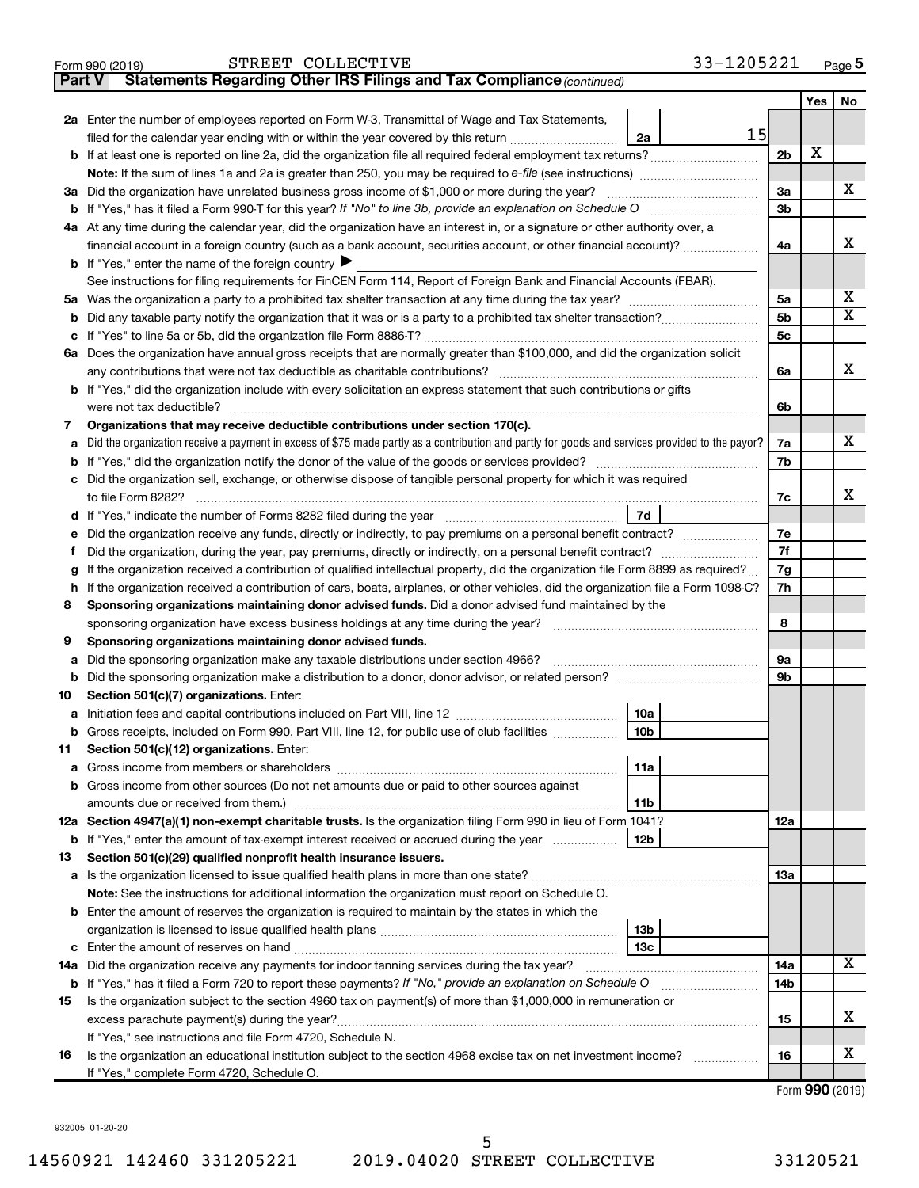Form 990 (2019) STREET COLLECTIVE 33-1205221 Page 5

## Part V Statements Regarding Other IRS Filings and Tax Compliance *(continued)*

| | | | | | Yes | No |
|---|---|---|---|---|---|---|
| **2a** | Enter the number of employees reported on Form W-3, Transmittal of Wage and Tax Statements, filed for the calendar year ending with or within the year covered by this return | 2a | 15 | | | |
| **b** | If at least one is reported on line 2a, did the organization file all required federal employment tax returns? | | | 2b | X | |
| | **Note:** If the sum of lines 1a and 2a is greater than 250, you may be required to *e-file* (see instructions) | | | | | |
| **3a** | Did the organization have unrelated business gross income of $1,000 or more during the year? | | | 3a | | X |
| **b** | If "Yes," has it filed a Form 990-T for this year? *If "No" to line 3b, provide an explanation on Schedule O* | | | 3b | | |
| **4a** | At any time during the calendar year, did the organization have an interest in, or a signature or other authority over, a financial account in a foreign country (such as a bank account, securities account, or other financial account)? | | | 4a | | X |
| **b** | If "Yes," enter the name of the foreign country ▶ | | | | | |
| | See instructions for filing requirements for FinCEN Form 114, Report of Foreign Bank and Financial Accounts (FBAR). | | | | | |
| **5a** | Was the organization a party to a prohibited tax shelter transaction at any time during the tax year? | | | 5a | | X |
| **b** | Did any taxable party notify the organization that it was or is a party to a prohibited tax shelter transaction? | | | 5b | | X |
| **c** | If "Yes" to line 5a or 5b, did the organization file Form 8886-T? | | | 5c | | |
| **6a** | Does the organization have annual gross receipts that are normally greater than $100,000, and did the organization solicit any contributions that were not tax deductible as charitable contributions? | | | 6a | | X |
| **b** | If "Yes," did the organization include with every solicitation an express statement that such contributions or gifts were not tax deductible? | | | 6b | | |
| **7** | **Organizations that may receive deductible contributions under section 170(c).** | | | | | |
| **a** | Did the organization receive a payment in excess of $75 made partly as a contribution and partly for goods and services provided to the payor? | | | 7a | | X |
| **b** | If "Yes," did the organization notify the donor of the value of the goods or services provided? | | | 7b | | |
| **c** | Did the organization sell, exchange, or otherwise dispose of tangible personal property for which it was required to file Form 8282? | | | 7c | | X |
| **d** | If "Yes," indicate the number of Forms 8282 filed during the year | 7d | | | | |
| **e** | Did the organization receive any funds, directly or indirectly, to pay premiums on a personal benefit contract? | | | 7e | | |
| **f** | Did the organization, during the year, pay premiums, directly or indirectly, on a personal benefit contract? | | | 7f | | |
| **g** | If the organization received a contribution of qualified intellectual property, did the organization file Form 8899 as required? | | | 7g | | |
| **h** | If the organization received a contribution of cars, boats, airplanes, or other vehicles, did the organization file a Form 1098-C? | | | 7h | | |
| **8** | **Sponsoring organizations maintaining donor advised funds.** Did a donor advised fund maintained by the sponsoring organization have excess business holdings at any time during the year? | | | 8 | | |
| **9** | **Sponsoring organizations maintaining donor advised funds.** | | | | | |
| **a** | Did the sponsoring organization make any taxable distributions under section 4966? | | | 9a | | |
| **b** | Did the sponsoring organization make a distribution to a donor, donor advisor, or related person? | | | 9b | | |
| **10** | **Section 501(c)(7) organizations.** Enter: | | | | | |
| **a** | Initiation fees and capital contributions included on Part VIII, line 12 | 10a | | | | |
| **b** | Gross receipts, included on Form 990, Part VIII, line 12, for public use of club facilities | 10b | | | | |
| **11** | **Section 501(c)(12) organizations.** Enter: | | | | | |
| **a** | Gross income from members or shareholders | 11a | | | | |
| **b** | Gross income from other sources (Do not net amounts due or paid to other sources against amounts due or received from them.) | 11b | | | | |
| **12a** | **Section 4947(a)(1) non-exempt charitable trusts.** Is the organization filing Form 990 in lieu of Form 1041? | | | 12a | | |
| **b** | If "Yes," enter the amount of tax-exempt interest received or accrued during the year | 12b | | | | |
| **13** | **Section 501(c)(29) qualified nonprofit health insurance issuers.** | | | | | |
| **a** | Is the organization licensed to issue qualified health plans in more than one state? | | | 13a | | |
| | **Note:** See the instructions for additional information the organization must report on Schedule O. | | | | | |
| **b** | Enter the amount of reserves the organization is required to maintain by the states in which the organization is licensed to issue qualified health plans | 13b | | | | |
| **c** | Enter the amount of reserves on hand | 13c | | | | |
| **14a** | Did the organization receive any payments for indoor tanning services during the tax year? | | | 14a | | X |
| **b** | If "Yes," has it filed a Form 720 to report these payments? *If "No," provide an explanation on Schedule O* | | | 14b | | |
| **15** | Is the organization subject to the section 4960 tax on payment(s) of more than $1,000,000 in remuneration or excess parachute payment(s) during the year? | | | 15 | | X |
| | If "Yes," see instructions and file Form 4720, Schedule N. | | | | | |
| **16** | Is the organization an educational institution subject to the section 4968 excise tax on net investment income? | | | 16 | | X |
| | If "Yes," complete Form 4720, Schedule O. | | | | | |

Form **990** (2019)

932005 01-20-20

14560921 142460 331205221 2019.04020 STREET COLLECTIVE 33120521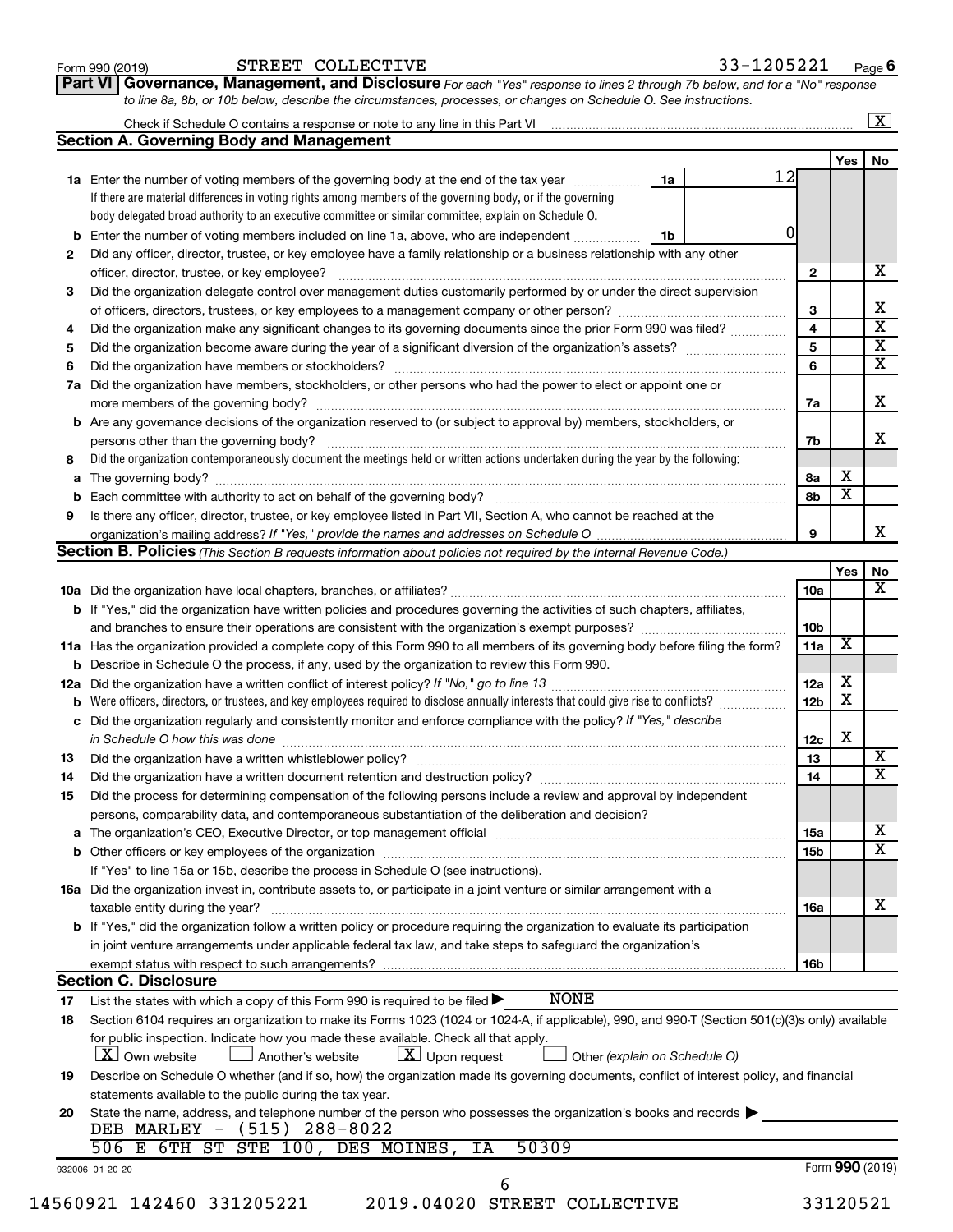Form 990 (2019) STREET COLLECTIVE 33-1205221 Page 6

**Part VI Governance, Management, and Disclosure** *For each "Yes" response to lines 2 through 7b below, and for a "No" response to line 8a, 8b, or 10b below, describe the circumstances, processes, or changes on Schedule O. See instructions.*

Check if Schedule O contains a response or note to any line in this Part VI .......... [X]

## Section A. Governing Body and Management

| | | | | Yes | No |
|---|---|---|---|---|---|
| **1a** | Enter the number of voting members of the governing body at the end of the tax year. If there are material differences in voting rights among members of the governing body, or if the governing body delegated broad authority to an executive committee or similar committee, explain on Schedule O. | 1a | 12 | | |
| **b** | Enter the number of voting members included on line 1a, above, who are independent | 1b | 0 | | |
| **2** | Did any officer, director, trustee, or key employee have a family relationship or a business relationship with any other officer, director, trustee, or key employee? | 2 | | | X |
| **3** | Did the organization delegate control over management duties customarily performed by or under the direct supervision of officers, directors, trustees, or key employees to a management company or other person? | 3 | | | X |
| **4** | Did the organization make any significant changes to its governing documents since the prior Form 990 was filed? | 4 | | | X |
| **5** | Did the organization become aware during the year of a significant diversion of the organization's assets? | 5 | | | X |
| **6** | Did the organization have members or stockholders? | 6 | | | X |
| **7a** | Did the organization have members, stockholders, or other persons who had the power to elect or appoint one or more members of the governing body? | 7a | | | X |
| **b** | Are any governance decisions of the organization reserved to (or subject to approval by) members, stockholders, or persons other than the governing body? | 7b | | | X |
| **8** | Did the organization contemporaneously document the meetings held or written actions undertaken during the year by the following: | | | | |
| **a** | The governing body? | 8a | | X | |
| **b** | Each committee with authority to act on behalf of the governing body? | 8b | | X | |
| **9** | Is there any officer, director, trustee, or key employee listed in Part VII, Section A, who cannot be reached at the organization's mailing address? *If "Yes," provide the names and addresses on Schedule O* | 9 | | | X |

## Section B. Policies *(This Section B requests information about policies not required by the Internal Revenue Code.)*

| | | | Yes | No |
|---|---|---|---|---|
| **10a** | Did the organization have local chapters, branches, or affiliates? | 10a | | X |
| **b** | If "Yes," did the organization have written policies and procedures governing the activities of such chapters, affiliates, and branches to ensure their operations are consistent with the organization's exempt purposes? | 10b | | |
| **11a** | Has the organization provided a complete copy of this Form 990 to all members of its governing body before filing the form? | 11a | X | |
| **b** | Describe in Schedule O the process, if any, used by the organization to review this Form 990. | | | |
| **12a** | Did the organization have a written conflict of interest policy? *If "No," go to line 13* | 12a | X | |
| **b** | Were officers, directors, or trustees, and key employees required to disclose annually interests that could give rise to conflicts? | 12b | X | |
| **c** | Did the organization regularly and consistently monitor and enforce compliance with the policy? *If "Yes," describe in Schedule O how this was done* | 12c | X | |
| **13** | Did the organization have a written whistleblower policy? | 13 | | X |
| **14** | Did the organization have a written document retention and destruction policy? | 14 | | X |
| **15** | Did the process for determining compensation of the following persons include a review and approval by independent persons, comparability data, and contemporaneous substantiation of the deliberation and decision? | | | |
| **a** | The organization's CEO, Executive Director, or top management official | 15a | | X |
| **b** | Other officers or key employees of the organization | 15b | | X |
| | If "Yes" to line 15a or 15b, describe the process in Schedule O (see instructions). | | | |
| **16a** | Did the organization invest in, contribute assets to, or participate in a joint venture or similar arrangement with a taxable entity during the year? | 16a | | X |
| **b** | If "Yes," did the organization follow a written policy or procedure requiring the organization to evaluate its participation in joint venture arrangements under applicable federal tax law, and take steps to safeguard the organization's exempt status with respect to such arrangements? | 16b | | |

## Section C. Disclosure

**17** List the states with which a copy of this Form 990 is required to be filed ▶ NONE

**18** Section 6104 requires an organization to make its Forms 1023 (1024 or 1024-A, if applicable), 990, and 990-T (Section 501(c)(3)s only) available for public inspection. Indicate how you made these available. Check all that apply.

[X] Own website [ ] Another's website [X] Upon request [ ] Other *(explain on Schedule O)*

**19** Describe on Schedule O whether (and if so, how) the organization made its governing documents, conflict of interest policy, and financial statements available to the public during the tax year.

**20** State the name, address, and telephone number of the person who possesses the organization's books and records ▶

DEB MARLEY - (515) 288-8022
506 E 6TH ST STE 100, DES MOINES, IA 50309

932006 01-20-20 Form **990** (2019)

14560921 142460 331205221 2019.04020 STREET COLLECTIVE 33120521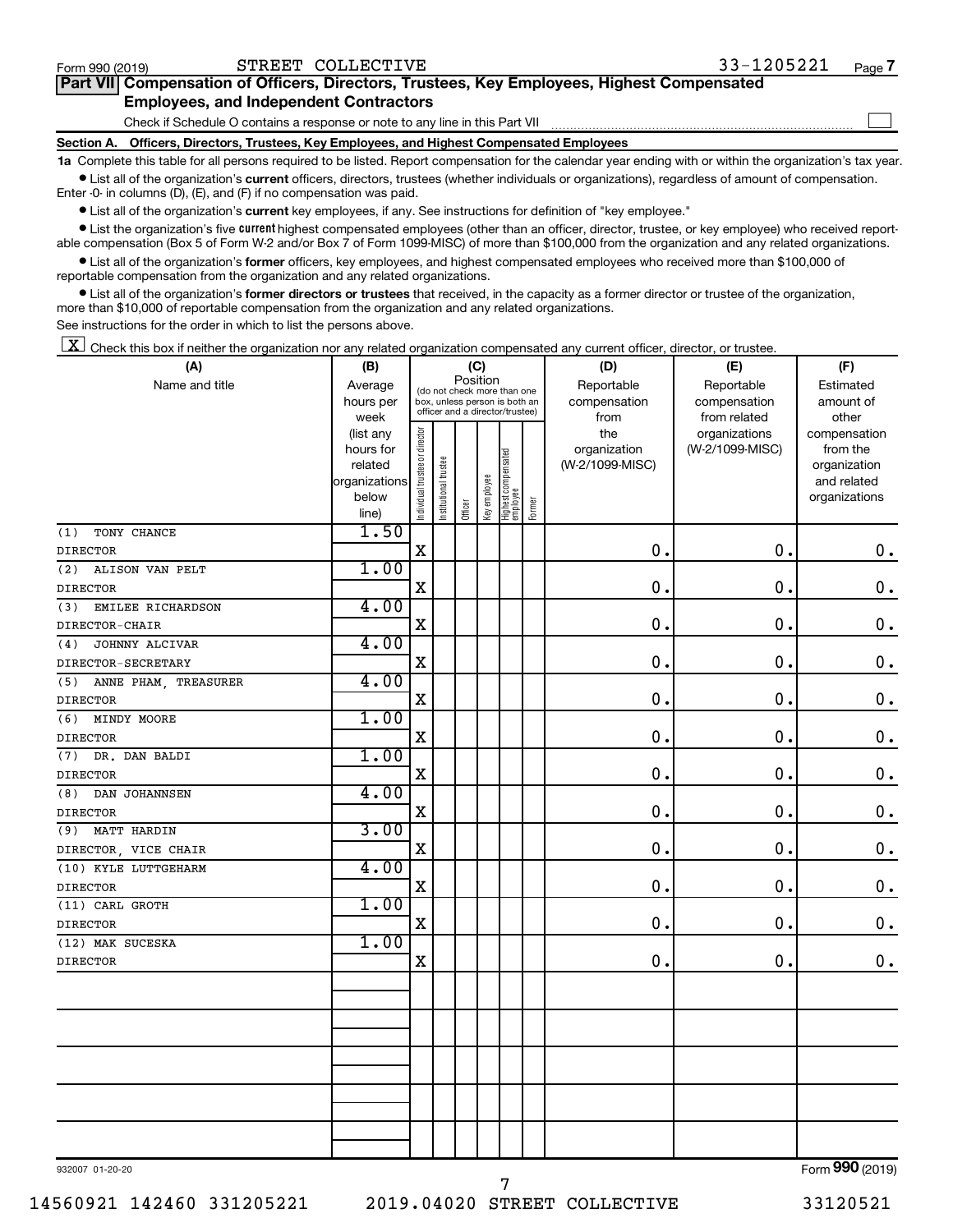Form 990 (2019) STREET COLLECTIVE 33-1205221 Page 7

**Part VII Compensation of Officers, Directors, Trustees, Key Employees, Highest Compensated Employees, and Independent Contractors**

Check if Schedule O contains a response or note to any line in this Part VII ☐

**Section A. Officers, Directors, Trustees, Key Employees, and Highest Compensated Employees**

**1a** Complete this table for all persons required to be listed. Report compensation for the calendar year ending with or within the organization's tax year.

- List all of the organization's **current** officers, directors, trustees (whether individuals or organizations), regardless of amount of compensation. Enter -0- in columns (D), (E), and (F) if no compensation was paid.
- List all of the organization's **current** key employees, if any. See instructions for definition of "key employee."
- List the organization's five **current** highest compensated employees (other than an officer, director, trustee, or key employee) who received reportable compensation (Box 5 of Form W-2 and/or Box 7 of Form 1099-MISC) of more than $100,000 from the organization and any related organizations.
- List all of the organization's **former** officers, key employees, and highest compensated employees who received more than $100,000 of reportable compensation from the organization and any related organizations.
- List all of the organization's **former directors or trustees** that received, in the capacity as a former director or trustee of the organization, more than $10,000 of reportable compensation from the organization and any related organizations.

See instructions for the order in which to list the persons above.

☒ Check this box if neither the organization nor any related organization compensated any current officer, director, or trustee.

| (A) Name and title | (B) Average hours per week (list any hours for related organizations below line) | (C) Position: Individual trustee or director | Institutional trustee | Officer | Key employee | Highest compensated employee | Former | (D) Reportable compensation from the organization (W-2/1099-MISC) | (E) Reportable compensation from related organizations (W-2/1099-MISC) | (F) Estimated amount of other compensation from the organization and related organizations |
|---|---|---|---|---|---|---|---|---|---|---|
| (1) TONY CHANCE<br>DIRECTOR | 1.50 | X | | | | | | 0. | 0. | 0. |
| (2) ALISON VAN PELT<br>DIRECTOR | 1.00 | X | | | | | | 0. | 0. | 0. |
| (3) EMILEE RICHARDSON<br>DIRECTOR-CHAIR | 4.00 | X | | | | | | 0. | 0. | 0. |
| (4) JOHNNY ALCIVAR<br>DIRECTOR-SECRETARY | 4.00 | X | | | | | | 0. | 0. | 0. |
| (5) ANNE PHAM, TREASURER<br>DIRECTOR | 4.00 | X | | | | | | 0. | 0. | 0. |
| (6) MINDY MOORE<br>DIRECTOR | 1.00 | X | | | | | | 0. | 0. | 0. |
| (7) DR. DAN BALDI<br>DIRECTOR | 1.00 | X | | | | | | 0. | 0. | 0. |
| (8) DAN JOHANNSEN<br>DIRECTOR | 4.00 | X | | | | | | 0. | 0. | 0. |
| (9) MATT HARDIN<br>DIRECTOR, VICE CHAIR | 3.00 | X | | | | | | 0. | 0. | 0. |
| (10) KYLE LUTTGEHARM<br>DIRECTOR | 4.00 | X | | | | | | 0. | 0. | 0. |
| (11) CARL GROTH<br>DIRECTOR | 1.00 | X | | | | | | 0. | 0. | 0. |
| (12) MAK SUCESKA<br>DIRECTOR | 1.00 | X | | | | | | 0. | 0. | 0. |

932007 01-20-20 Form **990** (2019)

14560921 142460 331205221 2019.04020 STREET COLLECTIVE 33120521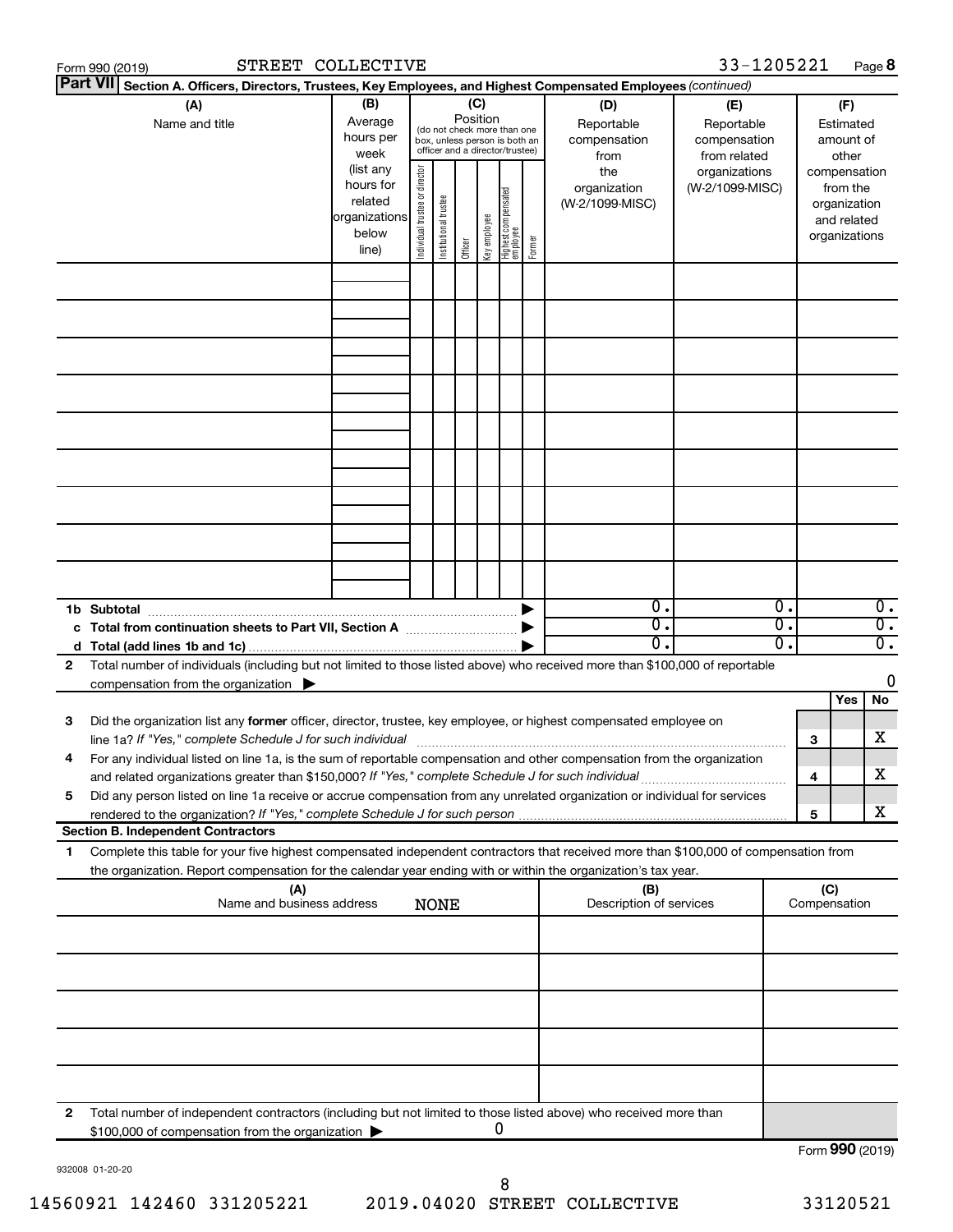Form 990 (2019) STREET COLLECTIVE 33-1205221

**Part VII** **Section A. Officers, Directors, Trustees, Key Employees, and Highest Compensated Employees** *(continued)*

| (A) Name and title | (B) Average hours per week (list any hours for related organizations below line) | (C) Position (do not check more than one box, unless person is both an officer and a director/trustee): Individual trustee or director | Institutional trustee | Officer | Key employee | Highest compensated employee | Former | (D) Reportable compensation from the organization (W-2/1099-MISC) | (E) Reportable compensation from related organizations (W-2/1099-MISC) | (F) Estimated amount of other compensation from the organization and related organizations |
|---|---|---|---|---|---|---|---|---|---|---|
| | | | | | | | | | | |
| | | | | | | | | | | |
| | | | | | | | | | | |
| | | | | | | | | | | |
| | | | | | | | | | | |
| | | | | | | | | | | |
| | | | | | | | | | | |
| | | | | | | | | | | |
| | | | | | | | | | | |
| **1b Subtotal** | | | | | | | | 0. | 0. | 0. |
| **c Total from continuation sheets to Part VII, Section A** | | | | | | | | 0. | 0. | 0. |
| **d Total (add lines 1b and 1c)** | | | | | | | | 0. | 0. | 0. |

**2** Total number of individuals (including but not limited to those listed above) who received more than $100,000 of reportable compensation from the organization ▶ 0

| | | Yes | No |
|---|---|---|---|
| **3** Did the organization list any **former** officer, director, trustee, key employee, or highest compensated employee on line 1a? *If "Yes," complete Schedule J for such individual* | 3 | | X |
| **4** For any individual listed on line 1a, is the sum of reportable compensation and other compensation from the organization and related organizations greater than $150,000? *If "Yes," complete Schedule J for such individual* | 4 | | X |
| **5** Did any person listed on line 1a receive or accrue compensation from any unrelated organization or individual for services rendered to the organization? *If "Yes," complete Schedule J for such person* | 5 | | X |

**Section B. Independent Contractors**

**1** Complete this table for your five highest compensated independent contractors that received more than $100,000 of compensation from the organization. Report compensation for the calendar year ending with or within the organization's tax year.

| (A) Name and business address | (B) Description of services | (C) Compensation |
|---|---|---|
| NONE | | |
| | | |
| | | |
| | | |
| | | |
| | | |

**2** Total number of independent contractors (including but not limited to those listed above) who received more than $100,000 of compensation from the organization ▶ 0

Form **990** (2019)

932008 01-20-20

14560921 142460 331205221 2019.04020 STREET COLLECTIVE 33120521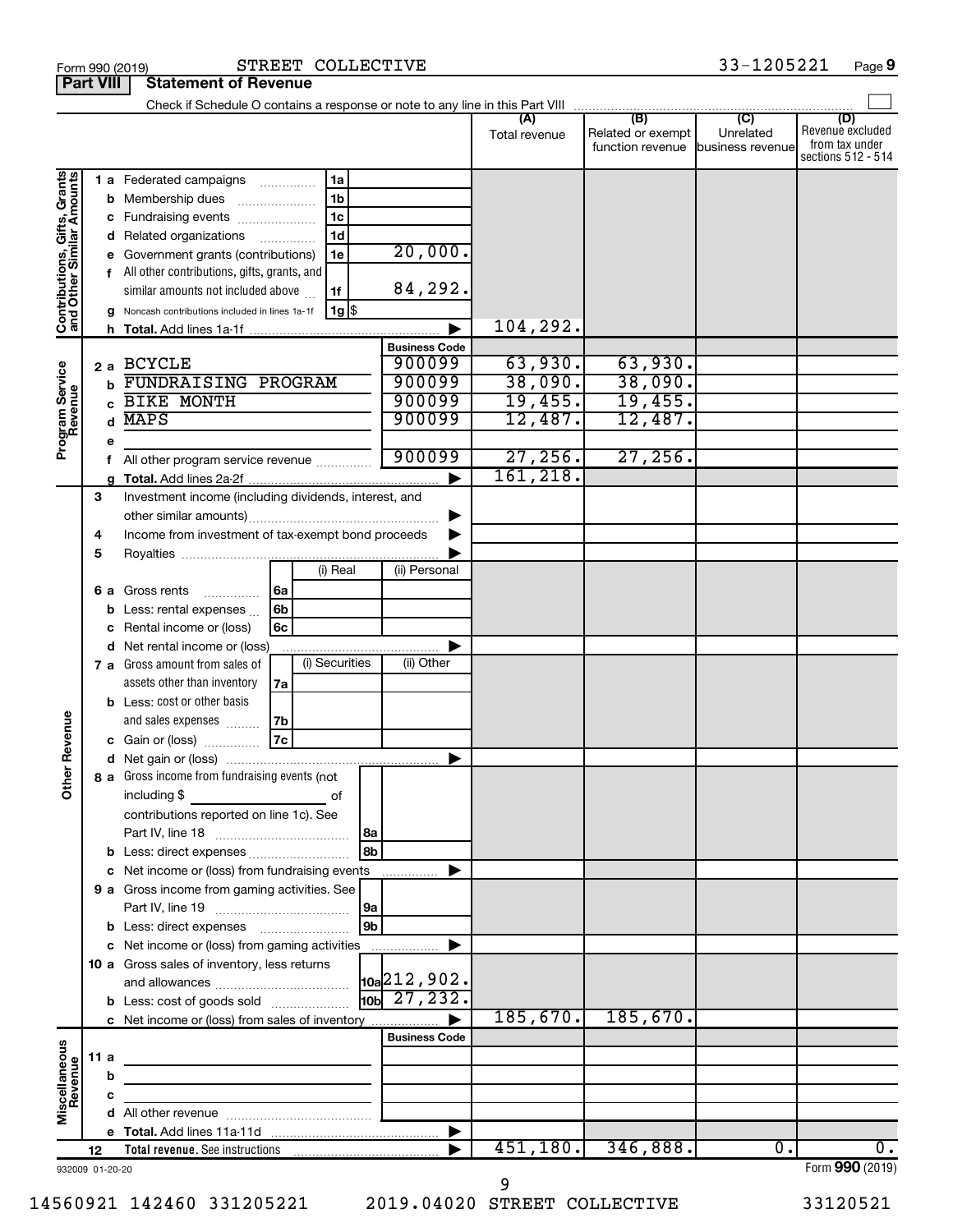Form 990 (2019) STREET COLLECTIVE 33-1205221 Page 9

**Part VIII Statement of Revenue**

Check if Schedule O contains a response or note to any line in this Part VIII ☐

| | | | | (A) Total revenue | (B) Related or exempt function revenue | (C) Unrelated business revenue | (D) Revenue excluded from tax under sections 512 - 514 |
|---|---|---|---|---|---|---|---|
| **Contributions, Gifts, Grants and Other Similar Amounts** | 1 a Federated campaigns | 1a | | | | | |
| | b Membership dues | 1b | | | | | |
| | c Fundraising events | 1c | | | | | |
| | d Related organizations | 1d | | | | | |
| | e Government grants (contributions) | 1e | 20,000. | | | | |
| | f All other contributions, gifts, grants, and similar amounts not included above | 1f | 84,292. | | | | |
| | g Noncash contributions included in lines 1a-1f | 1g | $ | | | | |
| | h Total. Add lines 1a-1f | | | 104,292. | | | |
| | | | **Business Code** | | | | |
| **Program Service Revenue** | 2 a BCYCLE | | 900099 | 63,930. | 63,930. | | |
| | b FUNDRAISING PROGRAM | | 900099 | 38,090. | 38,090. | | |
| | c BIKE MONTH | | 900099 | 19,455. | 19,455. | | |
| | d MAPS | | 900099 | 12,487. | 12,487. | | |
| | e | | | | | | |
| | f All other program service revenue | | 900099 | 27,256. | 27,256. | | |
| | g Total. Add lines 2a-2f | | | 161,218. | | | |
| **Other Revenue** | 3 Investment income (including dividends, interest, and other similar amounts) | | | | | | |
| | 4 Income from investment of tax-exempt bond proceeds | | | | | | |
| | 5 Royalties | | | | | | |
| | | | (i) Real / (ii) Personal | | | | |
| | 6 a Gross rents | 6a | | | | | |
| | b Less: rental expenses | 6b | | | | | |
| | c Rental income or (loss) | 6c | | | | | |
| | d Net rental income or (loss) | | | | | | |
| | | | (i) Securities / (ii) Other | | | | |
| | 7 a Gross amount from sales of assets other than inventory | 7a | | | | | |
| | b Less: cost or other basis and sales expenses | 7b | | | | | |
| | c Gain or (loss) | 7c | | | | | |
| | d Net gain or (loss) | | | | | | |
| | 8 a Gross income from fundraising events (not including $ ______ of contributions reported on line 1c). See Part IV, line 18 | 8a | | | | | |
| | b Less: direct expenses | 8b | | | | | |
| | c Net income or (loss) from fundraising events | | | | | | |
| | 9 a Gross income from gaming activities. See Part IV, line 19 | 9a | | | | | |
| | b Less: direct expenses | 9b | | | | | |
| | c Net income or (loss) from gaming activities | | | | | | |
| | 10 a Gross sales of inventory, less returns and allowances | 10a | 212,902. | | | | |
| | b Less: cost of goods sold | 10b | 27,232. | | | | |
| | c Net income or (loss) from sales of inventory | | | 185,670. | 185,670. | | |
| | | | **Business Code** | | | | |
| **Miscellaneous Revenue** | 11 a | | | | | | |
| | b | | | | | | |
| | c | | | | | | |
| | d All other revenue | | | | | | |
| | e Total. Add lines 11a-11d | | | | | | |
| | 12 Total revenue. See instructions | | | 451,180. | 346,888. | 0. | 0. |

932009 01-20-20 Form **990** (2019)

14560921 142460 331205221 2019.04020 STREET COLLECTIVE 33120521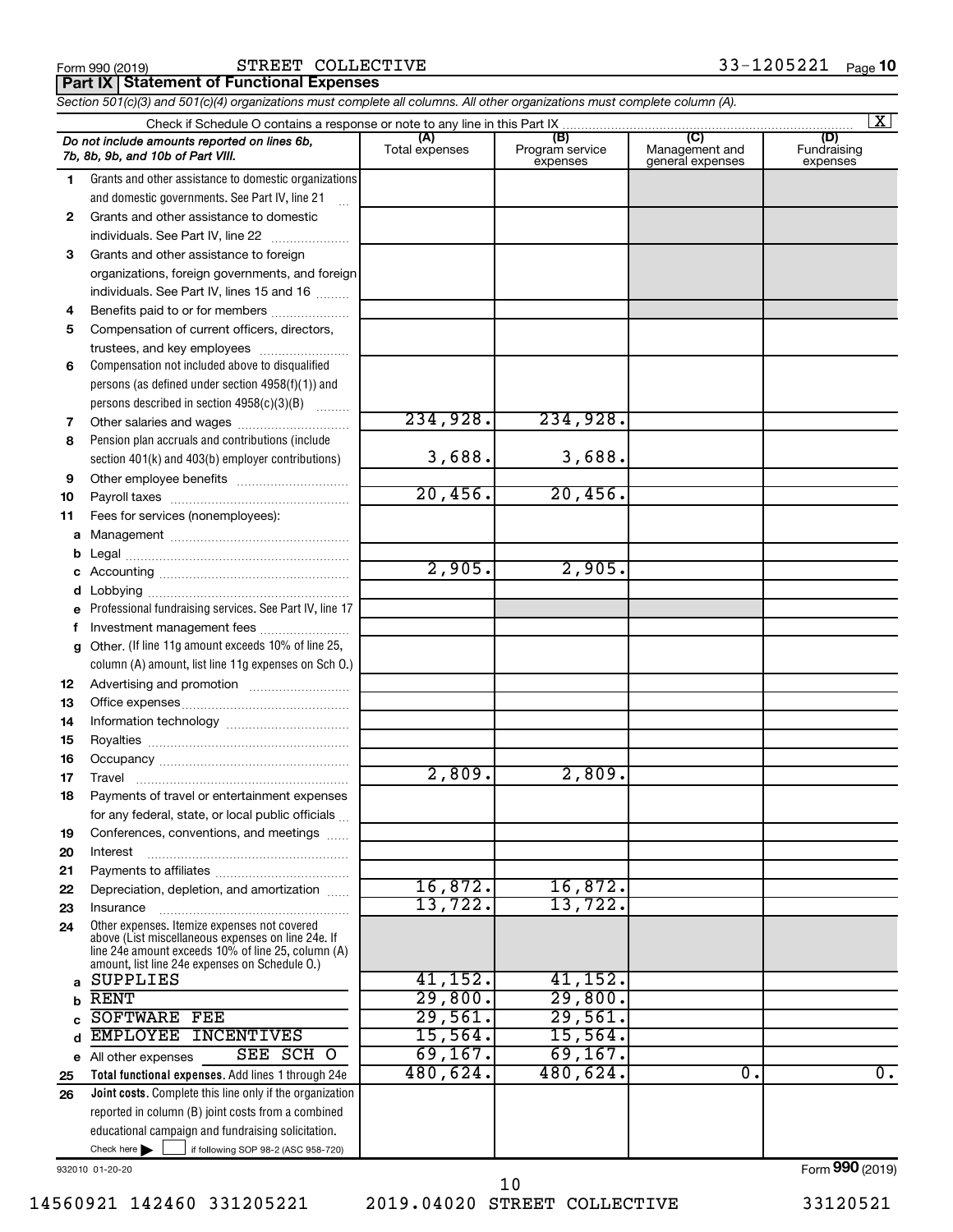Form 990 (2019) STREET COLLECTIVE 33-1205221 Page **10**

## Part IX Statement of Functional Expenses

*Section 501(c)(3) and 501(c)(4) organizations must complete all columns. All other organizations must complete column (A).*

Check if Schedule O contains a response or note to any line in this Part IX .......... [X]

| *Do not include amounts reported on lines 6b, 7b, 8b, 9b, and 10b of Part VIII.* | (A) Total expenses | (B) Program service expenses | (C) Management and general expenses | (D) Fundraising expenses |
|---|---|---|---|---|
| 1 Grants and other assistance to domestic organizations and domestic governments. See Part IV, line 21 | | | | |
| 2 Grants and other assistance to domestic individuals. See Part IV, line 22 | | | | |
| 3 Grants and other assistance to foreign organizations, foreign governments, and foreign individuals. See Part IV, lines 15 and 16 | | | | |
| 4 Benefits paid to or for members | | | | |
| 5 Compensation of current officers, directors, trustees, and key employees | | | | |
| 6 Compensation not included above to disqualified persons (as defined under section 4958(f)(1)) and persons described in section 4958(c)(3)(B) | | | | |
| 7 Other salaries and wages | 234,928. | 234,928. | | |
| 8 Pension plan accruals and contributions (include section 401(k) and 403(b) employer contributions) | 3,688. | 3,688. | | |
| 9 Other employee benefits | | | | |
| 10 Payroll taxes | 20,456. | 20,456. | | |
| 11 Fees for services (nonemployees): | | | | |
| a Management | | | | |
| b Legal | | | | |
| c Accounting | 2,905. | 2,905. | | |
| d Lobbying | | | | |
| e Professional fundraising services. See Part IV, line 17 | | | | |
| f Investment management fees | | | | |
| g Other. (If line 11g amount exceeds 10% of line 25, column (A) amount, list line 11g expenses on Sch O.) | | | | |
| 12 Advertising and promotion | | | | |
| 13 Office expenses | | | | |
| 14 Information technology | | | | |
| 15 Royalties | | | | |
| 16 Occupancy | | | | |
| 17 Travel | 2,809. | 2,809. | | |
| 18 Payments of travel or entertainment expenses for any federal, state, or local public officials | | | | |
| 19 Conferences, conventions, and meetings | | | | |
| 20 Interest | | | | |
| 21 Payments to affiliates | | | | |
| 22 Depreciation, depletion, and amortization | 16,872. | 16,872. | | |
| 23 Insurance | 13,722. | 13,722. | | |
| 24 Other expenses. Itemize expenses not covered above (List miscellaneous expenses on line 24e. If line 24e amount exceeds 10% of line 25, column (A) amount, list line 24e expenses on Schedule O.) | | | | |
| a SUPPLIES | 41,152. | 41,152. | | |
| b RENT | 29,800. | 29,800. | | |
| c SOFTWARE FEE | 29,561. | 29,561. | | |
| d EMPLOYEE INCENTIVES | 15,564. | 15,564. | | |
| e All other expenses SEE SCH O | 69,167. | 69,167. | | |
| 25 **Total functional expenses.** Add lines 1 through 24e | 480,624. | 480,624. | 0. | 0. |
| 26 **Joint costs.** Complete this line only if the organization reported in column (B) joint costs from a combined educational campaign and fundraising solicitation. Check here [ ] if following SOP 98-2 (ASC 958-720) | | | | |

932010 01-20-20 Form **990** (2019)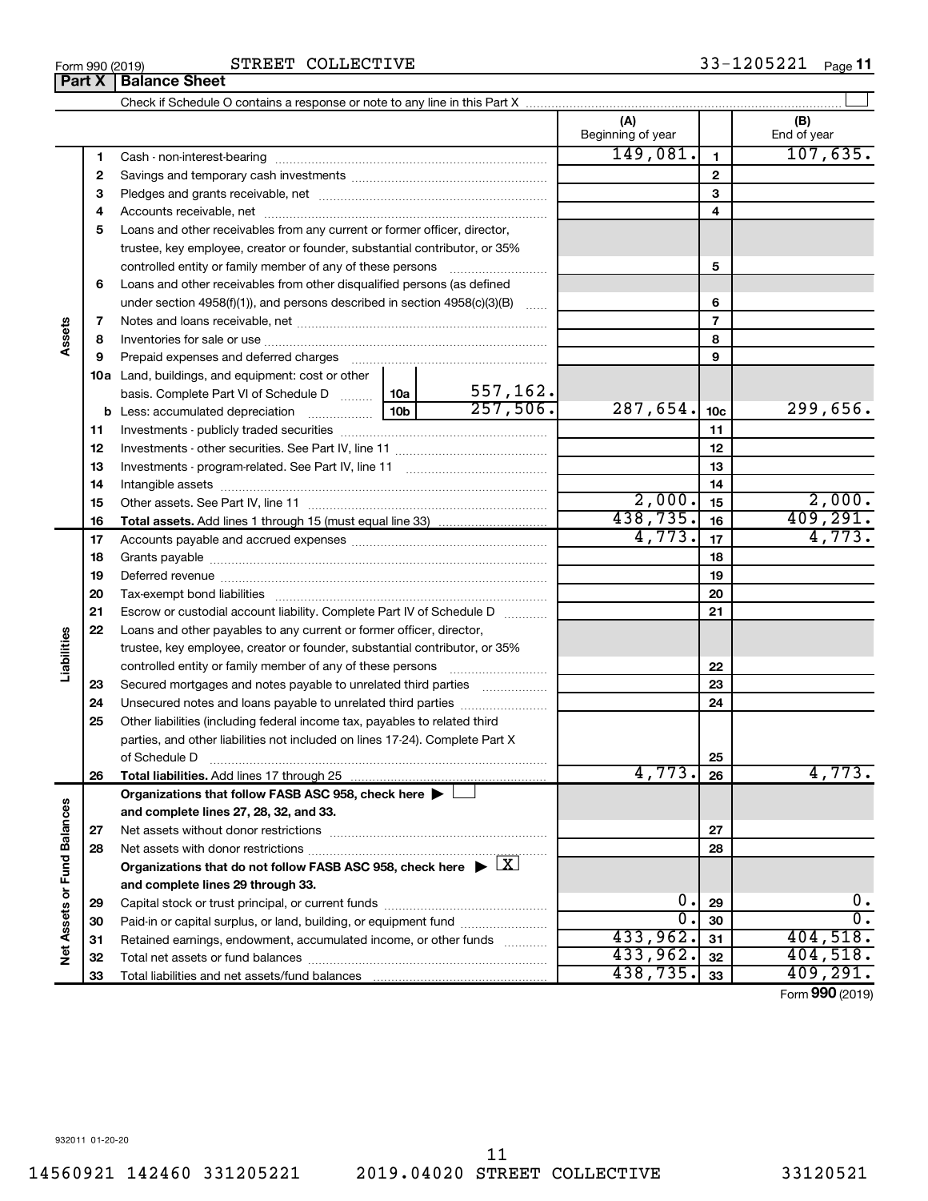Form 990 (2019) STREET COLLECTIVE 33-1205221

## Part X Balance Sheet

Check if Schedule O contains a response or note to any line in this Part X ☐

| | | | (A) Beginning of year | | (B) End of year |
|---|---|---|---|---|---|
| Assets | 1 | Cash - non-interest-bearing | 149,081. | 1 | 107,635. |
| | 2 | Savings and temporary cash investments | | 2 | |
| | 3 | Pledges and grants receivable, net | | 3 | |
| | 4 | Accounts receivable, net | | 4 | |
| | 5 | Loans and other receivables from any current or former officer, director, trustee, key employee, creator or founder, substantial contributor, or 35% controlled entity or family member of any of these persons | | 5 | |
| | 6 | Loans and other receivables from other disqualified persons (as defined under section 4958(f)(1)), and persons described in section 4958(c)(3)(B) | | 6 | |
| | 7 | Notes and loans receivable, net | | 7 | |
| | 8 | Inventories for sale or use | | 8 | |
| | 9 | Prepaid expenses and deferred charges | | 9 | |
| | 10a | Land, buildings, and equipment: cost or other basis. Complete Part VI of Schedule D — 10a: 557,162. | | | |
| | b | Less: accumulated depreciation — 10b: 257,506. | 287,654. | 10c | 299,656. |
| | 11 | Investments - publicly traded securities | | 11 | |
| | 12 | Investments - other securities. See Part IV, line 11 | | 12 | |
| | 13 | Investments - program-related. See Part IV, line 11 | | 13 | |
| | 14 | Intangible assets | | 14 | |
| | 15 | Other assets. See Part IV, line 11 | 2,000. | 15 | 2,000. |
| | 16 | **Total assets.** Add lines 1 through 15 (must equal line 33) | 438,735. | 16 | 409,291. |
| Liabilities | 17 | Accounts payable and accrued expenses | 4,773. | 17 | 4,773. |
| | 18 | Grants payable | | 18 | |
| | 19 | Deferred revenue | | 19 | |
| | 20 | Tax-exempt bond liabilities | | 20 | |
| | 21 | Escrow or custodial account liability. Complete Part IV of Schedule D | | 21 | |
| | 22 | Loans and other payables to any current or former officer, director, trustee, key employee, creator or founder, substantial contributor, or 35% controlled entity or family member of any of these persons | | 22 | |
| | 23 | Secured mortgages and notes payable to unrelated third parties | | 23 | |
| | 24 | Unsecured notes and loans payable to unrelated third parties | | 24 | |
| | 25 | Other liabilities (including federal income tax, payables to related third parties, and other liabilities not included on lines 17-24). Complete Part X of Schedule D | | 25 | |
| | 26 | **Total liabilities.** Add lines 17 through 25 | 4,773. | 26 | 4,773. |
| Net Assets or Fund Balances | | **Organizations that follow FASB ASC 958, check here ▶ ☐ and complete lines 27, 28, 32, and 33.** | | | |
| | 27 | Net assets without donor restrictions | | 27 | |
| | 28 | Net assets with donor restrictions | | 28 | |
| | | **Organizations that do not follow FASB ASC 958, check here ▶ ☒ and complete lines 29 through 33.** | | | |
| | 29 | Capital stock or trust principal, or current funds | 0. | 29 | 0. |
| | 30 | Paid-in or capital surplus, or land, building, or equipment fund | 0. | 30 | 0. |
| | 31 | Retained earnings, endowment, accumulated income, or other funds | 433,962. | 31 | 404,518. |
| | 32 | Total net assets or fund balances | 433,962. | 32 | 404,518. |
| | 33 | Total liabilities and net assets/fund balances | 438,735. | 33 | 409,291. |

Form **990** (2019)

932011 01-20-20

14560921 142460 331205221 2019.04020 STREET COLLECTIVE 33120521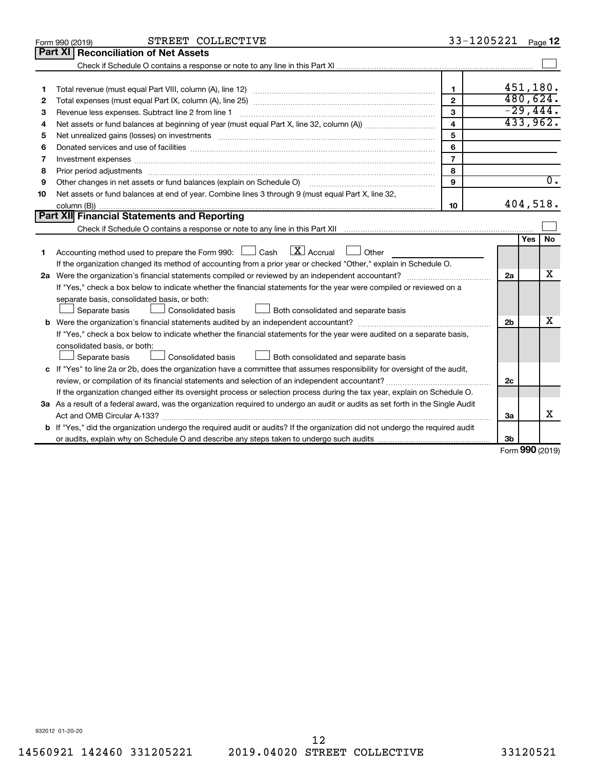Form 990 (2019) STREET COLLECTIVE 33-1205221

## Part XI Reconciliation of Net Assets

Check if Schedule O contains a response or note to any line in this Part XI ☐

| | | | |
|---|---|---|---|
| 1 | Total revenue (must equal Part VIII, column (A), line 12) | 1 | 451,180. |
| 2 | Total expenses (must equal Part IX, column (A), line 25) | 2 | 480,624. |
| 3 | Revenue less expenses. Subtract line 2 from line 1 | 3 | -29,444. |
| 4 | Net assets or fund balances at beginning of year (must equal Part X, line 32, column (A)) | 4 | 433,962. |
| 5 | Net unrealized gains (losses) on investments | 5 | |
| 6 | Donated services and use of facilities | 6 | |
| 7 | Investment expenses | 7 | |
| 8 | Prior period adjustments | 8 | |
| 9 | Other changes in net assets or fund balances (explain on Schedule O) | 9 | 0. |
| 10 | Net assets or fund balances at end of year. Combine lines 3 through 9 (must equal Part X, line 32, column (B)) | 10 | 404,518. |

## Part XII Financial Statements and Reporting

Check if Schedule O contains a response or note to any line in this Part XII ☐

| | | | Yes | No |
|---|---|---|---|---|
| 1 | Accounting method used to prepare the Form 990: ☐ Cash ☒ Accrual ☐ Other<br>If the organization changed its method of accounting from a prior year or checked "Other," explain in Schedule O. | | | |
| 2a | Were the organization's financial statements compiled or reviewed by an independent accountant?<br>If "Yes," check a box below to indicate whether the financial statements for the year were compiled or reviewed on a separate basis, consolidated basis, or both:<br>☐ Separate basis ☐ Consolidated basis ☐ Both consolidated and separate basis | 2a | | X |
| b | Were the organization's financial statements audited by an independent accountant?<br>If "Yes," check a box below to indicate whether the financial statements for the year were audited on a separate basis, consolidated basis, or both:<br>☐ Separate basis ☐ Consolidated basis ☐ Both consolidated and separate basis | 2b | | X |
| c | If "Yes" to line 2a or 2b, does the organization have a committee that assumes responsibility for oversight of the audit, review, or compilation of its financial statements and selection of an independent accountant?<br>If the organization changed either its oversight process or selection process during the tax year, explain on Schedule O. | 2c | | |
| 3a | As a result of a federal award, was the organization required to undergo an audit or audits as set forth in the Single Audit Act and OMB Circular A-133? | 3a | | X |
| b | If "Yes," did the organization undergo the required audit or audits? If the organization did not undergo the required audit or audits, explain why on Schedule O and describe any steps taken to undergo such audits | 3b | | |

Form 990 (2019)

932012 01-20-20

14560921 142460 331205221 2019.04020 STREET COLLECTIVE 33120521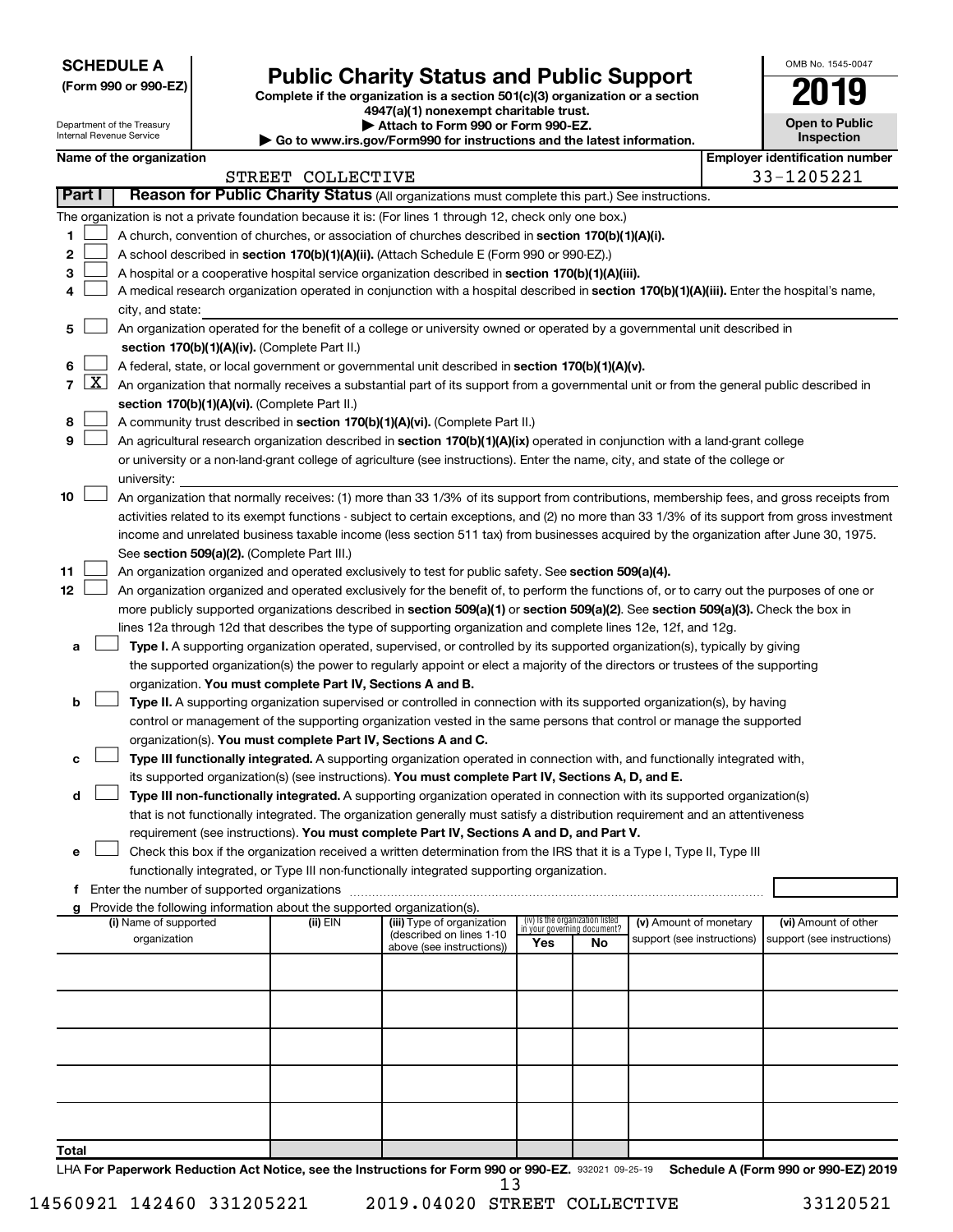**SCHEDULE A**
**(Form 990 or 990-EZ)**

Department of the Treasury
Internal Revenue Service

# Public Charity Status and Public Support

**Complete if the organization is a section 501(c)(3) organization or a section 4947(a)(1) nonexempt charitable trust.**
**▶ Attach to Form 990 or Form 990-EZ.**
**▶ Go to www.irs.gov/Form990 for instructions and the latest information.**

OMB No. 1545-0047

**2019**

**Open to Public Inspection**

**Name of the organization**
STREET COLLECTIVE

**Employer identification number**
33-1205221

**Part I** **Reason for Public Charity Status** (All organizations must complete this part.) See instructions.

The organization is not a private foundation because it is: (For lines 1 through 12, check only one box.)

1 ☐ A church, convention of churches, or association of churches described in **section 170(b)(1)(A)(i).**

2 ☐ A school described in **section 170(b)(1)(A)(ii).** (Attach Schedule E (Form 990 or 990-EZ).)

3 ☐ A hospital or a cooperative hospital service organization described in **section 170(b)(1)(A)(iii).**

4 ☐ A medical research organization operated in conjunction with a hospital described in **section 170(b)(1)(A)(iii).** Enter the hospital's name, city, and state:

5 ☐ An organization operated for the benefit of a college or university owned or operated by a governmental unit described in **section 170(b)(1)(A)(iv).** (Complete Part II.)

6 ☐ A federal, state, or local government or governmental unit described in **section 170(b)(1)(A)(v).**

7 ☒ An organization that normally receives a substantial part of its support from a governmental unit or from the general public described in **section 170(b)(1)(A)(vi).** (Complete Part II.)

8 ☐ A community trust described in **section 170(b)(1)(A)(vi).** (Complete Part II.)

9 ☐ An agricultural research organization described in **section 170(b)(1)(A)(ix)** operated in conjunction with a land-grant college or university or a non-land-grant college of agriculture (see instructions). Enter the name, city, and state of the college or university:

10 ☐ An organization that normally receives: (1) more than 33 1/3% of its support from contributions, membership fees, and gross receipts from activities related to its exempt functions - subject to certain exceptions, and (2) no more than 33 1/3% of its support from gross investment income and unrelated business taxable income (less section 511 tax) from businesses acquired by the organization after June 30, 1975. See **section 509(a)(2).** (Complete Part III.)

11 ☐ An organization organized and operated exclusively to test for public safety. See **section 509(a)(4).**

12 ☐ An organization organized and operated exclusively for the benefit of, to perform the functions of, or to carry out the purposes of one or more publicly supported organizations described in **section 509(a)(1)** or **section 509(a)(2)**. See **section 509(a)(3).** Check the box in lines 12a through 12d that describes the type of supporting organization and complete lines 12e, 12f, and 12g.

a ☐ **Type I.** A supporting organization operated, supervised, or controlled by its supported organization(s), typically by giving the supported organization(s) the power to regularly appoint or elect a majority of the directors or trustees of the supporting organization. **You must complete Part IV, Sections A and B.**

b ☐ **Type II.** A supporting organization supervised or controlled in connection with its supported organization(s), by having control or management of the supporting organization vested in the same persons that control or manage the supported organization(s). **You must complete Part IV, Sections A and C.**

c ☐ **Type III functionally integrated.** A supporting organization operated in connection with, and functionally integrated with, its supported organization(s) (see instructions). **You must complete Part IV, Sections A, D, and E.**

d ☐ **Type III non-functionally integrated.** A supporting organization operated in connection with its supported organization(s) that is not functionally integrated. The organization generally must satisfy a distribution requirement and an attentiveness requirement (see instructions). **You must complete Part IV, Sections A and D, and Part V.**

e ☐ Check this box if the organization received a written determination from the IRS that it is a Type I, Type II, Type III functionally integrated, or Type III non-functionally integrated supporting organization.

f Enter the number of supported organizations

g Provide the following information about the supported organization(s).

| (i) Name of supported organization | (ii) EIN | (iii) Type of organization (described on lines 1-10 above (see instructions)) | (iv) Is the organization listed in your governing document? Yes | No | (v) Amount of monetary support (see instructions) | (vi) Amount of other support (see instructions) |
|---|---|---|---|---|---|---|
| | | | | | | |
| | | | | | | |
| | | | | | | |
| | | | | | | |
| | | | | | | |
| **Total** | | | | | | |

LHA **For Paperwork Reduction Act Notice, see the Instructions for Form 990 or 990-EZ.** 932021 09-25-19 **Schedule A (Form 990 or 990-EZ) 2019**

14560921 142460 331205221 2019.04020 STREET COLLECTIVE 33120521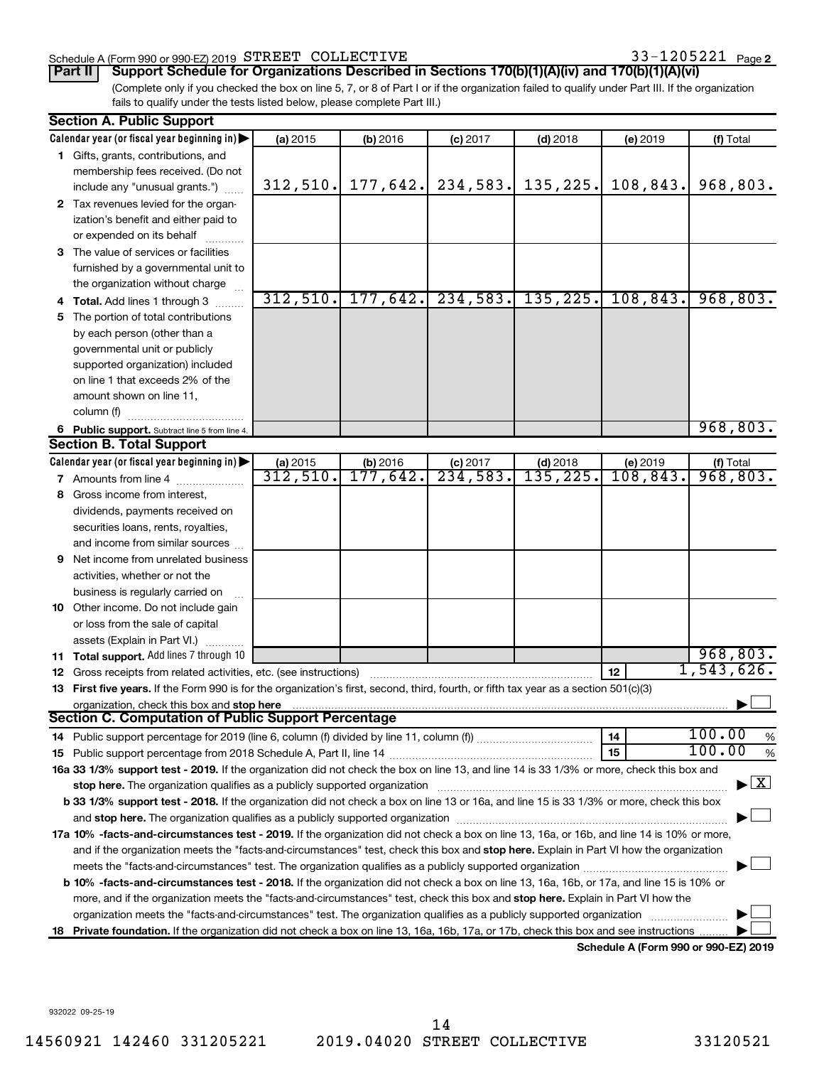Schedule A (Form 990 or 990-EZ) 2019 STREET COLLECTIVE 33-1205221 Page 2

**Part II Support Schedule for Organizations Described in Sections 170(b)(1)(A)(iv) and 170(b)(1)(A)(vi)**

(Complete only if you checked the box on line 5, 7, or 8 of Part I or if the organization failed to qualify under Part III. If the organization fails to qualify under the tests listed below, please complete Part III.)

**Section A. Public Support**

| Calendar year (or fiscal year beginning in) | (a) 2015 | (b) 2016 | (c) 2017 | (d) 2018 | (e) 2019 | (f) Total |
|---|---|---|---|---|---|---|
| **1** Gifts, grants, contributions, and membership fees received. (Do not include any "unusual grants.") | 312,510. | 177,642. | 234,583. | 135,225. | 108,843. | 968,803. |
| **2** Tax revenues levied for the organization's benefit and either paid to or expended on its behalf | | | | | | |
| **3** The value of services or facilities furnished by a governmental unit to the organization without charge | | | | | | |
| **4 Total.** Add lines 1 through 3 | 312,510. | 177,642. | 234,583. | 135,225. | 108,843. | 968,803. |
| **5** The portion of total contributions by each person (other than a governmental unit or publicly supported organization) included on line 1 that exceeds 2% of the amount shown on line 11, column (f) | | | | | | |
| **6 Public support.** Subtract line 5 from line 4. | | | | | | 968,803. |

**Section B. Total Support**

| Calendar year (or fiscal year beginning in) | (a) 2015 | (b) 2016 | (c) 2017 | (d) 2018 | (e) 2019 | (f) Total |
|---|---|---|---|---|---|---|
| **7** Amounts from line 4 | 312,510. | 177,642. | 234,583. | 135,225. | 108,843. | 968,803. |
| **8** Gross income from interest, dividends, payments received on securities loans, rents, royalties, and income from similar sources | | | | | | |
| **9** Net income from unrelated business activities, whether or not the business is regularly carried on | | | | | | |
| **10** Other income. Do not include gain or loss from the sale of capital assets (Explain in Part VI.) | | | | | | |
| **11 Total support.** Add lines 7 through 10 | | | | | | 968,803. |

**12** Gross receipts from related activities, etc. (see instructions) | **12** | 1,543,626.

**13 First five years.** If the Form 990 is for the organization's first, second, third, fourth, or fifth tax year as a section 501(c)(3) organization, check this box and **stop here** ☐

**Section C. Computation of Public Support Percentage**

**14** Public support percentage for 2019 (line 6, column (f) divided by line 11, column (f)) | **14** | 100.00 %

**15** Public support percentage from 2018 Schedule A, Part II, line 14 | **15** | 100.00 %

**16a 33 1/3% support test - 2019.** If the organization did not check the box on line 13, and line 14 is 33 1/3% or more, check this box and **stop here.** The organization qualifies as a publicly supported organization ☒

**b 33 1/3% support test - 2018.** If the organization did not check a box on line 13 or 16a, and line 15 is 33 1/3% or more, check this box and **stop here.** The organization qualifies as a publicly supported organization ☐

**17a 10% -facts-and-circumstances test - 2019.** If the organization did not check a box on line 13, 16a, or 16b, and line 14 is 10% or more, and if the organization meets the "facts-and-circumstances" test, check this box and **stop here.** Explain in Part VI how the organization meets the "facts-and-circumstances" test. The organization qualifies as a publicly supported organization ☐

**b 10% -facts-and-circumstances test - 2018.** If the organization did not check a box on line 13, 16a, 16b, or 17a, and line 15 is 10% or more, and if the organization meets the "facts-and-circumstances" test, check this box and **stop here.** Explain in Part VI how the organization meets the "facts-and-circumstances" test. The organization qualifies as a publicly supported organization ☐

**18 Private foundation.** If the organization did not check a box on line 13, 16a, 16b, 17a, or 17b, check this box and see instructions ☐

**Schedule A (Form 990 or 990-EZ) 2019**

932022 09-25-19

14560921 142460 331205221 2019.04020 STREET COLLECTIVE 33120521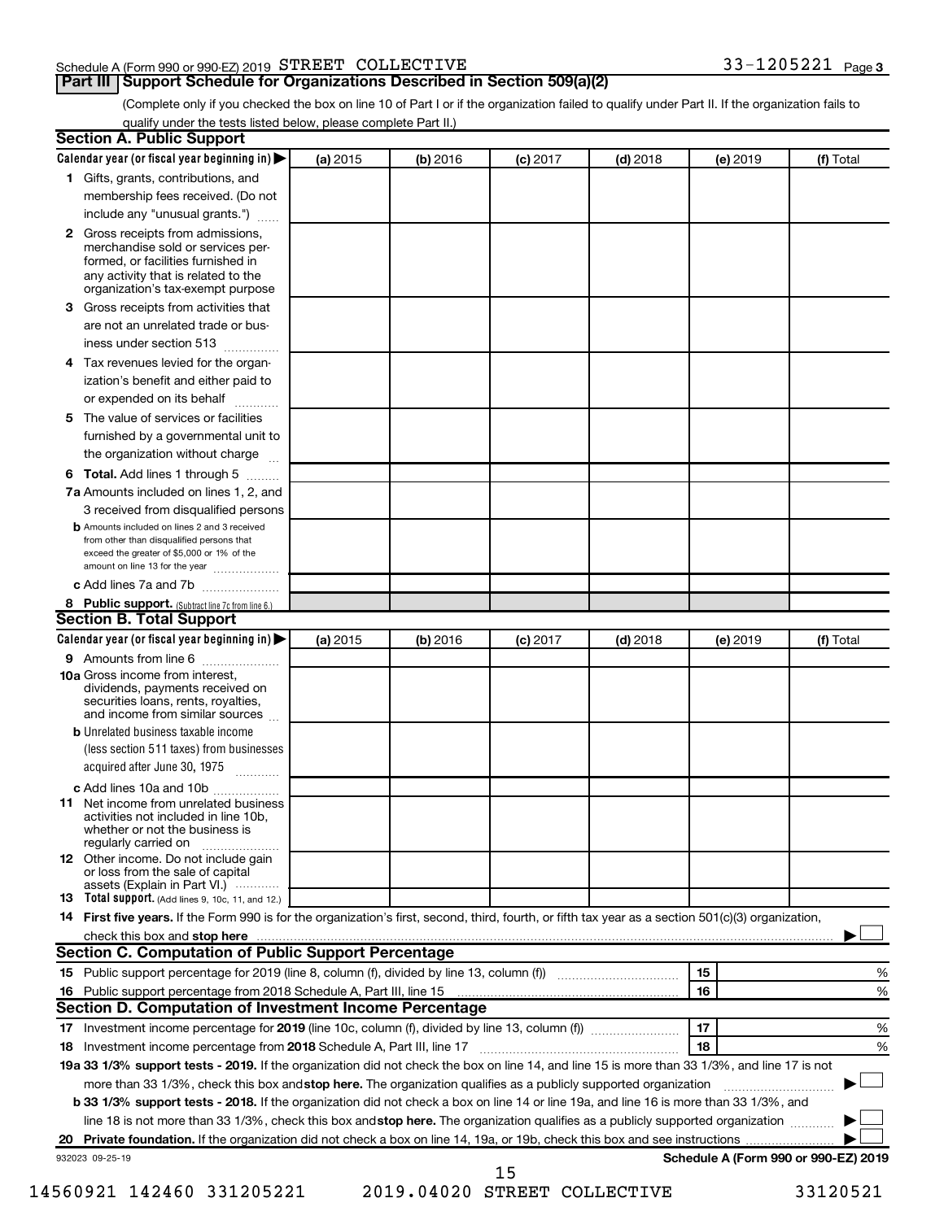Schedule A (Form 990 or 990-EZ) 2019 STREET COLLECTIVE 33-1205221 Page 3

## Part III Support Schedule for Organizations Described in Section 509(a)(2)

(Complete only if you checked the box on line 10 of Part I or if the organization failed to qualify under Part II. If the organization fails to qualify under the tests listed below, please complete Part II.)

### Section A. Public Support

| Calendar year (or fiscal year beginning in) ▶ | (a) 2015 | (b) 2016 | (c) 2017 | (d) 2018 | (e) 2019 | (f) Total |
|---|---|---|---|---|---|---|
| **1** Gifts, grants, contributions, and membership fees received. (Do not include any "unusual grants.") | | | | | | |
| **2** Gross receipts from admissions, merchandise sold or services performed, or facilities furnished in any activity that is related to the organization's tax-exempt purpose | | | | | | |
| **3** Gross receipts from activities that are not an unrelated trade or business under section 513 | | | | | | |
| **4** Tax revenues levied for the organization's benefit and either paid to or expended on its behalf | | | | | | |
| **5** The value of services or facilities furnished by a governmental unit to the organization without charge | | | | | | |
| **6 Total.** Add lines 1 through 5 | | | | | | |
| **7a** Amounts included on lines 1, 2, and 3 received from disqualified persons | | | | | | |
| **b** Amounts included on lines 2 and 3 received from other than disqualified persons that exceed the greater of $5,000 or 1% of the amount on line 13 for the year | | | | | | |
| **c** Add lines 7a and 7b | | | | | | |
| **8 Public support.** (Subtract line 7c from line 6.) | | | | | | |

### Section B. Total Support

| Calendar year (or fiscal year beginning in) ▶ | (a) 2015 | (b) 2016 | (c) 2017 | (d) 2018 | (e) 2019 | (f) Total |
|---|---|---|---|---|---|---|
| **9** Amounts from line 6 | | | | | | |
| **10a** Gross income from interest, dividends, payments received on securities loans, rents, royalties, and income from similar sources | | | | | | |
| **b** Unrelated business taxable income (less section 511 taxes) from businesses acquired after June 30, 1975 | | | | | | |
| **c** Add lines 10a and 10b | | | | | | |
| **11** Net income from unrelated business activities not included in line 10b, whether or not the business is regularly carried on | | | | | | |
| **12** Other income. Do not include gain or loss from the sale of capital assets (Explain in Part VI.) | | | | | | |
| **13 Total support.** (Add lines 9, 10c, 11, and 12.) | | | | | | |

**14 First five years.** If the Form 990 is for the organization's first, second, third, fourth, or fifth tax year as a section 501(c)(3) organization, check this box and **stop here** ▶ ☐

### Section C. Computation of Public Support Percentage

| | | | |
|---|---|---|---|
| **15** | Public support percentage for 2019 (line 8, column (f), divided by line 13, column (f)) | 15 | % |
| **16** | Public support percentage from 2018 Schedule A, Part III, line 15 | 16 | % |

### Section D. Computation of Investment Income Percentage

| | | | |
|---|---|---|---|
| **17** | Investment income percentage for **2019** (line 10c, column (f), divided by line 13, column (f)) | 17 | % |
| **18** | Investment income percentage from **2018** Schedule A, Part III, line 17 | 18 | % |

**19a 33 1/3% support tests - 2019.** If the organization did not check the box on line 14, and line 15 is more than 33 1/3%, and line 17 is not more than 33 1/3%, check this box and **stop here.** The organization qualifies as a publicly supported organization ▶ ☐

**b 33 1/3% support tests - 2018.** If the organization did not check a box on line 14 or line 19a, and line 16 is more than 33 1/3%, and line 18 is not more than 33 1/3%, check this box and **stop here.** The organization qualifies as a publicly supported organization ▶ ☐

**20 Private foundation.** If the organization did not check a box on line 14, 19a, or 19b, check this box and see instructions ▶ ☐

932023 09-25-19 **Schedule A (Form 990 or 990-EZ) 2019**

14560921 142460 331205221 2019.04020 STREET COLLECTIVE 33120521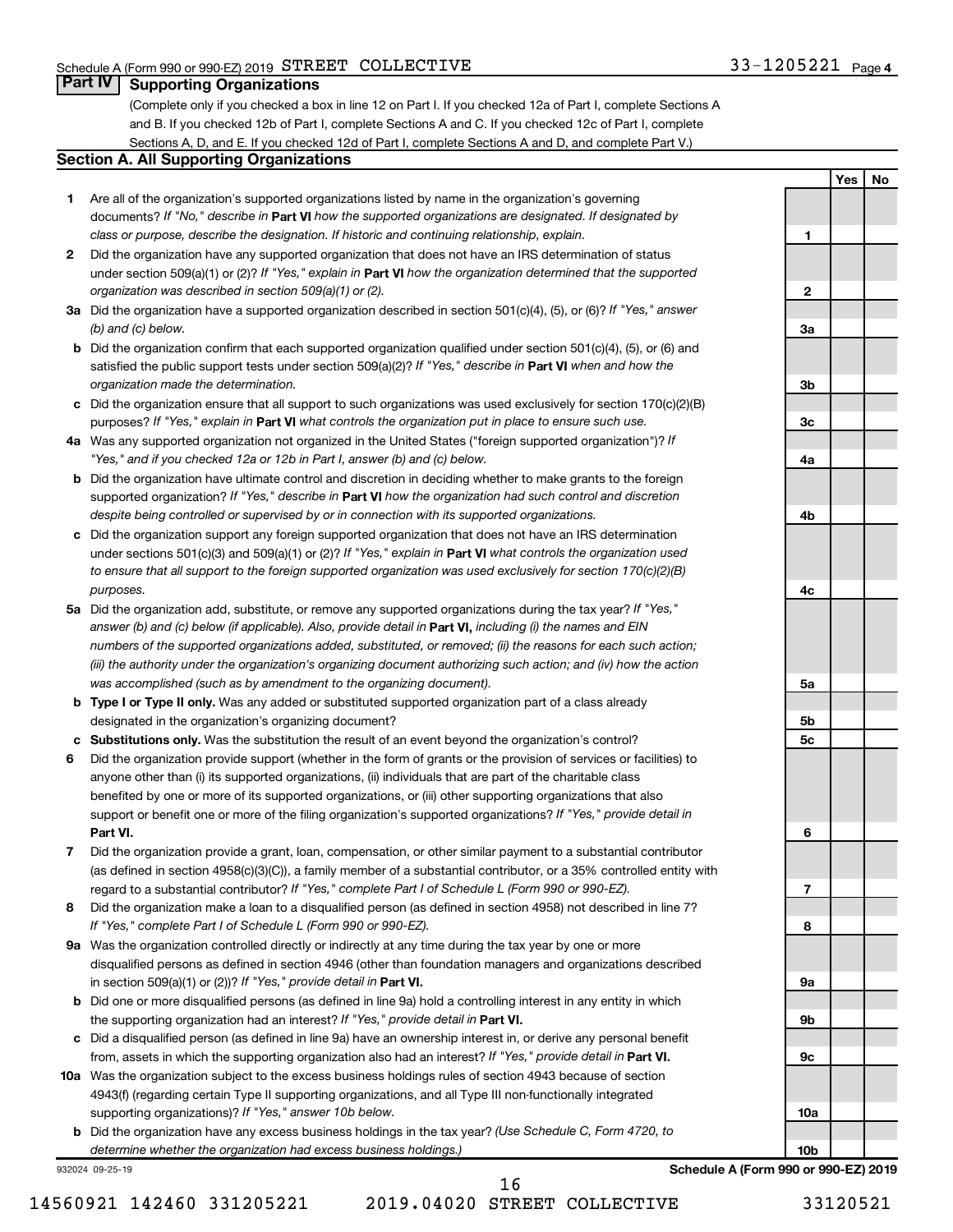Schedule A (Form 990 or 990-EZ) 2019 STREET COLLECTIVE 33-1205221 Page 4

## Part IV Supporting Organizations

(Complete only if you checked a box in line 12 on Part I. If you checked 12a of Part I, complete Sections A and B. If you checked 12b of Part I, complete Sections A and C. If you checked 12c of Part I, complete Sections A, D, and E. If you checked 12d of Part I, complete Sections A and D, and complete Part V.)

### Section A. All Supporting Organizations

| | | | Yes | No |
|---|---|---|---|---|
| **1** | Are all of the organization's supported organizations listed by name in the organization's governing documents? *If "No," describe in* **Part VI** *how the supported organizations are designated. If designated by class or purpose, describe the designation. If historic and continuing relationship, explain.* | **1** | | |
| **2** | Did the organization have any supported organization that does not have an IRS determination of status under section 509(a)(1) or (2)? *If "Yes," explain in* **Part VI** *how the organization determined that the supported organization was described in section 509(a)(1) or (2).* | **2** | | |
| **3a** | Did the organization have a supported organization described in section 501(c)(4), (5), or (6)? *If "Yes," answer (b) and (c) below.* | **3a** | | |
| **b** | Did the organization confirm that each supported organization qualified under section 501(c)(4), (5), or (6) and satisfied the public support tests under section 509(a)(2)? *If "Yes," describe in* **Part VI** *when and how the organization made the determination.* | **3b** | | |
| **c** | Did the organization ensure that all support to such organizations was used exclusively for section 170(c)(2)(B) purposes? *If "Yes," explain in* **Part VI** *what controls the organization put in place to ensure such use.* | **3c** | | |
| **4a** | Was any supported organization not organized in the United States ("foreign supported organization")? *If "Yes," and if you checked 12a or 12b in Part I, answer (b) and (c) below.* | **4a** | | |
| **b** | Did the organization have ultimate control and discretion in deciding whether to make grants to the foreign supported organization? *If "Yes," describe in* **Part VI** *how the organization had such control and discretion despite being controlled or supervised by or in connection with its supported organizations.* | **4b** | | |
| **c** | Did the organization support any foreign supported organization that does not have an IRS determination under sections 501(c)(3) and 509(a)(1) or (2)? *If "Yes," explain in* **Part VI** *what controls the organization used to ensure that all support to the foreign supported organization was used exclusively for section 170(c)(2)(B) purposes.* | **4c** | | |
| **5a** | Did the organization add, substitute, or remove any supported organizations during the tax year? *If "Yes," answer (b) and (c) below (if applicable). Also, provide detail in* **Part VI,** *including (i) the names and EIN numbers of the supported organizations added, substituted, or removed; (ii) the reasons for each such action; (iii) the authority under the organization's organizing document authorizing such action; and (iv) how the action was accomplished (such as by amendment to the organizing document).* | **5a** | | |
| **b** | **Type I or Type II only.** Was any added or substituted supported organization part of a class already designated in the organization's organizing document? | **5b** | | |
| **c** | **Substitutions only.** Was the substitution the result of an event beyond the organization's control? | **5c** | | |
| **6** | Did the organization provide support (whether in the form of grants or the provision of services or facilities) to anyone other than (i) its supported organizations, (ii) individuals that are part of the charitable class benefited by one or more of its supported organizations, or (iii) other supporting organizations that also support or benefit one or more of the filing organization's supported organizations? *If "Yes," provide detail in* **Part VI.** | **6** | | |
| **7** | Did the organization provide a grant, loan, compensation, or other similar payment to a substantial contributor (as defined in section 4958(c)(3)(C)), a family member of a substantial contributor, or a 35% controlled entity with regard to a substantial contributor? *If "Yes," complete Part I of Schedule L (Form 990 or 990-EZ).* | **7** | | |
| **8** | Did the organization make a loan to a disqualified person (as defined in section 4958) not described in line 7? *If "Yes," complete Part I of Schedule L (Form 990 or 990-EZ).* | **8** | | |
| **9a** | Was the organization controlled directly or indirectly at any time during the tax year by one or more disqualified persons as defined in section 4946 (other than foundation managers and organizations described in section 509(a)(1) or (2))? *If "Yes," provide detail in* **Part VI.** | **9a** | | |
| **b** | Did one or more disqualified persons (as defined in line 9a) hold a controlling interest in any entity in which the supporting organization had an interest? *If "Yes," provide detail in* **Part VI.** | **9b** | | |
| **c** | Did a disqualified person (as defined in line 9a) have an ownership interest in, or derive any personal benefit from, assets in which the supporting organization also had an interest? *If "Yes," provide detail in* **Part VI.** | **9c** | | |
| **10a** | Was the organization subject to the excess business holdings rules of section 4943 because of section 4943(f) (regarding certain Type II supporting organizations, and all Type III non-functionally integrated supporting organizations)? *If "Yes," answer 10b below.* | **10a** | | |
| **b** | Did the organization have any excess business holdings in the tax year? *(Use Schedule C, Form 4720, to determine whether the organization had excess business holdings.)* | **10b** | | |

932024 09-25-19 **Schedule A (Form 990 or 990-EZ) 2019**

14560921 142460 331205221 2019.04020 STREET COLLECTIVE 33120521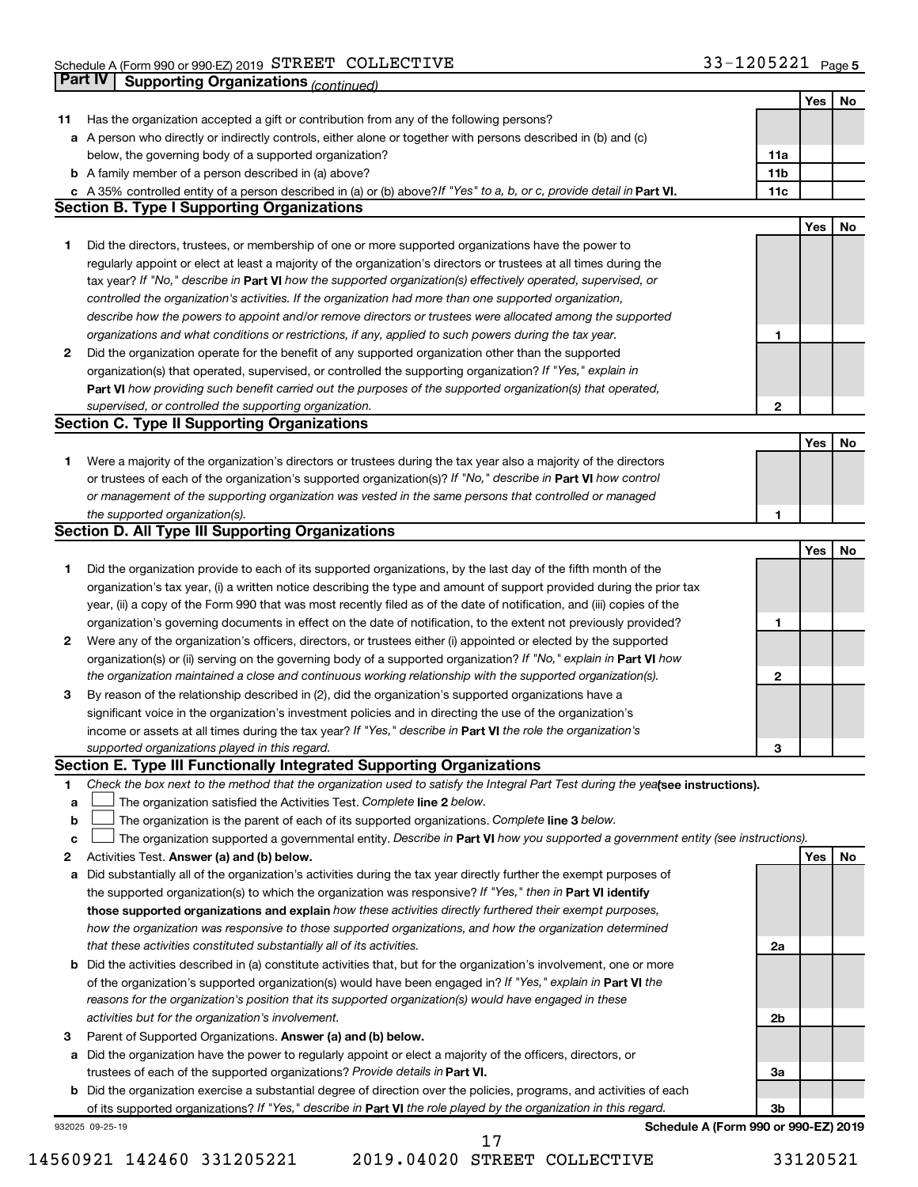Schedule A (Form 990 or 990-EZ) 2019 STREET COLLECTIVE 33-1205221 Page 5

**Part IV | Supporting Organizations** *(continued)*

| | | | Yes | No |
|---|---|---|---|---|
| **11** | Has the organization accepted a gift or contribution from any of the following persons? | | | |
| **a** | A person who directly or indirectly controls, either alone or together with persons described in (b) and (c) below, the governing body of a supported organization? | **11a** | | |
| **b** | A family member of a person described in (a) above? | **11b** | | |
| **c** | A 35% controlled entity of a person described in (a) or (b) above? *If "Yes" to a, b, or c, provide detail in* **Part VI.** | **11c** | | |

**Section B. Type I Supporting Organizations**

| | | | Yes | No |
|---|---|---|---|---|
| **1** | Did the directors, trustees, or membership of one or more supported organizations have the power to regularly appoint or elect at least a majority of the organization's directors or trustees at all times during the tax year? *If "No," describe in* **Part VI** *how the supported organization(s) effectively operated, supervised, or controlled the organization's activities. If the organization had more than one supported organization, describe how the powers to appoint and/or remove directors or trustees were allocated among the supported organizations and what conditions or restrictions, if any, applied to such powers during the tax year.* | **1** | | |
| **2** | Did the organization operate for the benefit of any supported organization other than the supported organization(s) that operated, supervised, or controlled the supporting organization? *If "Yes," explain in* **Part VI** *how providing such benefit carried out the purposes of the supported organization(s) that operated, supervised, or controlled the supporting organization.* | **2** | | |

**Section C. Type II Supporting Organizations**

| | | | Yes | No |
|---|---|---|---|---|
| **1** | Were a majority of the organization's directors or trustees during the tax year also a majority of the directors or trustees of each of the organization's supported organization(s)? *If "No," describe in* **Part VI** *how control or management of the supporting organization was vested in the same persons that controlled or managed the supported organization(s).* | **1** | | |

**Section D. All Type III Supporting Organizations**

| | | | Yes | No |
|---|---|---|---|---|
| **1** | Did the organization provide to each of its supported organizations, by the last day of the fifth month of the organization's tax year, (i) a written notice describing the type and amount of support provided during the prior tax year, (ii) a copy of the Form 990 that was most recently filed as of the date of notification, and (iii) copies of the organization's governing documents in effect on the date of notification, to the extent not previously provided? | **1** | | |
| **2** | Were any of the organization's officers, directors, or trustees either (i) appointed or elected by the supported organization(s) or (ii) serving on the governing body of a supported organization? *If "No," explain in* **Part VI** *how the organization maintained a close and continuous working relationship with the supported organization(s).* | **2** | | |
| **3** | By reason of the relationship described in (2), did the organization's supported organizations have a significant voice in the organization's investment policies and in directing the use of the organization's income or assets at all times during the tax year? *If "Yes," describe in* **Part VI** *the role the organization's supported organizations played in this regard.* | **3** | | |

**Section E. Type III Functionally Integrated Supporting Organizations**

**1** *Check the box next to the method that the organization used to satisfy the Integral Part Test during the year* **(see instructions).**

**a** ☐ The organization satisfied the Activities Test. *Complete* **line 2** *below.*

**b** ☐ The organization is the parent of each of its supported organizations. *Complete* **line 3** *below.*

**c** ☐ The organization supported a governmental entity. *Describe in* **Part VI** *how you supported a government entity (see instructions).*

| | | | Yes | No |
|---|---|---|---|---|
| **2** | Activities Test. **Answer (a) and (b) below.** | | | |
| **a** | Did substantially all of the organization's activities during the tax year directly further the exempt purposes of the supported organization(s) to which the organization was responsive? *If "Yes," then in* **Part VI identify those supported organizations and explain** *how these activities directly furthered their exempt purposes, how the organization was responsive to those supported organizations, and how the organization determined that these activities constituted substantially all of its activities.* | **2a** | | |
| **b** | Did the activities described in (a) constitute activities that, but for the organization's involvement, one or more of the organization's supported organization(s) would have been engaged in? *If "Yes," explain in* **Part VI** *the reasons for the organization's position that its supported organization(s) would have engaged in these activities but for the organization's involvement.* | **2b** | | |
| **3** | Parent of Supported Organizations. **Answer (a) and (b) below.** | | | |
| **a** | Did the organization have the power to regularly appoint or elect a majority of the officers, directors, or trustees of each of the supported organizations? *Provide details in* **Part VI.** | **3a** | | |
| **b** | Did the organization exercise a substantial degree of direction over the policies, programs, and activities of each of its supported organizations? *If "Yes," describe in* **Part VI** *the role played by the organization in this regard.* | **3b** | | |

932025 09-25-19 **Schedule A (Form 990 or 990-EZ) 2019**

14560921 142460 331205221 2019.04020 STREET COLLECTIVE 33120521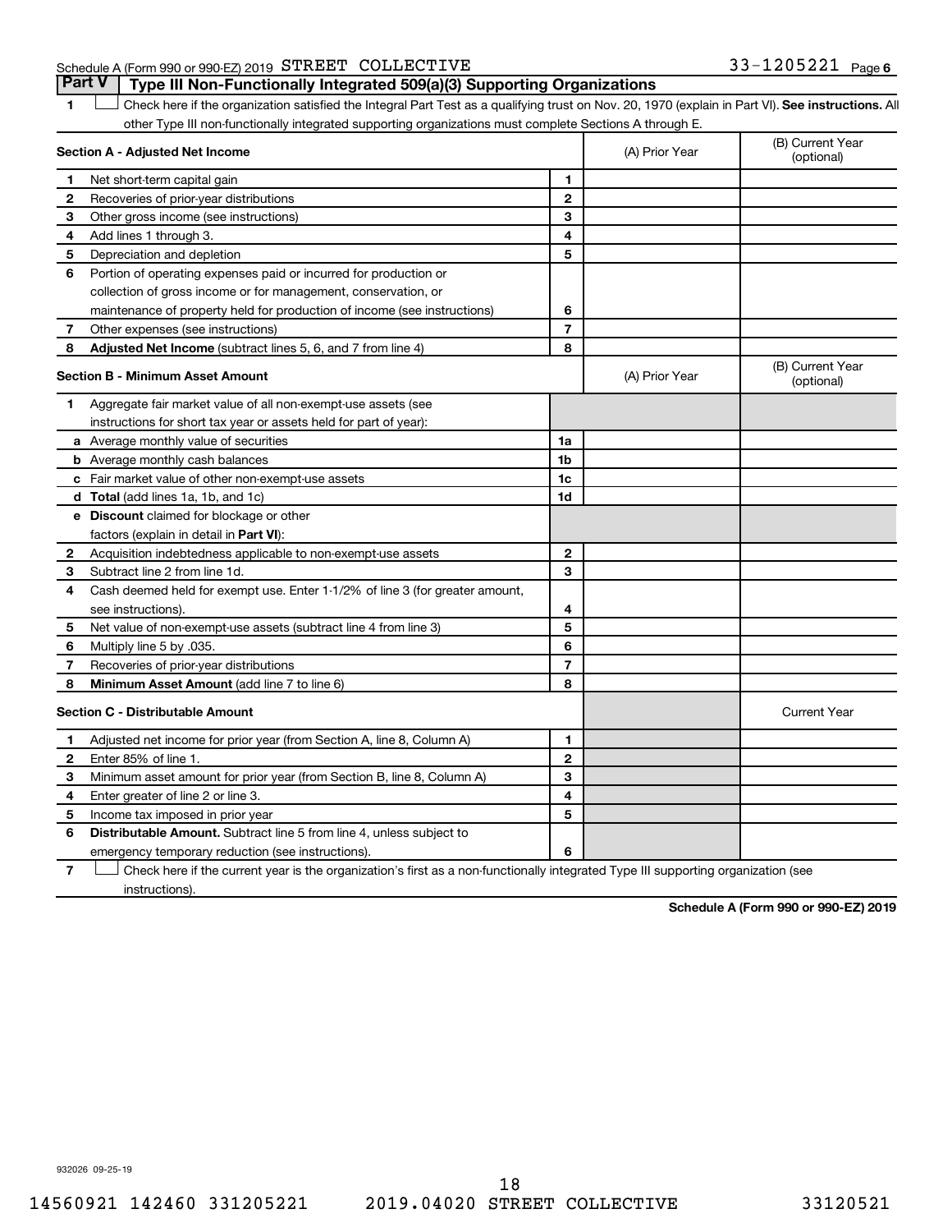Schedule A (Form 990 or 990-EZ) 2019 STREET COLLECTIVE 33-1205221 Page 6

## Part V | Type III Non-Functionally Integrated 509(a)(3) Supporting Organizations

**1** ☐ Check here if the organization satisfied the Integral Part Test as a qualifying trust on Nov. 20, 1970 (explain in Part VI). **See instructions.** All other Type III non-functionally integrated supporting organizations must complete Sections A through E.

| **Section A - Adjusted Net Income** | | (A) Prior Year | (B) Current Year (optional) |
|---|---|---|---|
| **1** Net short-term capital gain | 1 | | |
| **2** Recoveries of prior-year distributions | 2 | | |
| **3** Other gross income (see instructions) | 3 | | |
| **4** Add lines 1 through 3. | 4 | | |
| **5** Depreciation and depletion | 5 | | |
| **6** Portion of operating expenses paid or incurred for production or collection of gross income or for management, conservation, or maintenance of property held for production of income (see instructions) | 6 | | |
| **7** Other expenses (see instructions) | 7 | | |
| **8** **Adjusted Net Income** (subtract lines 5, 6, and 7 from line 4) | 8 | | |

| **Section B - Minimum Asset Amount** | | (A) Prior Year | (B) Current Year (optional) |
|---|---|---|---|
| **1** Aggregate fair market value of all non-exempt-use assets (see instructions for short tax year or assets held for part of year): | | | |
| **a** Average monthly value of securities | 1a | | |
| **b** Average monthly cash balances | 1b | | |
| **c** Fair market value of other non-exempt-use assets | 1c | | |
| **d** **Total** (add lines 1a, 1b, and 1c) | 1d | | |
| **e** **Discount** claimed for blockage or other factors (explain in detail in **Part VI**): | | | |
| **2** Acquisition indebtedness applicable to non-exempt-use assets | 2 | | |
| **3** Subtract line 2 from line 1d. | 3 | | |
| **4** Cash deemed held for exempt use. Enter 1-1/2% of line 3 (for greater amount, see instructions). | 4 | | |
| **5** Net value of non-exempt-use assets (subtract line 4 from line 3) | 5 | | |
| **6** Multiply line 5 by .035. | 6 | | |
| **7** Recoveries of prior-year distributions | 7 | | |
| **8** **Minimum Asset Amount** (add line 7 to line 6) | 8 | | |

| **Section C - Distributable Amount** | | | Current Year |
|---|---|---|---|
| **1** Adjusted net income for prior year (from Section A, line 8, Column A) | 1 | | |
| **2** Enter 85% of line 1. | 2 | | |
| **3** Minimum asset amount for prior year (from Section B, line 8, Column A) | 3 | | |
| **4** Enter greater of line 2 or line 3. | 4 | | |
| **5** Income tax imposed in prior year | 5 | | |
| **6** **Distributable Amount.** Subtract line 5 from line 4, unless subject to emergency temporary reduction (see instructions). | 6 | | |

**7** ☐ Check here if the current year is the organization's first as a non-functionally integrated Type III supporting organization (see instructions).

**Schedule A (Form 990 or 990-EZ) 2019**

932026 09-25-19

14560921 142460 331205221 2019.04020 STREET COLLECTIVE 33120521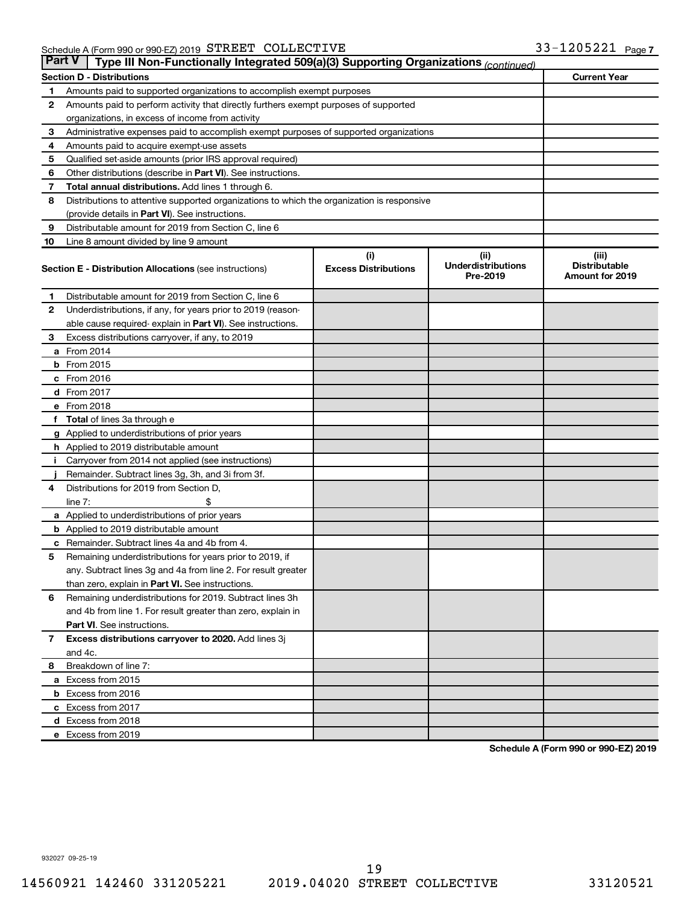Schedule A (Form 990 or 990-EZ) 2019 STREET COLLECTIVE 33-1205221 Page 7

## Part V Type III Non-Functionally Integrated 509(a)(3) Supporting Organizations *(continued)*

| Section D - Distributions | | Current Year |
|---|---|---|
| 1 | Amounts paid to supported organizations to accomplish exempt purposes | |
| 2 | Amounts paid to perform activity that directly furthers exempt purposes of supported organizations, in excess of income from activity | |
| 3 | Administrative expenses paid to accomplish exempt purposes of supported organizations | |
| 4 | Amounts paid to acquire exempt-use assets | |
| 5 | Qualified set-aside amounts (prior IRS approval required) | |
| 6 | Other distributions (describe in **Part VI**). See instructions. | |
| 7 | **Total annual distributions.** Add lines 1 through 6. | |
| 8 | Distributions to attentive supported organizations to which the organization is responsive (provide details in **Part VI**). See instructions. | |
| 9 | Distributable amount for 2019 from Section C, line 6 | |
| 10 | Line 8 amount divided by line 9 amount | |

| | Section E - Distribution Allocations (see instructions) | (i) Excess Distributions | (ii) Underdistributions Pre-2019 | (iii) Distributable Amount for 2019 |
|---|---|---|---|---|
| 1 | Distributable amount for 2019 from Section C, line 6 | | | |
| 2 | Underdistributions, if any, for years prior to 2019 (reasonable cause required- explain in **Part VI**). See instructions. | | | |
| 3 | Excess distributions carryover, if any, to 2019 | | | |
| a | From 2014 | | | |
| b | From 2015 | | | |
| c | From 2016 | | | |
| d | From 2017 | | | |
| e | From 2018 | | | |
| f | **Total** of lines 3a through e | | | |
| g | Applied to underdistributions of prior years | | | |
| h | Applied to 2019 distributable amount | | | |
| i | Carryover from 2014 not applied (see instructions) | | | |
| j | Remainder. Subtract lines 3g, 3h, and 3i from 3f. | | | |
| 4 | Distributions for 2019 from Section D, line 7: $ | | | |
| a | Applied to underdistributions of prior years | | | |
| b | Applied to 2019 distributable amount | | | |
| c | Remainder. Subtract lines 4a and 4b from 4. | | | |
| 5 | Remaining underdistributions for years prior to 2019, if any. Subtract lines 3g and 4a from line 2. For result greater than zero, explain in **Part VI.** See instructions. | | | |
| 6 | Remaining underdistributions for 2019. Subtract lines 3h and 4b from line 1. For result greater than zero, explain in **Part VI**. See instructions. | | | |
| 7 | **Excess distributions carryover to 2020.** Add lines 3j and 4c. | | | |
| 8 | Breakdown of line 7: | | | |
| a | Excess from 2015 | | | |
| b | Excess from 2016 | | | |
| c | Excess from 2017 | | | |
| d | Excess from 2018 | | | |
| e | Excess from 2019 | | | |

**Schedule A (Form 990 or 990-EZ) 2019**

932027 09-25-19

14560921 142460 331205221 2019.04020 STREET COLLECTIVE 33120521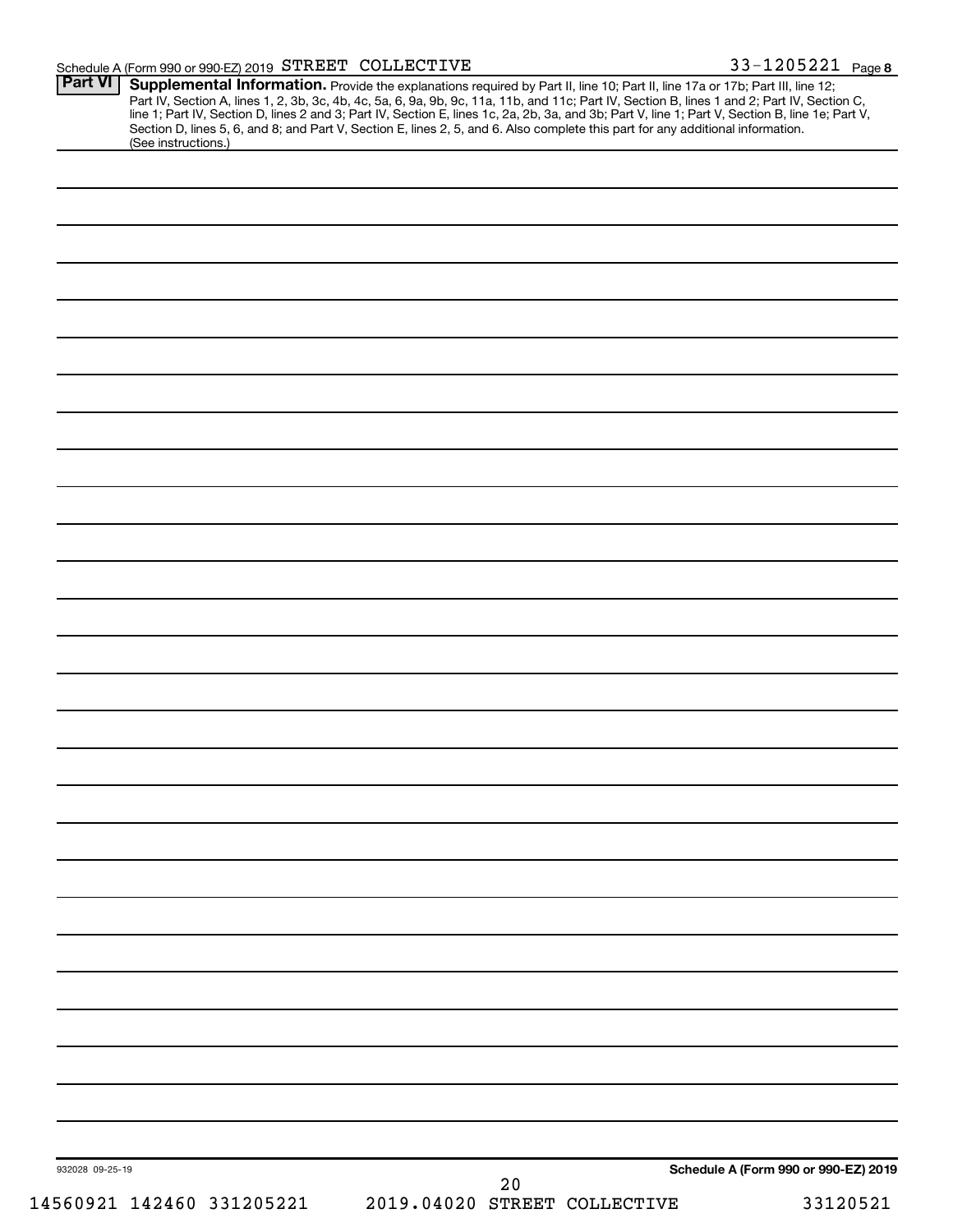## Part VI Supplemental Information.

Provide the explanations required by Part II, line 10; Part II, line 17a or 17b; Part III, line 12; Part IV, Section A, lines 1, 2, 3b, 3c, 4b, 4c, 5a, 6, 9a, 9b, 9c, 11a, 11b, and 11c; Part IV, Section B, lines 1 and 2; Part IV, Section C, line 1; Part IV, Section D, lines 2 and 3; Part IV, Section E, lines 1c, 2a, 2b, 3a, and 3b; Part V, line 1; Part V, Section B, line 1e; Part V, Section D, lines 5, 6, and 8; and Part V, Section E, lines 2, 5, and 6. Also complete this part for any additional information. (See instructions.)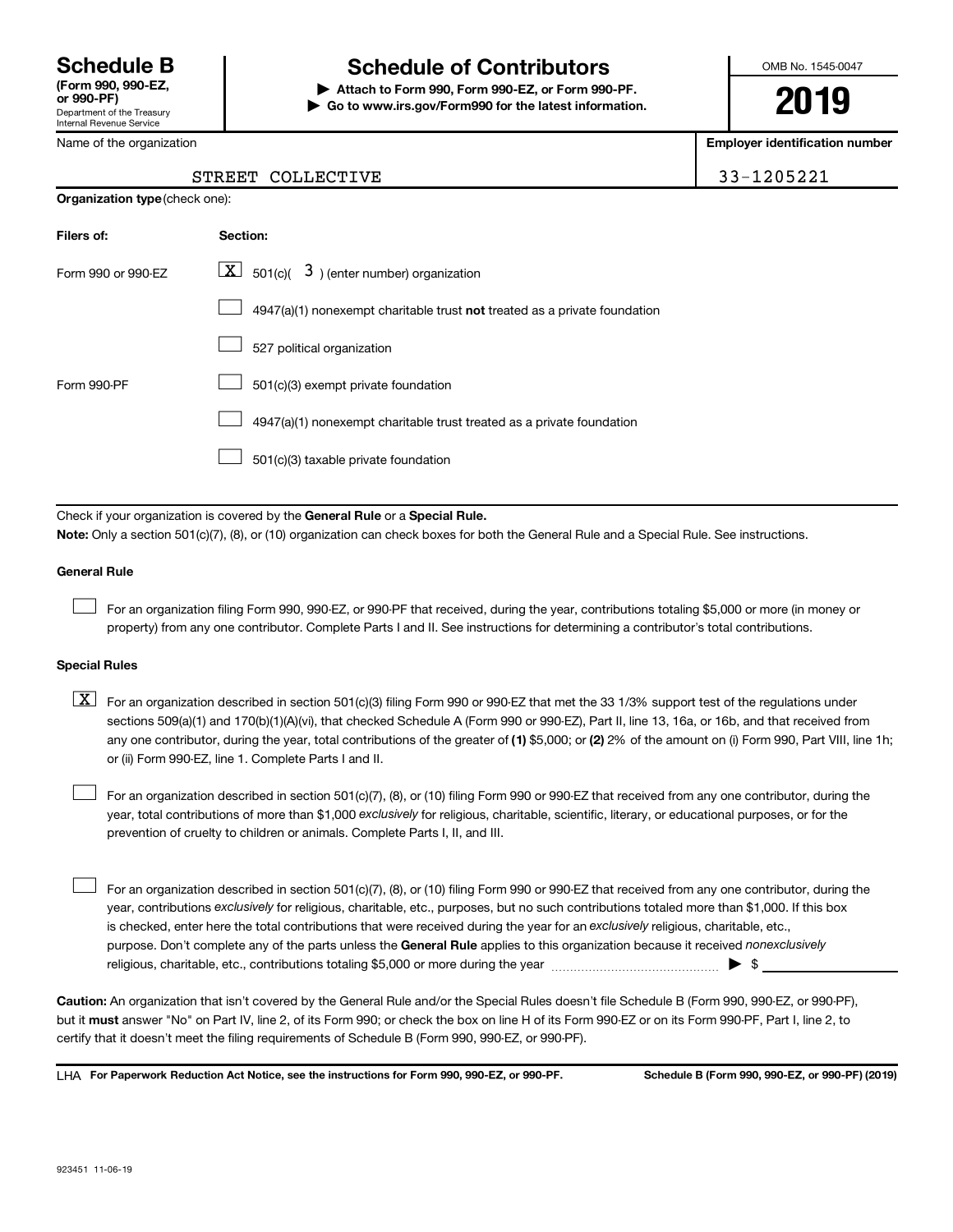# Schedule B (Form 990, 990-EZ, or 990-PF)

Department of the Treasury
Internal Revenue Service

## Schedule of Contributors

▶ Attach to Form 990, Form 990-EZ, or Form 990-PF.
▶ Go to www.irs.gov/Form990 for the latest information.

OMB No. 1545-0047

**2019**

| Name of the organization | Employer identification number |
|---|---|
| STREET COLLECTIVE | 33-1205221 |

**Organization type** (check one):

| Filers of: | Section: |
|---|---|
| Form 990 or 990-EZ | [X] 501(c)( 3 ) (enter number) organization |
| | [ ] 4947(a)(1) nonexempt charitable trust **not** treated as a private foundation |
| | [ ] 527 political organization |
| Form 990-PF | [ ] 501(c)(3) exempt private foundation |
| | [ ] 4947(a)(1) nonexempt charitable trust treated as a private foundation |
| | [ ] 501(c)(3) taxable private foundation |

Check if your organization is covered by the **General Rule** or a **Special Rule.**

**Note:** Only a section 501(c)(7), (8), or (10) organization can check boxes for both the General Rule and a Special Rule. See instructions.

### General Rule

[ ] For an organization filing Form 990, 990-EZ, or 990-PF that received, during the year, contributions totaling $5,000 or more (in money or property) from any one contributor. Complete Parts I and II. See instructions for determining a contributor's total contributions.

### Special Rules

[X] For an organization described in section 501(c)(3) filing Form 990 or 990-EZ that met the 33 1/3% support test of the regulations under sections 509(a)(1) and 170(b)(1)(A)(vi), that checked Schedule A (Form 990 or 990-EZ), Part II, line 13, 16a, or 16b, and that received from any one contributor, during the year, total contributions of the greater of **(1)** $5,000; or **(2)** 2% of the amount on (i) Form 990, Part VIII, line 1h; or (ii) Form 990-EZ, line 1. Complete Parts I and II.

[ ] For an organization described in section 501(c)(7), (8), or (10) filing Form 990 or 990-EZ that received from any one contributor, during the year, total contributions of more than $1,000 *exclusively* for religious, charitable, scientific, literary, or educational purposes, or for the prevention of cruelty to children or animals. Complete Parts I, II, and III.

[ ] For an organization described in section 501(c)(7), (8), or (10) filing Form 990 or 990-EZ that received from any one contributor, during the year, contributions *exclusively* for religious, charitable, etc., purposes, but no such contributions totaled more than $1,000. If this box is checked, enter here the total contributions that were received during the year for an *exclusively* religious, charitable, etc., purpose. Don't complete any of the parts unless the **General Rule** applies to this organization because it received *nonexclusively* religious, charitable, etc., contributions totaling $5,000 or more during the year ▶ $ ____________

**Caution:** An organization that isn't covered by the General Rule and/or the Special Rules doesn't file Schedule B (Form 990, 990-EZ, or 990-PF), but it **must** answer "No" on Part IV, line 2, of its Form 990; or check the box on line H of its Form 990-EZ or on its Form 990-PF, Part I, line 2, to certify that it doesn't meet the filing requirements of Schedule B (Form 990, 990-EZ, or 990-PF).

LHA **For Paperwork Reduction Act Notice, see the instructions for Form 990, 990-EZ, or 990-PF.** **Schedule B (Form 990, 990-EZ, or 990-PF) (2019)**

923451 11-06-19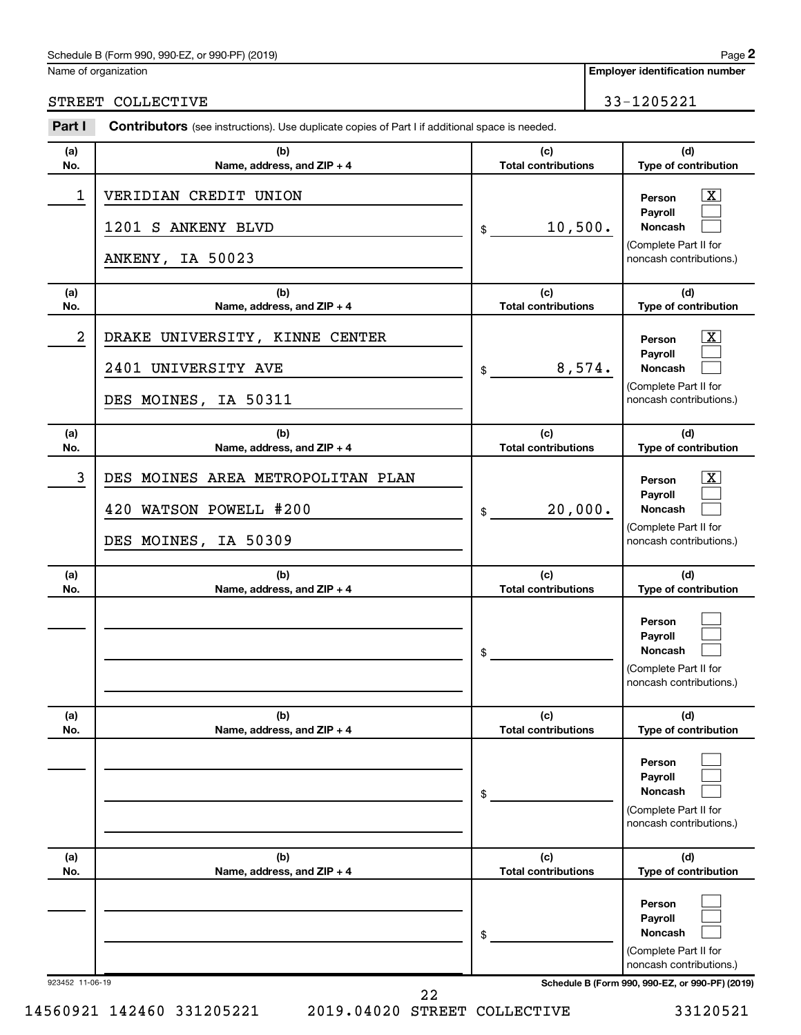Schedule B (Form 990, 990-EZ, or 990-PF) (2019)

Name of organization: STREET COLLECTIVE

Employer identification number: 33-1205221

**Part I** **Contributors** (see instructions). Use duplicate copies of Part I if additional space is needed.

| (a) No. | (b) Name, address, and ZIP + 4 | (c) Total contributions | (d) Type of contribution |
|---|---|---|---|
| 1 | VERIDIAN CREDIT UNION<br>1201 S ANKENY BLVD<br>ANKENY, IA 50023 | $ 10,500. | Person [X]<br>Payroll [ ]<br>Noncash [ ]<br>(Complete Part II for noncash contributions.) |
| 2 | DRAKE UNIVERSITY, KINNE CENTER<br>2401 UNIVERSITY AVE<br>DES MOINES, IA 50311 | $ 8,574. | Person [X]<br>Payroll [ ]<br>Noncash [ ]<br>(Complete Part II for noncash contributions.) |
| 3 | DES MOINES AREA METROPOLITAN PLAN<br>420 WATSON POWELL #200<br>DES MOINES, IA 50309 | $ 20,000. | Person [X]<br>Payroll [ ]<br>Noncash [ ]<br>(Complete Part II for noncash contributions.) |
| | | $ | Person [ ]<br>Payroll [ ]<br>Noncash [ ]<br>(Complete Part II for noncash contributions.) |
| | | $ | Person [ ]<br>Payroll [ ]<br>Noncash [ ]<br>(Complete Part II for noncash contributions.) |
| | | $ | Person [ ]<br>Payroll [ ]<br>Noncash [ ]<br>(Complete Part II for noncash contributions.) |

923452 11-06-19

Schedule B (Form 990, 990-EZ, or 990-PF) (2019)

14560921 142460 331205221 2019.04020 STREET COLLECTIVE 33120521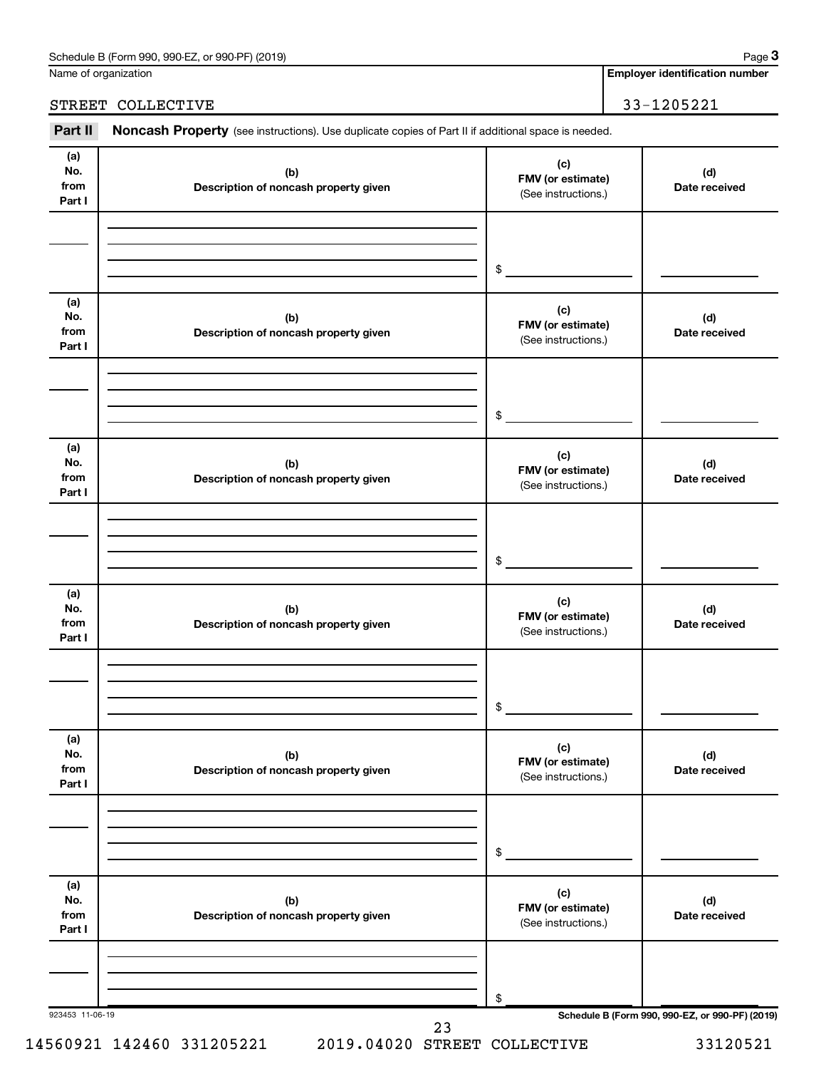Schedule B (Form 990, 990-EZ, or 990-PF) (2019) Page **3**

Name of organization: STREET COLLECTIVE

**Employer identification number**: 33-1205221

**Part II** **Noncash Property** (see instructions). Use duplicate copies of Part II if additional space is needed.

| (a) No. from Part I | (b) Description of noncash property given | (c) FMV (or estimate) (See instructions.) | (d) Date received |
|---|---|---|---|
| | | $ | |

| (a) No. from Part I | (b) Description of noncash property given | (c) FMV (or estimate) (See instructions.) | (d) Date received |
|---|---|---|---|
| | | $ | |

| (a) No. from Part I | (b) Description of noncash property given | (c) FMV (or estimate) (See instructions.) | (d) Date received |
|---|---|---|---|
| | | $ | |

| (a) No. from Part I | (b) Description of noncash property given | (c) FMV (or estimate) (See instructions.) | (d) Date received |
|---|---|---|---|
| | | $ | |

| (a) No. from Part I | (b) Description of noncash property given | (c) FMV (or estimate) (See instructions.) | (d) Date received |
|---|---|---|---|
| | | $ | |

| (a) No. from Part I | (b) Description of noncash property given | (c) FMV (or estimate) (See instructions.) | (d) Date received |
|---|---|---|---|
| | | $ | |

923453 11-06-19

**Schedule B (Form 990, 990-EZ, or 990-PF) (2019)**

14560921 142460 331205221 2019.04020 STREET COLLECTIVE 33120521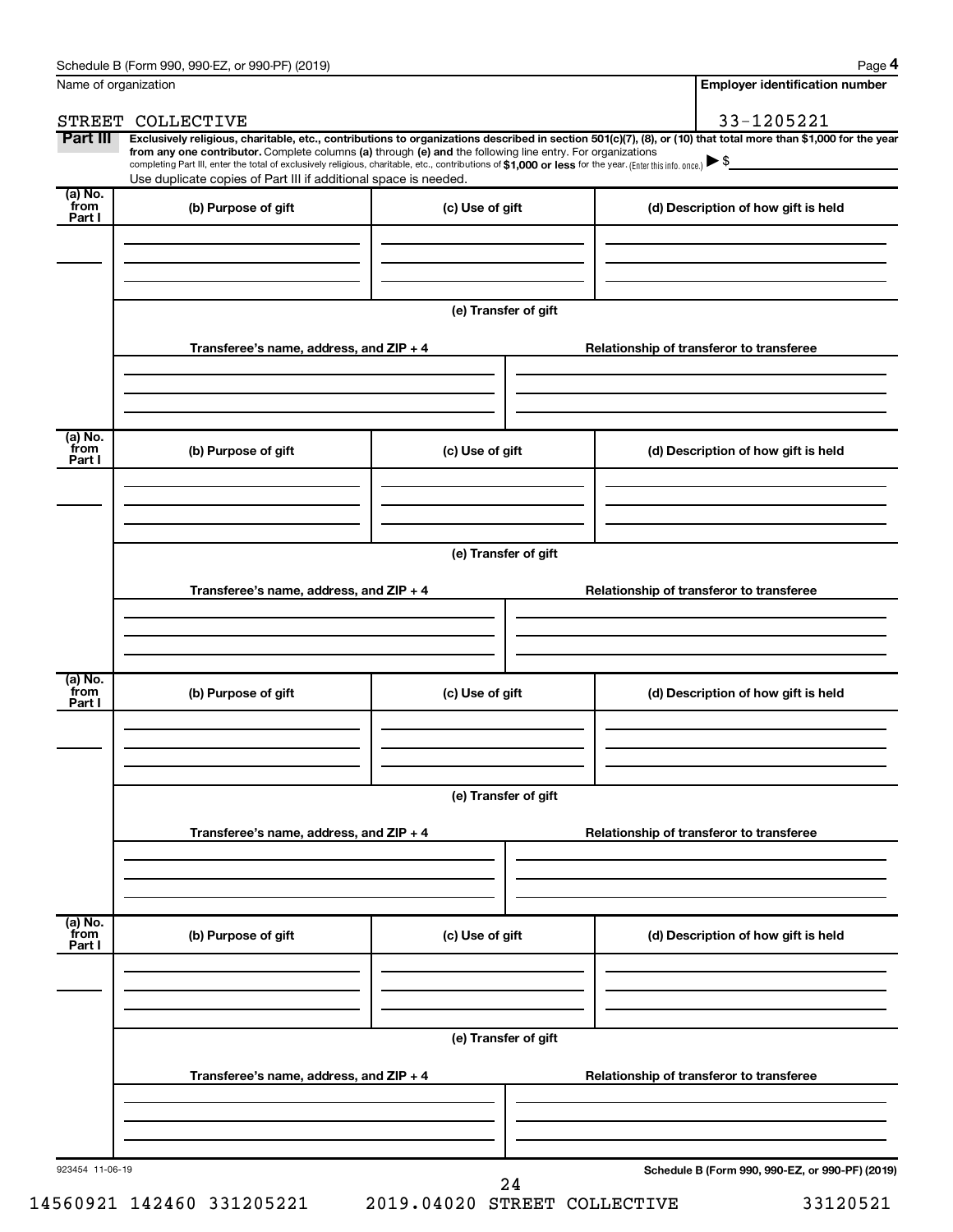Name of organization

STREET COLLECTIVE

**Employer identification number**

33-1205221

**Part III** **Exclusively religious, charitable, etc., contributions to organizations described in section 501(c)(7), (8), or (10) that total more than $1,000 for the year from any one contributor.** Complete columns **(a)** through **(e)** and the following line entry. For organizations completing Part III, enter the total of exclusively religious, charitable, etc., contributions of **$1,000 or less** for the year. (Enter this info. once.) ▶ $

Use duplicate copies of Part III if additional space is needed.

| (a) No. from Part I | (b) Purpose of gift | (c) Use of gift | (d) Description of how gift is held |
|---|---|---|---|
| | | | |

**(e) Transfer of gift**

| Transferee's name, address, and ZIP + 4 | Relationship of transferor to transferee |
|---|---|
| | |

| (a) No. from Part I | (b) Purpose of gift | (c) Use of gift | (d) Description of how gift is held |
|---|---|---|---|
| | | | |

**(e) Transfer of gift**

| Transferee's name, address, and ZIP + 4 | Relationship of transferor to transferee |
|---|---|
| | |

| (a) No. from Part I | (b) Purpose of gift | (c) Use of gift | (d) Description of how gift is held |
|---|---|---|---|
| | | | |

**(e) Transfer of gift**

| Transferee's name, address, and ZIP + 4 | Relationship of transferor to transferee |
|---|---|
| | |

| (a) No. from Part I | (b) Purpose of gift | (c) Use of gift | (d) Description of how gift is held |
|---|---|---|---|
| | | | |

**(e) Transfer of gift**

| Transferee's name, address, and ZIP + 4 | Relationship of transferor to transferee |
|---|---|
| | |

923454 11-06-19

14560921 142460 331205221 2019.04020 STREET COLLECTIVE 33120521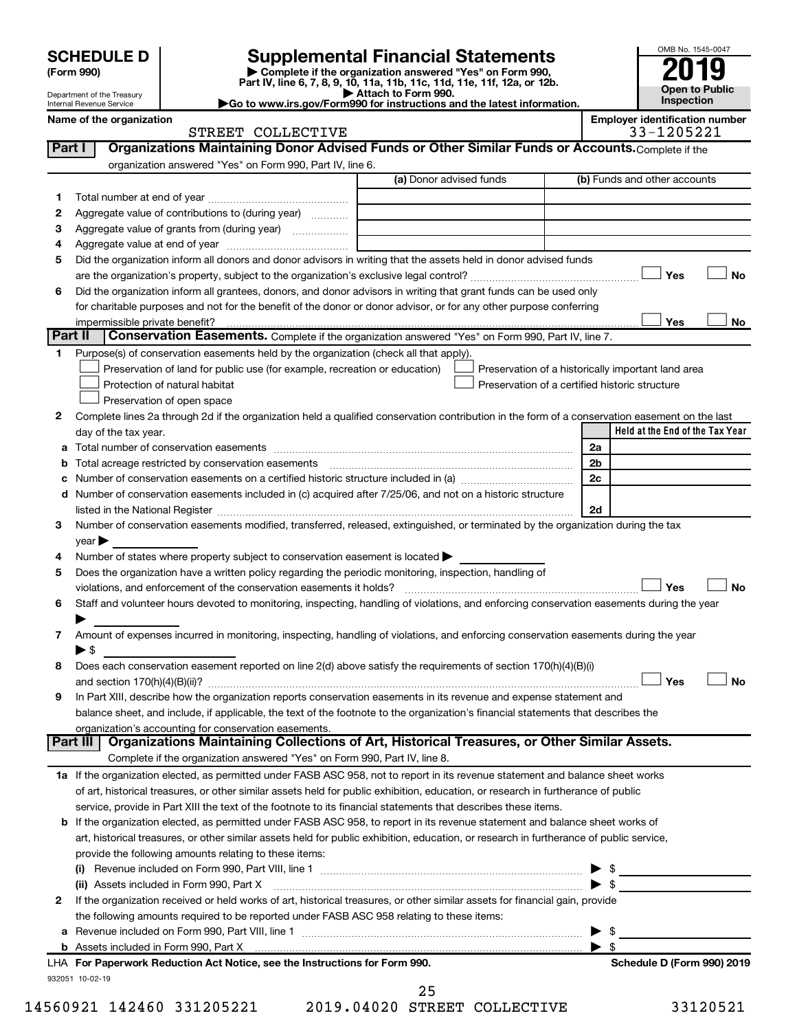# SCHEDULE D (Form 990)

Department of the Treasury
Internal Revenue Service

# Supplemental Financial Statements

▶ Complete if the organization answered "Yes" on Form 990, Part IV, line 6, 7, 8, 9, 10, 11a, 11b, 11c, 11d, 11e, 11f, 12a, or 12b.
▶ Attach to Form 990.
▶Go to www.irs.gov/Form990 for instructions and the latest information.

OMB No. 1545-0047

**2019**

**Open to Public Inspection**

**Name of the organization**
STREET COLLECTIVE

**Employer identification number**
33-1205221

## Part I — Organizations Maintaining Donor Advised Funds or Other Similar Funds or Accounts. 
Complete if the organization answered "Yes" on Form 990, Part IV, line 6.

| | | (a) Donor advised funds | (b) Funds and other accounts |
|---|---|---|---|
| 1 | Total number at end of year | | |
| 2 | Aggregate value of contributions to (during year) | | |
| 3 | Aggregate value of grants from (during year) | | |
| 4 | Aggregate value at end of year | | |

5 Did the organization inform all donors and donor advisors in writing that the assets held in donor advised funds are the organization's property, subject to the organization's exclusive legal control? ☐ Yes ☐ No

6 Did the organization inform all grantees, donors, and donor advisors in writing that grant funds can be used only for charitable purposes and not for the benefit of the donor or donor advisor, or for any other purpose conferring impermissible private benefit? ☐ Yes ☐ No

## Part II — Conservation Easements.
Complete if the organization answered "Yes" on Form 990, Part IV, line 7.

1 Purpose(s) of conservation easements held by the organization (check all that apply).

- ☐ Preservation of land for public use (for example, recreation or education)
- ☐ Protection of natural habitat
- ☐ Preservation of open space
- ☐ Preservation of a historically important land area
- ☐ Preservation of a certified historic structure

2 Complete lines 2a through 2d if the organization held a qualified conservation contribution in the form of a conservation easement on the last day of the tax year.

| | | | Held at the End of the Tax Year |
|---|---|---|---|
| a | Total number of conservation easements | 2a | |
| b | Total acreage restricted by conservation easements | 2b | |
| c | Number of conservation easements on a certified historic structure included in (a) | 2c | |
| d | Number of conservation easements included in (c) acquired after 7/25/06, and not on a historic structure listed in the National Register | 2d | |

3 Number of conservation easements modified, transferred, released, extinguished, or terminated by the organization during the tax year ▶

4 Number of states where property subject to conservation easement is located ▶

5 Does the organization have a written policy regarding the periodic monitoring, inspection, handling of violations, and enforcement of the conservation easements it holds? ☐ Yes ☐ No

6 Staff and volunteer hours devoted to monitoring, inspecting, handling of violations, and enforcing conservation easements during the year ▶

7 Amount of expenses incurred in monitoring, inspecting, handling of violations, and enforcing conservation easements during the year ▶ $

8 Does each conservation easement reported on line 2(d) above satisfy the requirements of section 170(h)(4)(B)(i) and section 170(h)(4)(B)(ii)? ☐ Yes ☐ No

9 In Part XIII, describe how the organization reports conservation easements in its revenue and expense statement and balance sheet, and include, if applicable, the text of the footnote to the organization's financial statements that describes the organization's accounting for conservation easements.

## Part III — Organizations Maintaining Collections of Art, Historical Treasures, or Other Similar Assets.
Complete if the organization answered "Yes" on Form 990, Part IV, line 8.

1a If the organization elected, as permitted under FASB ASC 958, not to report in its revenue statement and balance sheet works of art, historical treasures, or other similar assets held for public exhibition, education, or research in furtherance of public service, provide in Part XIII the text of the footnote to its financial statements that describes these items.

b If the organization elected, as permitted under FASB ASC 958, to report in its revenue statement and balance sheet works of art, historical treasures, or other similar assets held for public exhibition, education, or research in furtherance of public service, provide the following amounts relating to these items:

(i) Revenue included on Form 990, Part VIII, line 1 ▶ $

(ii) Assets included in Form 990, Part X ▶ $

2 If the organization received or held works of art, historical treasures, or other similar assets for financial gain, provide the following amounts required to be reported under FASB ASC 958 relating to these items:

a Revenue included on Form 990, Part VIII, line 1 ▶ $

b Assets included in Form 990, Part X ▶ $

**LHA For Paperwork Reduction Act Notice, see the Instructions for Form 990.** **Schedule D (Form 990) 2019**

932051 10-02-19

14560921 142460 331205221 2019.04020 STREET COLLECTIVE 33120521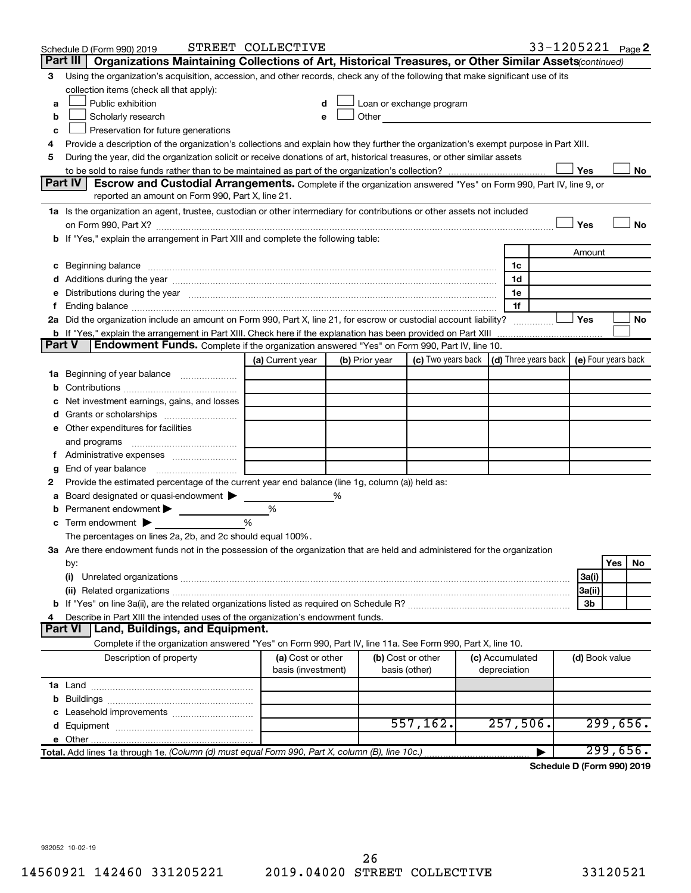Schedule D (Form 990) 2019 STREET COLLECTIVE 33-1205221 Page **2**

## Part III Organizations Maintaining Collections of Art, Historical Treasures, or Other Similar Assets *(continued)*

**3** Using the organization's acquisition, accession, and other records, check any of the following that make significant use of its collection items (check all that apply):

- **a** ☐ Public exhibition
- **b** ☐ Scholarly research
- **c** ☐ Preservation for future generations
- **d** ☐ Loan or exchange program
- **e** ☐ Other

**4** Provide a description of the organization's collections and explain how they further the organization's exempt purpose in Part XIII.

**5** During the year, did the organization solicit or receive donations of art, historical treasures, or other similar assets to be sold to raise funds rather than to be maintained as part of the organization's collection? ☐ Yes ☐ No

## Part IV Escrow and Custodial Arrangements.

Complete if the organization answered "Yes" on Form 990, Part IV, line 9, or reported an amount on Form 990, Part X, line 21.

**1a** Is the organization an agent, trustee, custodian or other intermediary for contributions or other assets not included on Form 990, Part X? ☐ Yes ☐ No

**b** If "Yes," explain the arrangement in Part XIII and complete the following table:

| | | Amount |
|---|---|---|
| **c** Beginning balance | 1c | |
| **d** Additions during the year | 1d | |
| **e** Distributions during the year | 1e | |
| **f** Ending balance | 1f | |

**2a** Did the organization include an amount on Form 990, Part X, line 21, for escrow or custodial account liability? ☐ Yes ☐ No

**b** If "Yes," explain the arrangement in Part XIII. Check here if the explanation has been provided on Part XIII ☐

## Part V Endowment Funds.

Complete if the organization answered "Yes" on Form 990, Part IV, line 10.

| | (a) Current year | (b) Prior year | (c) Two years back | (d) Three years back | (e) Four years back |
|---|---|---|---|---|---|
| **1a** Beginning of year balance | | | | | |
| **b** Contributions | | | | | |
| **c** Net investment earnings, gains, and losses | | | | | |
| **d** Grants or scholarships | | | | | |
| **e** Other expenditures for facilities and programs | | | | | |
| **f** Administrative expenses | | | | | |
| **g** End of year balance | | | | | |

**2** Provide the estimated percentage of the current year end balance (line 1g, column (a)) held as:

- **a** Board designated or quasi-endowment ▶ %
- **b** Permanent endowment ▶ %
- **c** Term endowment ▶ %

The percentages on lines 2a, 2b, and 2c should equal 100%.

**3a** Are there endowment funds not in the possession of the organization that are held and administered for the organization by:

| | | Yes | No |
|---|---|---|---|
| **(i)** Unrelated organizations | 3a(i) | | |
| **(ii)** Related organizations | 3a(ii) | | |
| **b** If "Yes" on line 3a(ii), are the related organizations listed as required on Schedule R? | 3b | | |

**4** Describe in Part XIII the intended uses of the organization's endowment funds.

## Part VI Land, Buildings, and Equipment.

Complete if the organization answered "Yes" on Form 990, Part IV, line 11a. See Form 990, Part X, line 10.

| Description of property | (a) Cost or other basis (investment) | (b) Cost or other basis (other) | (c) Accumulated depreciation | (d) Book value |
|---|---|---|---|---|
| **1a** Land | | | | |
| **b** Buildings | | | | |
| **c** Leasehold improvements | | | | |
| **d** Equipment | | 557,162. | 257,506. | 299,656. |
| **e** Other | | | | |
| **Total.** Add lines 1a through 1e. *(Column (d) must equal Form 990, Part X, column (B), line 10c.)* ▶ | | | | 299,656. |

**Schedule D (Form 990) 2019**

932052 10-02-19

14560921 142460 331205221 2019.04020 STREET COLLECTIVE 33120521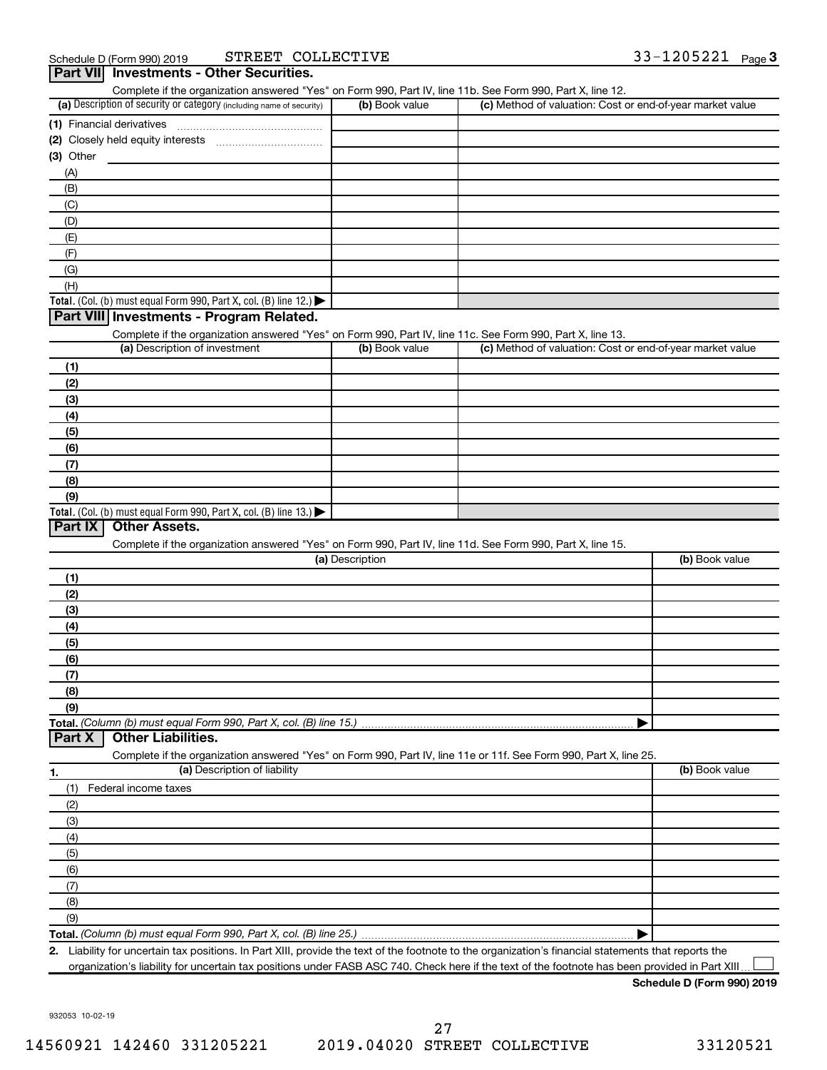Schedule D (Form 990) 2019 STREET COLLECTIVE 33-1205221 Page 3

## Part VII Investments - Other Securities.

Complete if the organization answered "Yes" on Form 990, Part IV, line 11b. See Form 990, Part X, line 12.

| (a) Description of security or category (including name of security) | (b) Book value | (c) Method of valuation: Cost or end-of-year market value |
|---|---|---|
| (1) Financial derivatives | | |
| (2) Closely held equity interests | | |
| (3) Other | | |
| (A) | | |
| (B) | | |
| (C) | | |
| (D) | | |
| (E) | | |
| (F) | | |
| (G) | | |
| (H) | | |
| **Total.** (Col. (b) must equal Form 990, Part X, col. (B) line 12.) ▶ | | |

## Part VIII Investments - Program Related.

Complete if the organization answered "Yes" on Form 990, Part IV, line 11c. See Form 990, Part X, line 13.

| (a) Description of investment | (b) Book value | (c) Method of valuation: Cost or end-of-year market value |
|---|---|---|
| (1) | | |
| (2) | | |
| (3) | | |
| (4) | | |
| (5) | | |
| (6) | | |
| (7) | | |
| (8) | | |
| (9) | | |
| **Total.** (Col. (b) must equal Form 990, Part X, col. (B) line 13.) ▶ | | |

## Part IX Other Assets.

Complete if the organization answered "Yes" on Form 990, Part IV, line 11d. See Form 990, Part X, line 15.

| (a) Description | (b) Book value |
|---|---|
| (1) | |
| (2) | |
| (3) | |
| (4) | |
| (5) | |
| (6) | |
| (7) | |
| (8) | |
| (9) | |
| **Total.** *(Column (b) must equal Form 990, Part X, col. (B) line 15.)* ▶ | |

## Part X Other Liabilities.

Complete if the organization answered "Yes" on Form 990, Part IV, line 11e or 11f. See Form 990, Part X, line 25.

| 1. (a) Description of liability | (b) Book value |
|---|---|
| (1) Federal income taxes | |
| (2) | |
| (3) | |
| (4) | |
| (5) | |
| (6) | |
| (7) | |
| (8) | |
| (9) | |
| **Total.** *(Column (b) must equal Form 990, Part X, col. (B) line 25.)* ▶ | |

**2.** Liability for uncertain tax positions. In Part XIII, provide the text of the footnote to the organization's financial statements that reports the organization's liability for uncertain tax positions under FASB ASC 740. Check here if the text of the footnote has been provided in Part XIII ☐

**Schedule D (Form 990) 2019**

932053 10-02-19

14560921 142460 331205221 2019.04020 STREET COLLECTIVE 33120521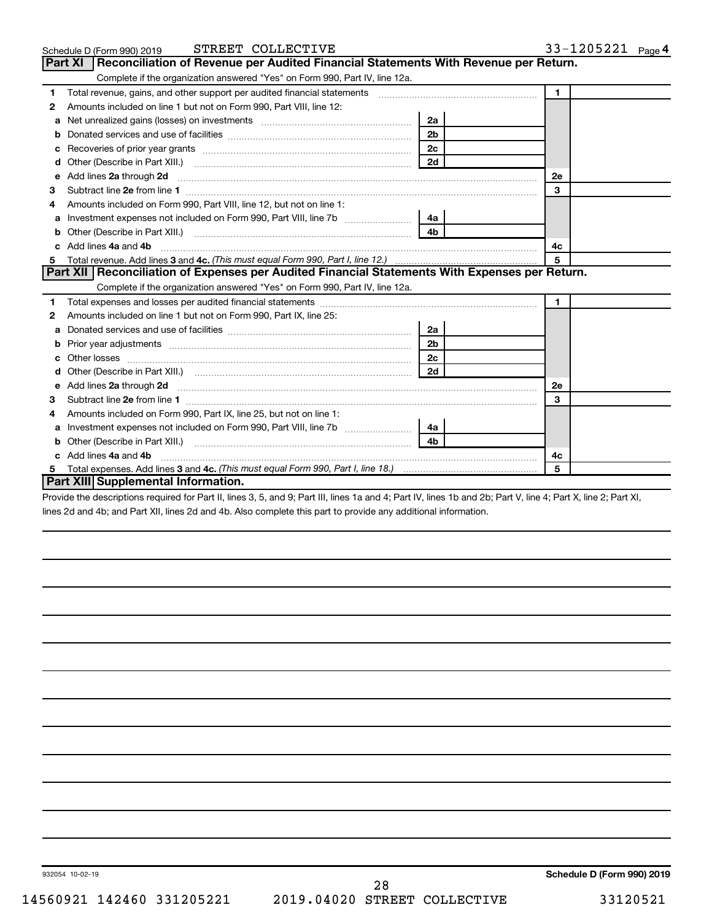Schedule D (Form 990) 2019 STREET COLLECTIVE 33-1205221

## Part XI Reconciliation of Revenue per Audited Financial Statements With Revenue per Return.

Complete if the organization answered "Yes" on Form 990, Part IV, line 12a.

| | | | | | |
|---|---|---|---|---|---|
| 1 | Total revenue, gains, and other support per audited financial statements | | | 1 | |
| 2 | Amounts included on line 1 but not on Form 990, Part VIII, line 12: | | | | |
| a | Net unrealized gains (losses) on investments | 2a | | | |
| b | Donated services and use of facilities | 2b | | | |
| c | Recoveries of prior year grants | 2c | | | |
| d | Other (Describe in Part XIII.) | 2d | | | |
| e | Add lines **2a** through **2d** | | | 2e | |
| 3 | Subtract line **2e** from line **1** | | | 3 | |
| 4 | Amounts included on Form 990, Part VIII, line 12, but not on line 1: | | | | |
| a | Investment expenses not included on Form 990, Part VIII, line 7b | 4a | | | |
| b | Other (Describe in Part XIII.) | 4b | | | |
| c | Add lines **4a** and **4b** | | | 4c | |
| 5 | Total revenue. Add lines **3** and **4c.** *(This must equal Form 990, Part I, line 12.)* | | | 5 | |

## Part XII Reconciliation of Expenses per Audited Financial Statements With Expenses per Return.

Complete if the organization answered "Yes" on Form 990, Part IV, line 12a.

| | | | | | |
|---|---|---|---|---|---|
| 1 | Total expenses and losses per audited financial statements | | | 1 | |
| 2 | Amounts included on line 1 but not on Form 990, Part IX, line 25: | | | | |
| a | Donated services and use of facilities | 2a | | | |
| b | Prior year adjustments | 2b | | | |
| c | Other losses | 2c | | | |
| d | Other (Describe in Part XIII.) | 2d | | | |
| e | Add lines **2a** through **2d** | | | 2e | |
| 3 | Subtract line **2e** from line **1** | | | 3 | |
| 4 | Amounts included on Form 990, Part IX, line 25, but not on line 1: | | | | |
| a | Investment expenses not included on Form 990, Part VIII, line 7b | 4a | | | |
| b | Other (Describe in Part XIII.) | 4b | | | |
| c | Add lines **4a** and **4b** | | | 4c | |
| 5 | Total expenses. Add lines **3** and **4c.** *(This must equal Form 990, Part I, line 18.)* | | | 5 | |

## Part XIII Supplemental Information.

Provide the descriptions required for Part II, lines 3, 5, and 9; Part III, lines 1a and 4; Part IV, lines 1b and 2b; Part V, line 4; Part X, line 2; Part XI, lines 2d and 4b; and Part XII, lines 2d and 4b. Also complete this part to provide any additional information.

932054 10-02-19

**Schedule D (Form 990) 2019**

14560921 142460 331205221 2019.04020 STREET COLLECTIVE 33120521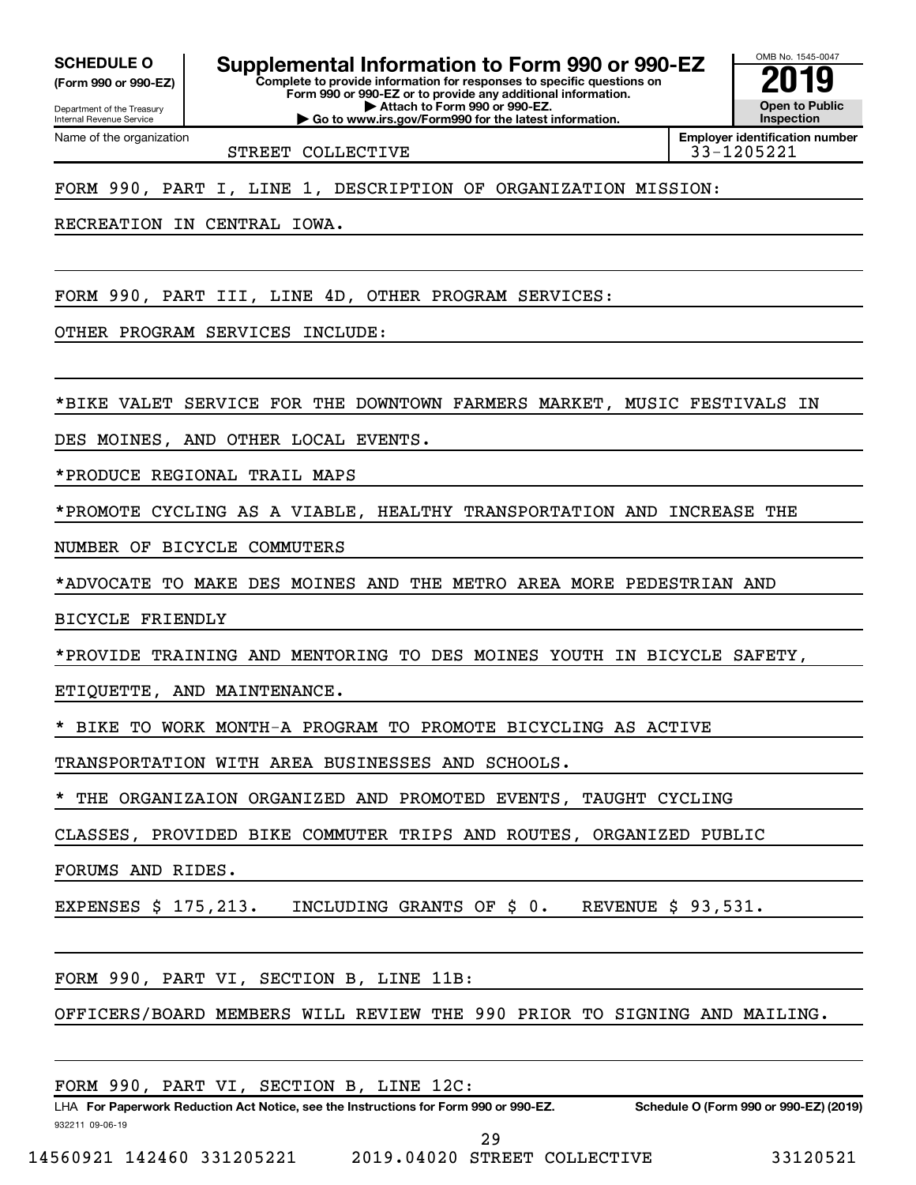**SCHEDULE O** (Form 990 or 990-EZ)

Department of the Treasury
Internal Revenue Service

# Supplemental Information to Form 990 or 990-EZ

**Complete to provide information for responses to specific questions on Form 990 or 990-EZ or to provide any additional information.**
**▶ Attach to Form 990 or 990-EZ.**
**▶ Go to www.irs.gov/Form990 for the latest information.**

OMB No. 1545-0047

**2019**

**Open to Public Inspection**

Name of the organization: STREET COLLECTIVE

**Employer identification number:** 33-1205221

FORM 990, PART I, LINE 1, DESCRIPTION OF ORGANIZATION MISSION:

RECREATION IN CENTRAL IOWA.

FORM 990, PART III, LINE 4D, OTHER PROGRAM SERVICES:

OTHER PROGRAM SERVICES INCLUDE:

*BIKE VALET SERVICE FOR THE DOWNTOWN FARMERS MARKET, MUSIC FESTIVALS IN DES MOINES, AND OTHER LOCAL EVENTS.

*PRODUCE REGIONAL TRAIL MAPS

*PROMOTE CYCLING AS A VIABLE, HEALTHY TRANSPORTATION AND INCREASE THE NUMBER OF BICYCLE COMMUTERS

*ADVOCATE TO MAKE DES MOINES AND THE METRO AREA MORE PEDESTRIAN AND BICYCLE FRIENDLY

*PROVIDE TRAINING AND MENTORING TO DES MOINES YOUTH IN BICYCLE SAFETY, ETIQUETTE, AND MAINTENANCE.

* BIKE TO WORK MONTH-A PROGRAM TO PROMOTE BICYCLING AS ACTIVE TRANSPORTATION WITH AREA BUSINESSES AND SCHOOLS.

* THE ORGANIZAION ORGANIZED AND PROMOTED EVENTS, TAUGHT CYCLING CLASSES, PROVIDED BIKE COMMUTER TRIPS AND ROUTES, ORGANIZED PUBLIC FORUMS AND RIDES.

EXPENSES $ 175,213.   INCLUDING GRANTS OF $ 0.   REVENUE $ 93,531.

FORM 990, PART VI, SECTION B, LINE 11B:

OFFICERS/BOARD MEMBERS WILL REVIEW THE 990 PRIOR TO SIGNING AND MAILING.

FORM 990, PART VI, SECTION B, LINE 12C:

LHA **For Paperwork Reduction Act Notice, see the Instructions for Form 990 or 990-EZ.** **Schedule O (Form 990 or 990-EZ) (2019)**

932211 09-06-19

14560921 142460 331205221 2019.04020 STREET COLLECTIVE 33120521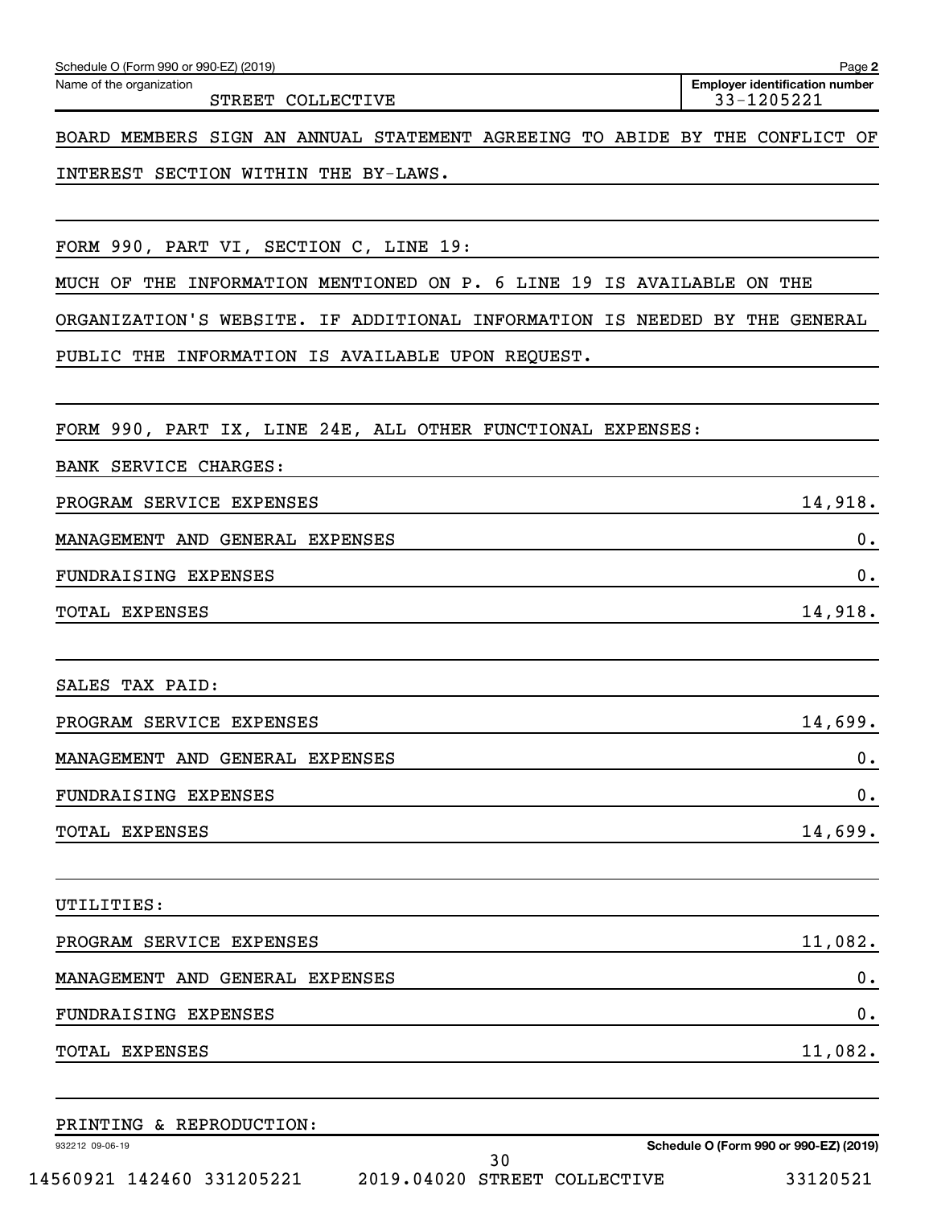Schedule O (Form 990 or 990-EZ) (2019) Page 2

| Name of the organization | Employer identification number |
|---|---|
| STREET COLLECTIVE | 33-1205221 |

BOARD MEMBERS SIGN AN ANNUAL STATEMENT AGREEING TO ABIDE BY THE CONFLICT OF INTEREST SECTION WITHIN THE BY-LAWS.

FORM 990, PART VI, SECTION C, LINE 19:

MUCH OF THE INFORMATION MENTIONED ON P. 6 LINE 19 IS AVAILABLE ON THE ORGANIZATION'S WEBSITE. IF ADDITIONAL INFORMATION IS NEEDED BY THE GENERAL PUBLIC THE INFORMATION IS AVAILABLE UPON REQUEST.

FORM 990, PART IX, LINE 24E, ALL OTHER FUNCTIONAL EXPENSES:

BANK SERVICE CHARGES:

| | |
|---|---:|
| PROGRAM SERVICE EXPENSES | 14,918. |
| MANAGEMENT AND GENERAL EXPENSES | 0. |
| FUNDRAISING EXPENSES | 0. |
| TOTAL EXPENSES | 14,918. |

SALES TAX PAID:

| | |
|---|---:|
| PROGRAM SERVICE EXPENSES | 14,699. |
| MANAGEMENT AND GENERAL EXPENSES | 0. |
| FUNDRAISING EXPENSES | 0. |
| TOTAL EXPENSES | 14,699. |

UTILITIES:

| | |
|---|---:|
| PROGRAM SERVICE EXPENSES | 11,082. |
| MANAGEMENT AND GENERAL EXPENSES | 0. |
| FUNDRAISING EXPENSES | 0. |
| TOTAL EXPENSES | 11,082. |

PRINTING & REPRODUCTION:

932212 09-06-19 Schedule O (Form 990 or 990-EZ) (2019)

14560921 142460 331205221 2019.04020 STREET COLLECTIVE 33120521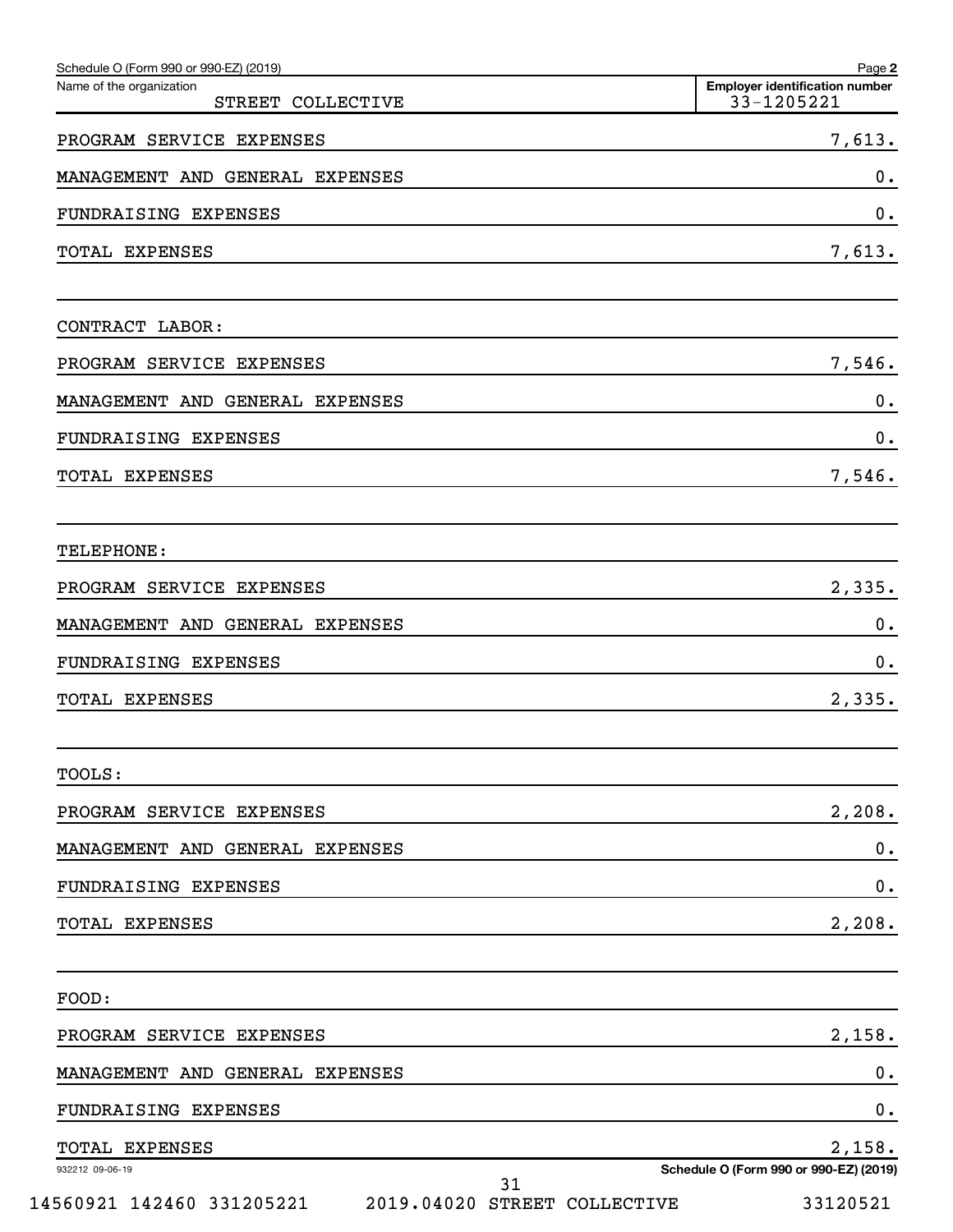Schedule O (Form 990 or 990-EZ) (2019)

Name of the organization: STREET COLLECTIVE

Employer identification number: 33-1205221

| | |
|---|---|
| PROGRAM SERVICE EXPENSES | 7,613. |
| MANAGEMENT AND GENERAL EXPENSES | 0. |
| FUNDRAISING EXPENSES | 0. |
| TOTAL EXPENSES | 7,613. |

CONTRACT LABOR:

| | |
|---|---|
| PROGRAM SERVICE EXPENSES | 7,546. |
| MANAGEMENT AND GENERAL EXPENSES | 0. |
| FUNDRAISING EXPENSES | 0. |
| TOTAL EXPENSES | 7,546. |

TELEPHONE:

| | |
|---|---|
| PROGRAM SERVICE EXPENSES | 2,335. |
| MANAGEMENT AND GENERAL EXPENSES | 0. |
| FUNDRAISING EXPENSES | 0. |
| TOTAL EXPENSES | 2,335. |

TOOLS:

| | |
|---|---|
| PROGRAM SERVICE EXPENSES | 2,208. |
| MANAGEMENT AND GENERAL EXPENSES | 0. |
| FUNDRAISING EXPENSES | 0. |
| TOTAL EXPENSES | 2,208. |

FOOD:

| | |
|---|---|
| PROGRAM SERVICE EXPENSES | 2,158. |
| MANAGEMENT AND GENERAL EXPENSES | 0. |
| FUNDRAISING EXPENSES | 0. |
| TOTAL EXPENSES | 2,158. |

932212 09-06-19

Schedule O (Form 990 or 990-EZ) (2019)

14560921 142460 331205221 2019.04020 STREET COLLECTIVE 33120521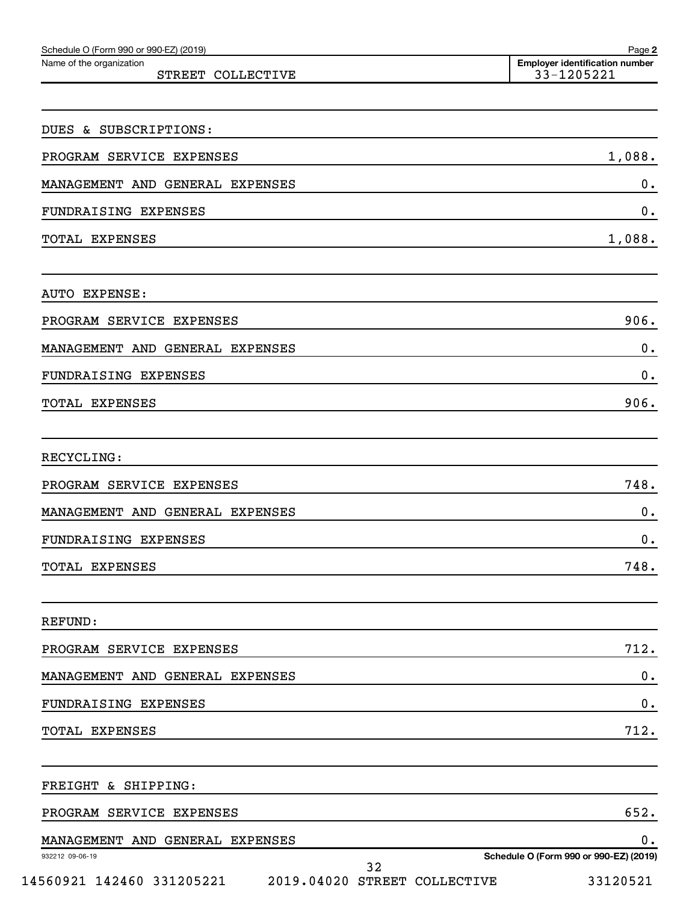Name of the organization: STREET COLLECTIVE

Employer identification number: 33-1205221

| | |
|---|---|
| DUES & SUBSCRIPTIONS: | |
| PROGRAM SERVICE EXPENSES | 1,088. |
| MANAGEMENT AND GENERAL EXPENSES | 0. |
| FUNDRAISING EXPENSES | 0. |
| TOTAL EXPENSES | 1,088. |
| AUTO EXPENSE: | |
| PROGRAM SERVICE EXPENSES | 906. |
| MANAGEMENT AND GENERAL EXPENSES | 0. |
| FUNDRAISING EXPENSES | 0. |
| TOTAL EXPENSES | 906. |
| RECYCLING: | |
| PROGRAM SERVICE EXPENSES | 748. |
| MANAGEMENT AND GENERAL EXPENSES | 0. |
| FUNDRAISING EXPENSES | 0. |
| TOTAL EXPENSES | 748. |
| REFUND: | |
| PROGRAM SERVICE EXPENSES | 712. |
| MANAGEMENT AND GENERAL EXPENSES | 0. |
| FUNDRAISING EXPENSES | 0. |
| TOTAL EXPENSES | 712. |
| FREIGHT & SHIPPING: | |
| PROGRAM SERVICE EXPENSES | 652. |
| MANAGEMENT AND GENERAL EXPENSES | 0. |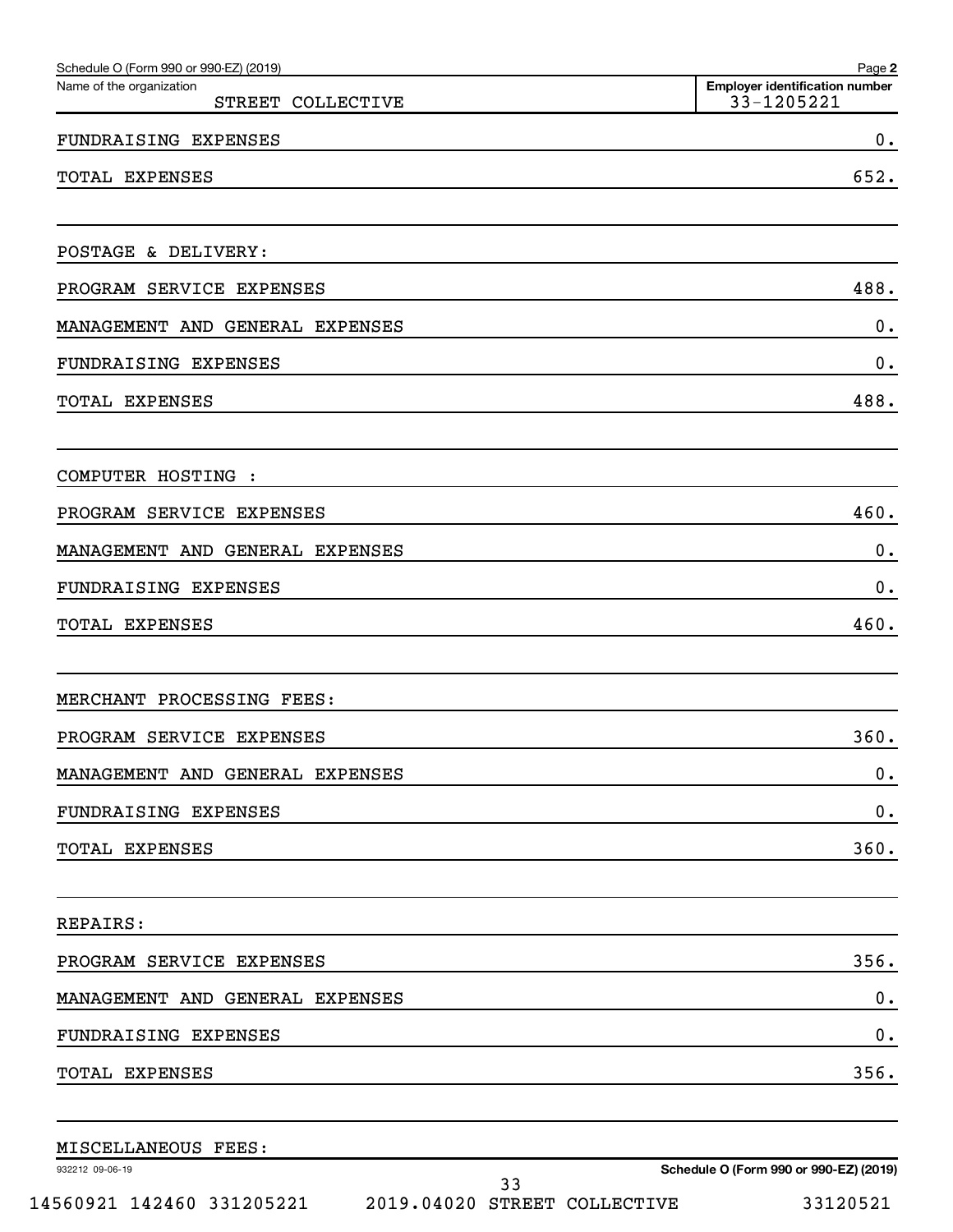Schedule O (Form 990 or 990-EZ) (2019)

Name of the organization: STREET COLLECTIVE

Employer identification number: 33-1205221

| | |
|---|---|
| FUNDRAISING EXPENSES | 0. |
| TOTAL EXPENSES | 652. |
| | |
| POSTAGE & DELIVERY: | |
| PROGRAM SERVICE EXPENSES | 488. |
| MANAGEMENT AND GENERAL EXPENSES | 0. |
| FUNDRAISING EXPENSES | 0. |
| TOTAL EXPENSES | 488. |
| | |
| COMPUTER HOSTING : | |
| PROGRAM SERVICE EXPENSES | 460. |
| MANAGEMENT AND GENERAL EXPENSES | 0. |
| FUNDRAISING EXPENSES | 0. |
| TOTAL EXPENSES | 460. |
| | |
| MERCHANT PROCESSING FEES: | |
| PROGRAM SERVICE EXPENSES | 360. |
| MANAGEMENT AND GENERAL EXPENSES | 0. |
| FUNDRAISING EXPENSES | 0. |
| TOTAL EXPENSES | 360. |
| | |
| REPAIRS: | |
| PROGRAM SERVICE EXPENSES | 356. |
| MANAGEMENT AND GENERAL EXPENSES | 0. |
| FUNDRAISING EXPENSES | 0. |
| TOTAL EXPENSES | 356. |
| | |
| MISCELLANEOUS FEES: | |

932212 09-06-19

Schedule O (Form 990 or 990-EZ) (2019)

14560921 142460 331205221 2019.04020 STREET COLLECTIVE 33120521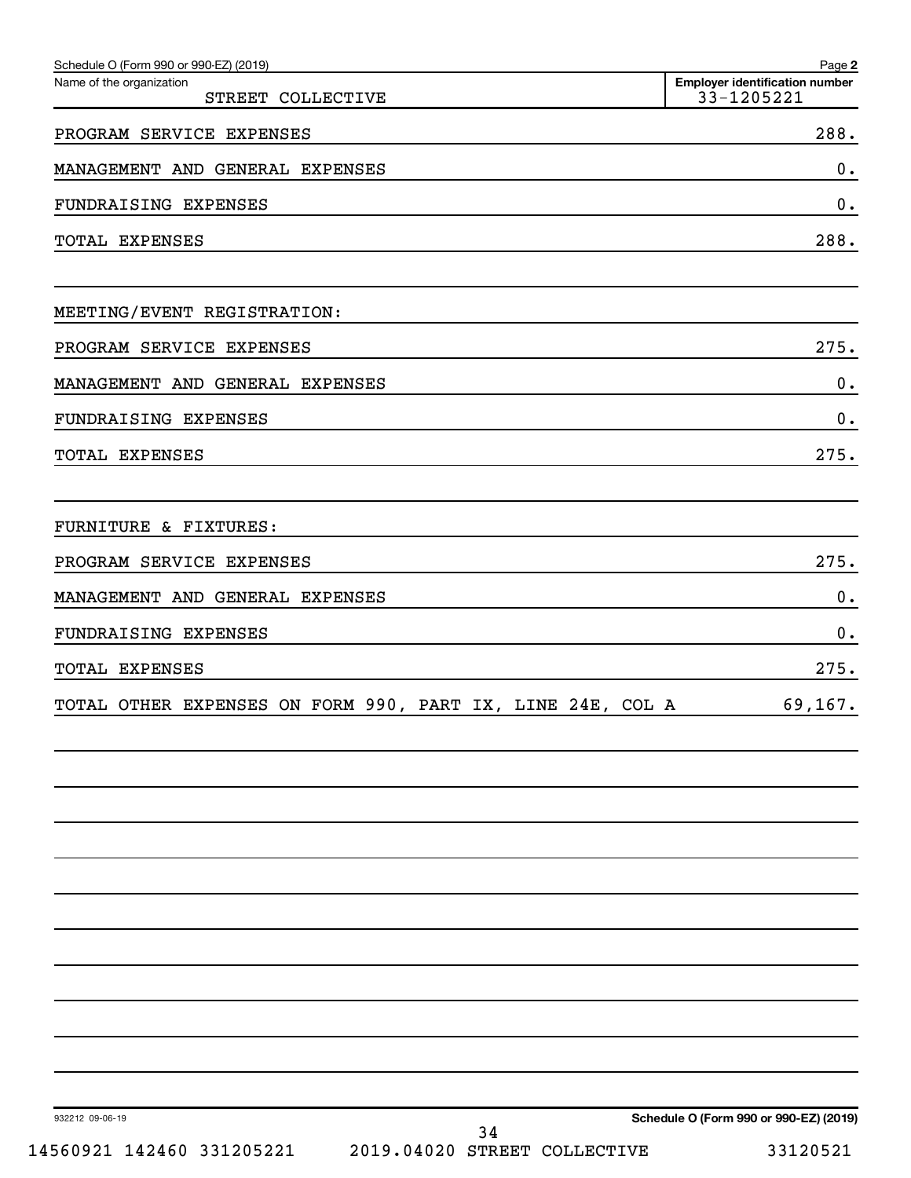Schedule O (Form 990 or 990-EZ) (2019) Page **2**

| Name of the organization | Employer identification number |
| --- | --- |
| STREET COLLECTIVE | 33-1205221 |

| | |
| --- | --- |
| PROGRAM SERVICE EXPENSES | 288. |
| MANAGEMENT AND GENERAL EXPENSES | 0. |
| FUNDRAISING EXPENSES | 0. |
| TOTAL EXPENSES | 288. |
| | |
| MEETING/EVENT REGISTRATION: | |
| PROGRAM SERVICE EXPENSES | 275. |
| MANAGEMENT AND GENERAL EXPENSES | 0. |
| FUNDRAISING EXPENSES | 0. |
| TOTAL EXPENSES | 275. |
| | |
| FURNITURE & FIXTURES: | |
| PROGRAM SERVICE EXPENSES | 275. |
| MANAGEMENT AND GENERAL EXPENSES | 0. |
| FUNDRAISING EXPENSES | 0. |
| TOTAL EXPENSES | 275. |
| TOTAL OTHER EXPENSES ON FORM 990, PART IX, LINE 24E, COL A | 69,167. |

932212 09-06-19 **Schedule O (Form 990 or 990-EZ) (2019)**

14560921 142460 331205221 2019.04020 STREET COLLECTIVE 33120521